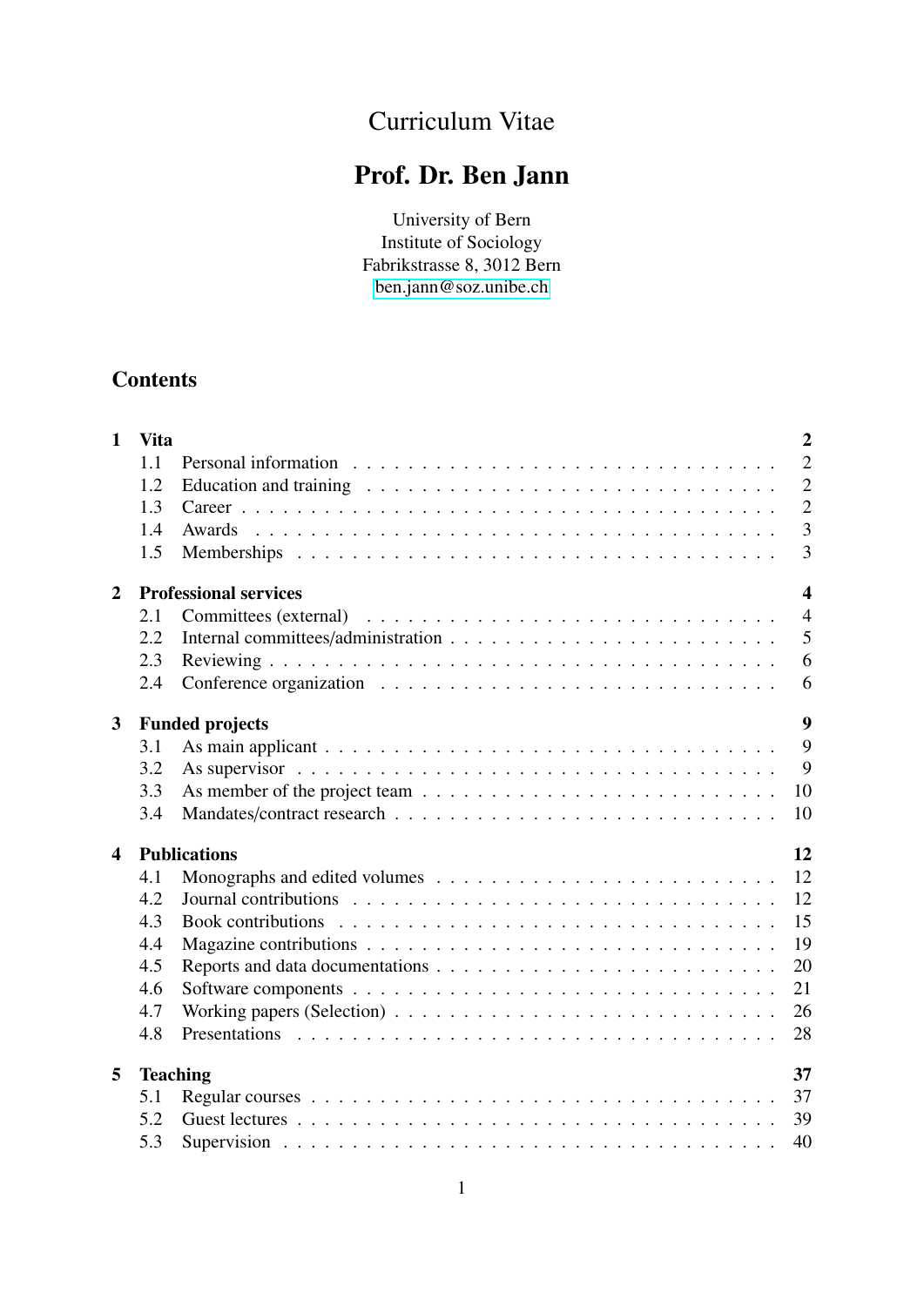# Curriculum Vitae

# Prof. Dr. Ben Jann

University of Bern
Institute of Sociology
Fabrikstrasse 8, 3012 Bern
ben.jann@soz.unibe.ch

## Contents

**1 Vita** **2**
- 1.1 Personal information . . . 2
- 1.2 Education and training . . . 2
- 1.3 Career . . . 2
- 1.4 Awards . . . 3
- 1.5 Memberships . . . 3

**2 Professional services** **4**
- 2.1 Committees (external) . . . 4
- 2.2 Internal committees/administration . . . 5
- 2.3 Reviewing . . . 6
- 2.4 Conference organization . . . 6

**3 Funded projects** **9**
- 3.1 As main applicant . . . 9
- 3.2 As supervisor . . . 9
- 3.3 As member of the project team . . . 10
- 3.4 Mandates/contract research . . . 10

**4 Publications** **12**
- 4.1 Monographs and edited volumes . . . 12
- 4.2 Journal contributions . . . 12
- 4.3 Book contributions . . . 15
- 4.4 Magazine contributions . . . 19
- 4.5 Reports and data documentations . . . 20
- 4.6 Software components . . . 21
- 4.7 Working papers (Selection) . . . 26
- 4.8 Presentations . . . 28

**5 Teaching** **37**
- 5.1 Regular courses . . . 37
- 5.2 Guest lectures . . . 39
- 5.3 Supervision . . . 40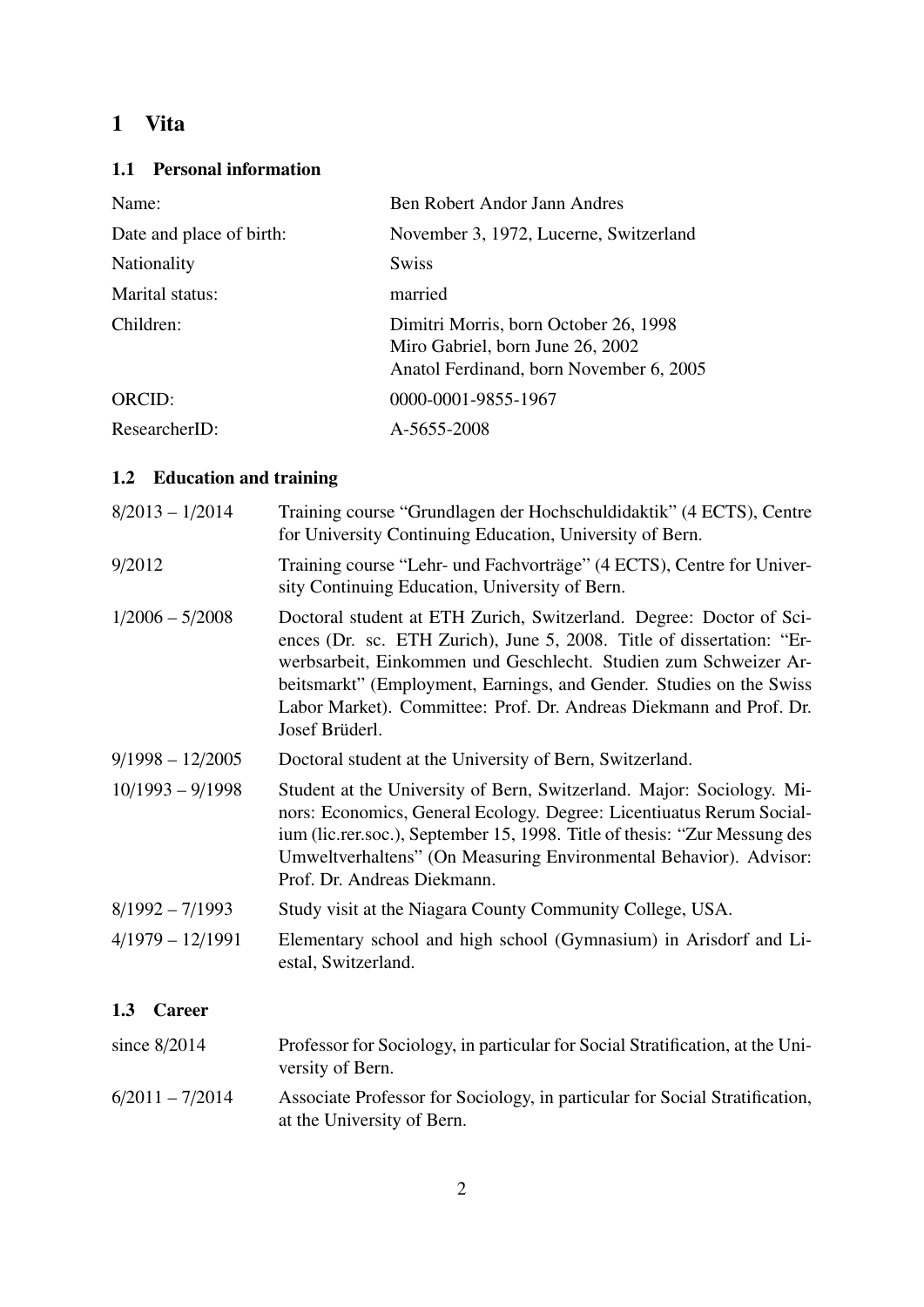# 1 Vita

## 1.1 Personal information

| | |
|---|---|
| Name: | Ben Robert Andor Jann Andres |
| Date and place of birth: | November 3, 1972, Lucerne, Switzerland |
| Nationality | Swiss |
| Marital status: | married |
| Children: | Dimitri Morris, born October 26, 1998<br>Miro Gabriel, born June 26, 2002<br>Anatol Ferdinand, born November 6, 2005 |
| ORCID: | 0000-0001-9855-1967 |
| ResearcherID: | A-5655-2008 |

## 1.2 Education and training

| | |
|---|---|
| 8/2013 – 1/2014 | Training course "Grundlagen der Hochschuldidaktik" (4 ECTS), Centre for University Continuing Education, University of Bern. |
| 9/2012 | Training course "Lehr- und Fachvorträge" (4 ECTS), Centre for University Continuing Education, University of Bern. |
| 1/2006 – 5/2008 | Doctoral student at ETH Zurich, Switzerland. Degree: Doctor of Sciences (Dr. sc. ETH Zurich), June 5, 2008. Title of dissertation: "Erwerbsarbeit, Einkommen und Geschlecht. Studien zum Schweizer Arbeitsmarkt" (Employment, Earnings, and Gender. Studies on the Swiss Labor Market). Committee: Prof. Dr. Andreas Diekmann and Prof. Dr. Josef Brüderl. |
| 9/1998 – 12/2005 | Doctoral student at the University of Bern, Switzerland. |
| 10/1993 – 9/1998 | Student at the University of Bern, Switzerland. Major: Sociology. Minors: Economics, General Ecology. Degree: Licentiuatus Rerum Socialium (lic.rer.soc.), September 15, 1998. Title of thesis: "Zur Messung des Umweltverhaltens" (On Measuring Environmental Behavior). Advisor: Prof. Dr. Andreas Diekmann. |
| 8/1992 – 7/1993 | Study visit at the Niagara County Community College, USA. |
| 4/1979 – 12/1991 | Elementary school and high school (Gymnasium) in Arisdorf and Liestal, Switzerland. |

## 1.3 Career

| | |
|---|---|
| since 8/2014 | Professor for Sociology, in particular for Social Stratification, at the University of Bern. |
| 6/2011 – 7/2014 | Associate Professor for Sociology, in particular for Social Stratification, at the University of Bern. |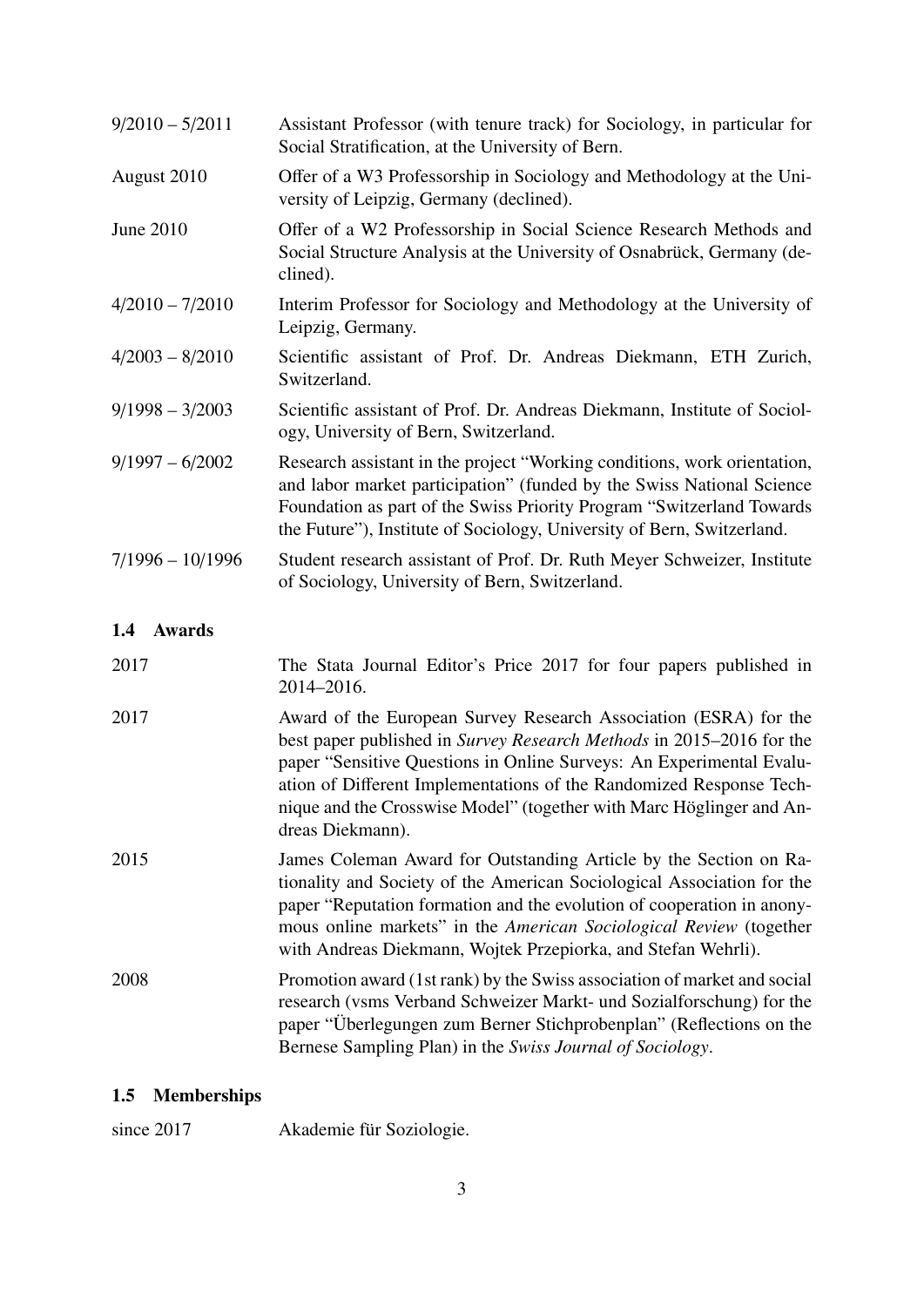9/2010 – 5/2011 Assistant Professor (with tenure track) for Sociology, in particular for Social Stratification, at the University of Bern.

August 2010 Offer of a W3 Professorship in Sociology and Methodology at the University of Leipzig, Germany (declined).

June 2010 Offer of a W2 Professorship in Social Science Research Methods and Social Structure Analysis at the University of Osnabrück, Germany (declined).

4/2010 – 7/2010 Interim Professor for Sociology and Methodology at the University of Leipzig, Germany.

4/2003 – 8/2010 Scientific assistant of Prof. Dr. Andreas Diekmann, ETH Zurich, Switzerland.

9/1998 – 3/2003 Scientific assistant of Prof. Dr. Andreas Diekmann, Institute of Sociology, University of Bern, Switzerland.

9/1997 – 6/2002 Research assistant in the project "Working conditions, work orientation, and labor market participation" (funded by the Swiss National Science Foundation as part of the Swiss Priority Program "Switzerland Towards the Future"), Institute of Sociology, University of Bern, Switzerland.

7/1996 – 10/1996 Student research assistant of Prof. Dr. Ruth Meyer Schweizer, Institute of Sociology, University of Bern, Switzerland.

### 1.4 Awards

2017 The Stata Journal Editor's Price 2017 for four papers published in 2014–2016.

2017 Award of the European Survey Research Association (ESRA) for the best paper published in *Survey Research Methods* in 2015–2016 for the paper "Sensitive Questions in Online Surveys: An Experimental Evaluation of Different Implementations of the Randomized Response Technique and the Crosswise Model" (together with Marc Höglinger and Andreas Diekmann).

2015 James Coleman Award for Outstanding Article by the Section on Rationality and Society of the American Sociological Association for the paper "Reputation formation and the evolution of cooperation in anonymous online markets" in the *American Sociological Review* (together with Andreas Diekmann, Wojtek Przepiorka, and Stefan Wehrli).

2008 Promotion award (1st rank) by the Swiss association of market and social research (vsms Verband Schweizer Markt- und Sozialforschung) for the paper "Überlegungen zum Berner Stichprobenplan" (Reflections on the Bernese Sampling Plan) in the *Swiss Journal of Sociology*.

### 1.5 Memberships

since 2017 Akademie für Soziologie.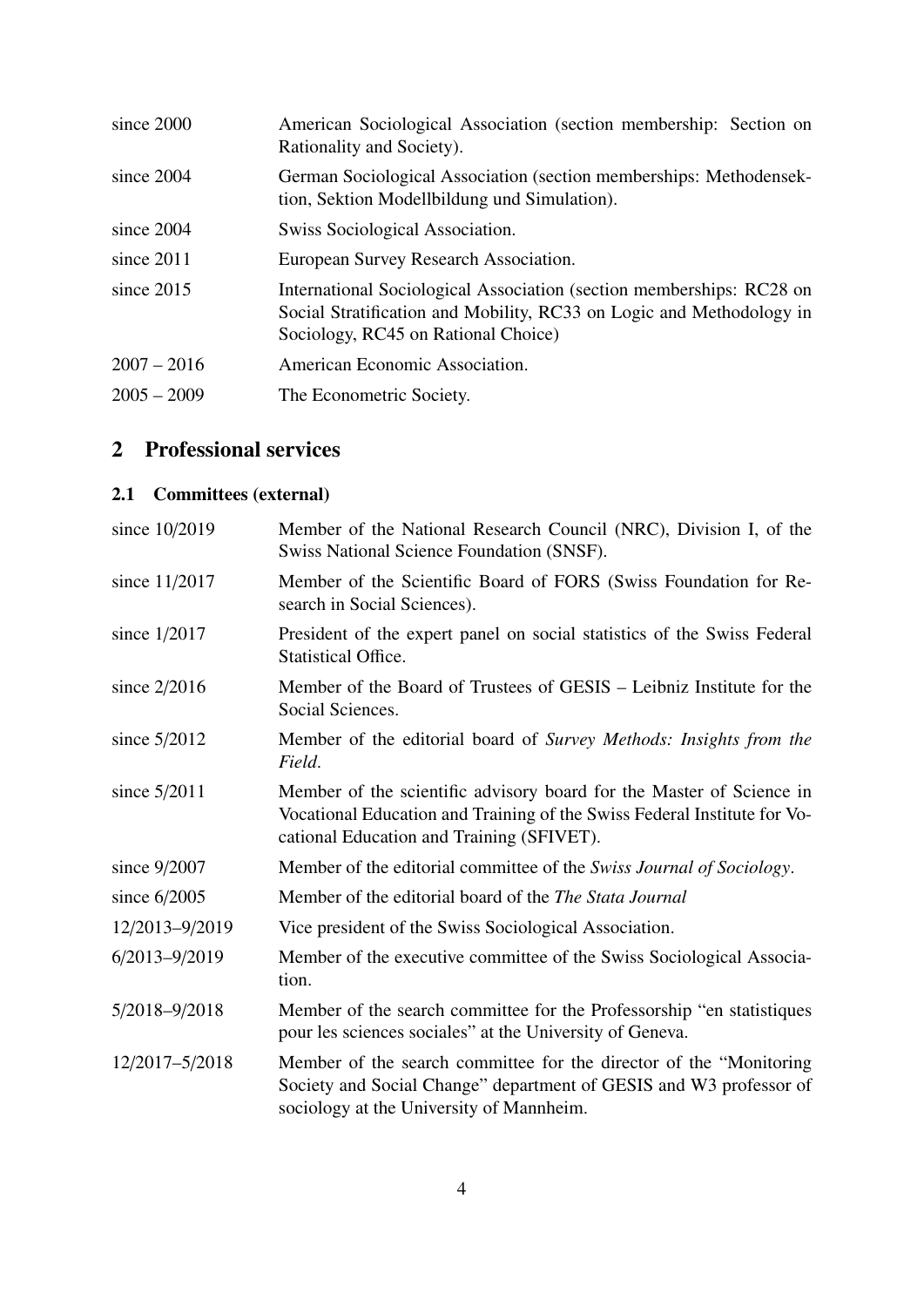| | |
|---|---|
| since 2000 | American Sociological Association (section membership: Section on Rationality and Society). |
| since 2004 | German Sociological Association (section memberships: Methodensektion, Sektion Modellbildung und Simulation). |
| since 2004 | Swiss Sociological Association. |
| since 2011 | European Survey Research Association. |
| since 2015 | International Sociological Association (section memberships: RC28 on Social Stratification and Mobility, RC33 on Logic and Methodology in Sociology, RC45 on Rational Choice) |
| 2007 – 2016 | American Economic Association. |
| 2005 – 2009 | The Econometric Society. |

## 2 Professional services

### 2.1 Committees (external)

| | |
|---|---|
| since 10/2019 | Member of the National Research Council (NRC), Division I, of the Swiss National Science Foundation (SNSF). |
| since 11/2017 | Member of the Scientific Board of FORS (Swiss Foundation for Research in Social Sciences). |
| since 1/2017 | President of the expert panel on social statistics of the Swiss Federal Statistical Office. |
| since 2/2016 | Member of the Board of Trustees of GESIS – Leibniz Institute for the Social Sciences. |
| since 5/2012 | Member of the editorial board of *Survey Methods: Insights from the Field*. |
| since 5/2011 | Member of the scientific advisory board for the Master of Science in Vocational Education and Training of the Swiss Federal Institute for Vocational Education and Training (SFIVET). |
| since 9/2007 | Member of the editorial committee of the *Swiss Journal of Sociology*. |
| since 6/2005 | Member of the editorial board of the *The Stata Journal* |
| 12/2013–9/2019 | Vice president of the Swiss Sociological Association. |
| 6/2013–9/2019 | Member of the executive committee of the Swiss Sociological Association. |
| 5/2018–9/2018 | Member of the search committee for the Professorship "en statistiques pour les sciences sociales" at the University of Geneva. |
| 12/2017–5/2018 | Member of the search committee for the director of the "Monitoring Society and Social Change" department of GESIS and W3 professor of sociology at the University of Mannheim. |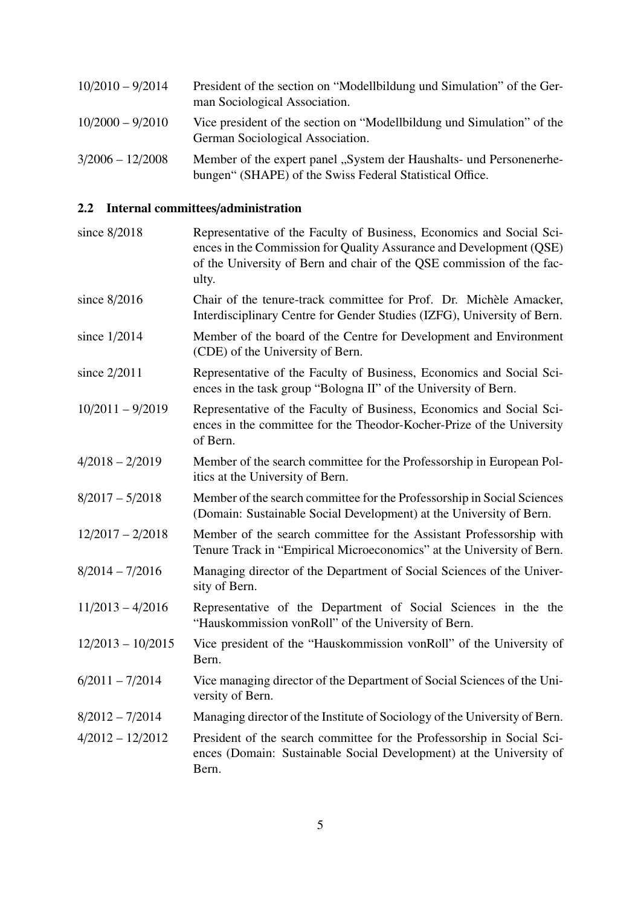| | |
|---|---|
| 10/2010 – 9/2014 | President of the section on "Modellbildung und Simulation" of the German Sociological Association. |
| 10/2000 – 9/2010 | Vice president of the section on "Modellbildung und Simulation" of the German Sociological Association. |
| 3/2006 – 12/2008 | Member of the expert panel „System der Haushalts- und Personenerhebungen" (SHAPE) of the Swiss Federal Statistical Office. |

## 2.2 Internal committees/administration

| | |
|---|---|
| since 8/2018 | Representative of the Faculty of Business, Economics and Social Sciences in the Commission for Quality Assurance and Development (QSE) of the University of Bern and chair of the QSE commission of the faculty. |
| since 8/2016 | Chair of the tenure-track committee for Prof. Dr. Michèle Amacker, Interdisciplinary Centre for Gender Studies (IZFG), University of Bern. |
| since 1/2014 | Member of the board of the Centre for Development and Environment (CDE) of the University of Bern. |
| since 2/2011 | Representative of the Faculty of Business, Economics and Social Sciences in the task group "Bologna II" of the University of Bern. |
| 10/2011 – 9/2019 | Representative of the Faculty of Business, Economics and Social Sciences in the committee for the Theodor-Kocher-Prize of the University of Bern. |
| 4/2018 – 2/2019 | Member of the search committee for the Professorship in European Politics at the University of Bern. |
| 8/2017 – 5/2018 | Member of the search committee for the Professorship in Social Sciences (Domain: Sustainable Social Development) at the University of Bern. |
| 12/2017 – 2/2018 | Member of the search committee for the Assistant Professorship with Tenure Track in "Empirical Microeconomics" at the University of Bern. |
| 8/2014 – 7/2016 | Managing director of the Department of Social Sciences of the University of Bern. |
| 11/2013 – 4/2016 | Representative of the Department of Social Sciences in the the "Hauskommission vonRoll" of the University of Bern. |
| 12/2013 – 10/2015 | Vice president of the "Hauskommission vonRoll" of the University of Bern. |
| 6/2011 – 7/2014 | Vice managing director of the Department of Social Sciences of the University of Bern. |
| 8/2012 – 7/2014 | Managing director of the Institute of Sociology of the University of Bern. |
| 4/2012 – 12/2012 | President of the search committee for the Professorship in Social Sciences (Domain: Sustainable Social Development) at the University of Bern. |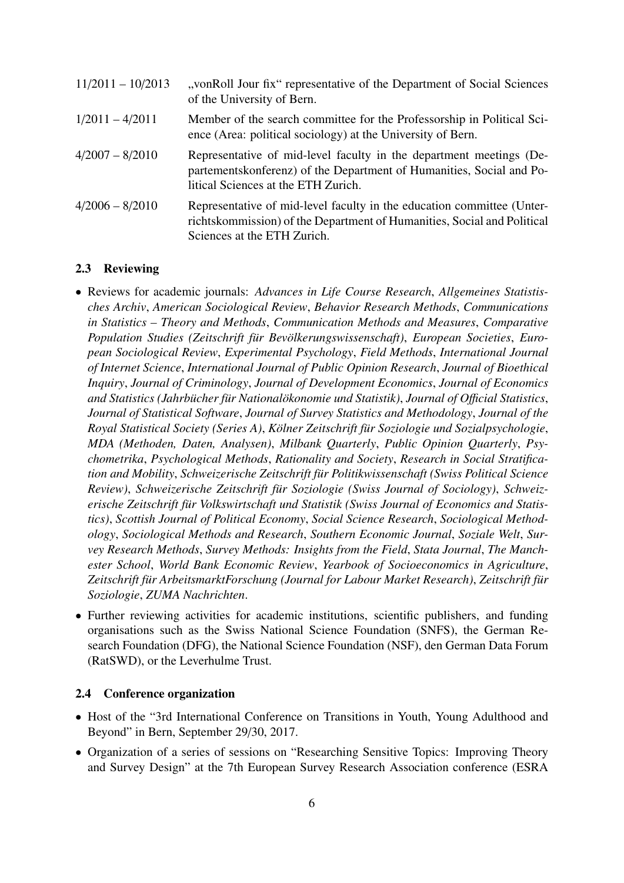| | |
|---|---|
| 11/2011 – 10/2013 | „vonRoll Jour fix" representative of the Department of Social Sciences of the University of Bern. |
| 1/2011 – 4/2011 | Member of the search committee for the Professorship in Political Science (Area: political sociology) at the University of Bern. |
| 4/2007 – 8/2010 | Representative of mid-level faculty in the department meetings (Departementskonferenz) of the Department of Humanities, Social and Political Sciences at the ETH Zurich. |
| 4/2006 – 8/2010 | Representative of mid-level faculty in the education committee (Unterrichtskommission) of the Department of Humanities, Social and Political Sciences at the ETH Zurich. |

### 2.3 Reviewing

- Reviews for academic journals: *Advances in Life Course Research*, *Allgemeines Statistisches Archiv*, *American Sociological Review*, *Behavior Research Methods*, *Communications in Statistics – Theory and Methods*, *Communication Methods and Measures*, *Comparative Population Studies (Zeitschrift für Bevölkerungswissenschaft)*, *European Societies*, *European Sociological Review*, *Experimental Psychology*, *Field Methods*, *International Journal of Internet Science*, *International Journal of Public Opinion Research*, *Journal of Bioethical Inquiry*, *Journal of Criminology*, *Journal of Development Economics*, *Journal of Economics and Statistics (Jahrbücher für Nationalökonomie und Statistik)*, *Journal of Official Statistics*, *Journal of Statistical Software*, *Journal of Survey Statistics and Methodology*, *Journal of the Royal Statistical Society (Series A)*, *Kölner Zeitschrift für Soziologie und Sozialpsychologie*, *MDA (Methoden, Daten, Analysen)*, *Milbank Quarterly*, *Public Opinion Quarterly*, *Psychometrika*, *Psychological Methods*, *Rationality and Society*, *Research in Social Stratification and Mobility*, *Schweizerische Zeitschrift für Politikwissenschaft (Swiss Political Science Review)*, *Schweizerische Zeitschrift für Soziologie (Swiss Journal of Sociology)*, *Schweizerische Zeitschrift für Volkswirtschaft und Statistik (Swiss Journal of Economics and Statistics)*, *Scottish Journal of Political Economy*, *Social Science Research*, *Sociological Methodology*, *Sociological Methods and Research*, *Southern Economic Journal*, *Soziale Welt*, *Survey Research Methods*, *Survey Methods: Insights from the Field*, *Stata Journal*, *The Manchester School*, *World Bank Economic Review*, *Yearbook of Socioeconomics in Agriculture*, *Zeitschrift für ArbeitsmarktForschung (Journal for Labour Market Research)*, *Zeitschrift für Soziologie*, *ZUMA Nachrichten*.
- Further reviewing activities for academic institutions, scientific publishers, and funding organisations such as the Swiss National Science Foundation (SNFS), the German Research Foundation (DFG), the National Science Foundation (NSF), den German Data Forum (RatSWD), or the Leverhulme Trust.

### 2.4 Conference organization

- Host of the "3rd International Conference on Transitions in Youth, Young Adulthood and Beyond" in Bern, September 29/30, 2017.
- Organization of a series of sessions on "Researching Sensitive Topics: Improving Theory and Survey Design" at the 7th European Survey Research Association conference (ESRA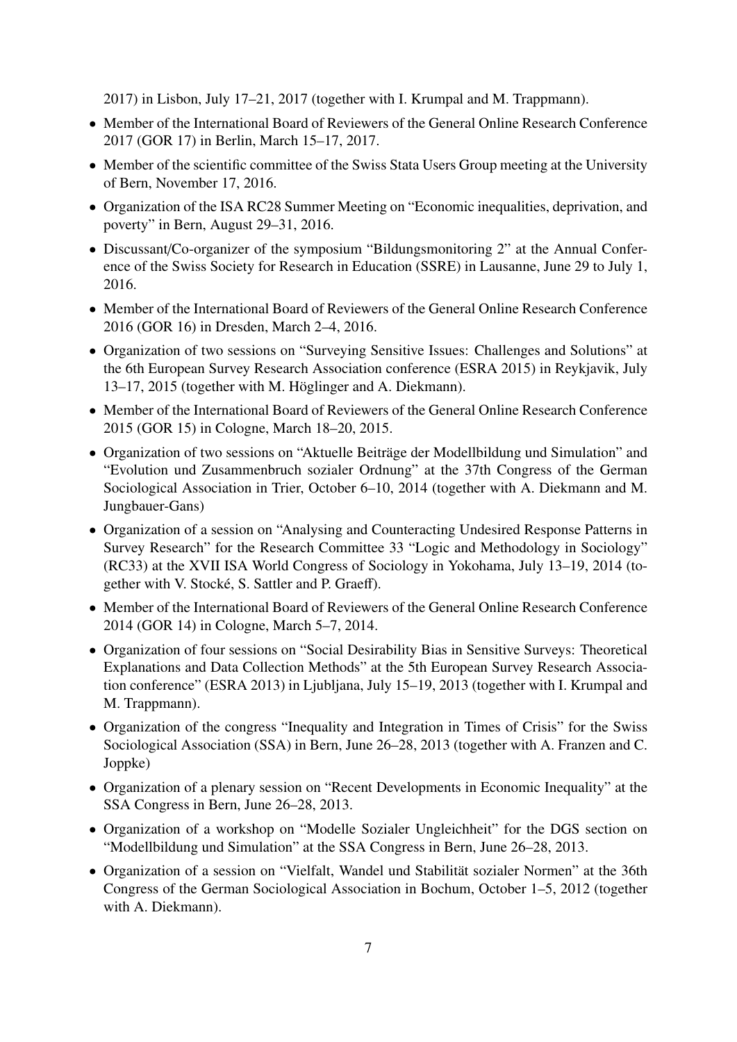2017) in Lisbon, July 17–21, 2017 (together with I. Krumpal and M. Trappmann).

- Member of the International Board of Reviewers of the General Online Research Conference 2017 (GOR 17) in Berlin, March 15–17, 2017.
- Member of the scientific committee of the Swiss Stata Users Group meeting at the University of Bern, November 17, 2016.
- Organization of the ISA RC28 Summer Meeting on "Economic inequalities, deprivation, and poverty" in Bern, August 29–31, 2016.
- Discussant/Co-organizer of the symposium "Bildungsmonitoring 2" at the Annual Conference of the Swiss Society for Research in Education (SSRE) in Lausanne, June 29 to July 1, 2016.
- Member of the International Board of Reviewers of the General Online Research Conference 2016 (GOR 16) in Dresden, March 2–4, 2016.
- Organization of two sessions on "Surveying Sensitive Issues: Challenges and Solutions" at the 6th European Survey Research Association conference (ESRA 2015) in Reykjavik, July 13–17, 2015 (together with M. Höglinger and A. Diekmann).
- Member of the International Board of Reviewers of the General Online Research Conference 2015 (GOR 15) in Cologne, March 18–20, 2015.
- Organization of two sessions on "Aktuelle Beiträge der Modellbildung und Simulation" and "Evolution und Zusammenbruch sozialer Ordnung" at the 37th Congress of the German Sociological Association in Trier, October 6–10, 2014 (together with A. Diekmann and M. Jungbauer-Gans)
- Organization of a session on "Analysing and Counteracting Undesired Response Patterns in Survey Research" for the Research Committee 33 "Logic and Methodology in Sociology" (RC33) at the XVII ISA World Congress of Sociology in Yokohama, July 13–19, 2014 (together with V. Stocké, S. Sattler and P. Graeff).
- Member of the International Board of Reviewers of the General Online Research Conference 2014 (GOR 14) in Cologne, March 5–7, 2014.
- Organization of four sessions on "Social Desirability Bias in Sensitive Surveys: Theoretical Explanations and Data Collection Methods" at the 5th European Survey Research Association conference" (ESRA 2013) in Ljubljana, July 15–19, 2013 (together with I. Krumpal and M. Trappmann).
- Organization of the congress "Inequality and Integration in Times of Crisis" for the Swiss Sociological Association (SSA) in Bern, June 26–28, 2013 (together with A. Franzen and C. Joppke)
- Organization of a plenary session on "Recent Developments in Economic Inequality" at the SSA Congress in Bern, June 26–28, 2013.
- Organization of a workshop on "Modelle Sozialer Ungleichheit" for the DGS section on "Modellbildung und Simulation" at the SSA Congress in Bern, June 26–28, 2013.
- Organization of a session on "Vielfalt, Wandel und Stabilität sozialer Normen" at the 36th Congress of the German Sociological Association in Bochum, October 1–5, 2012 (together with A. Diekmann).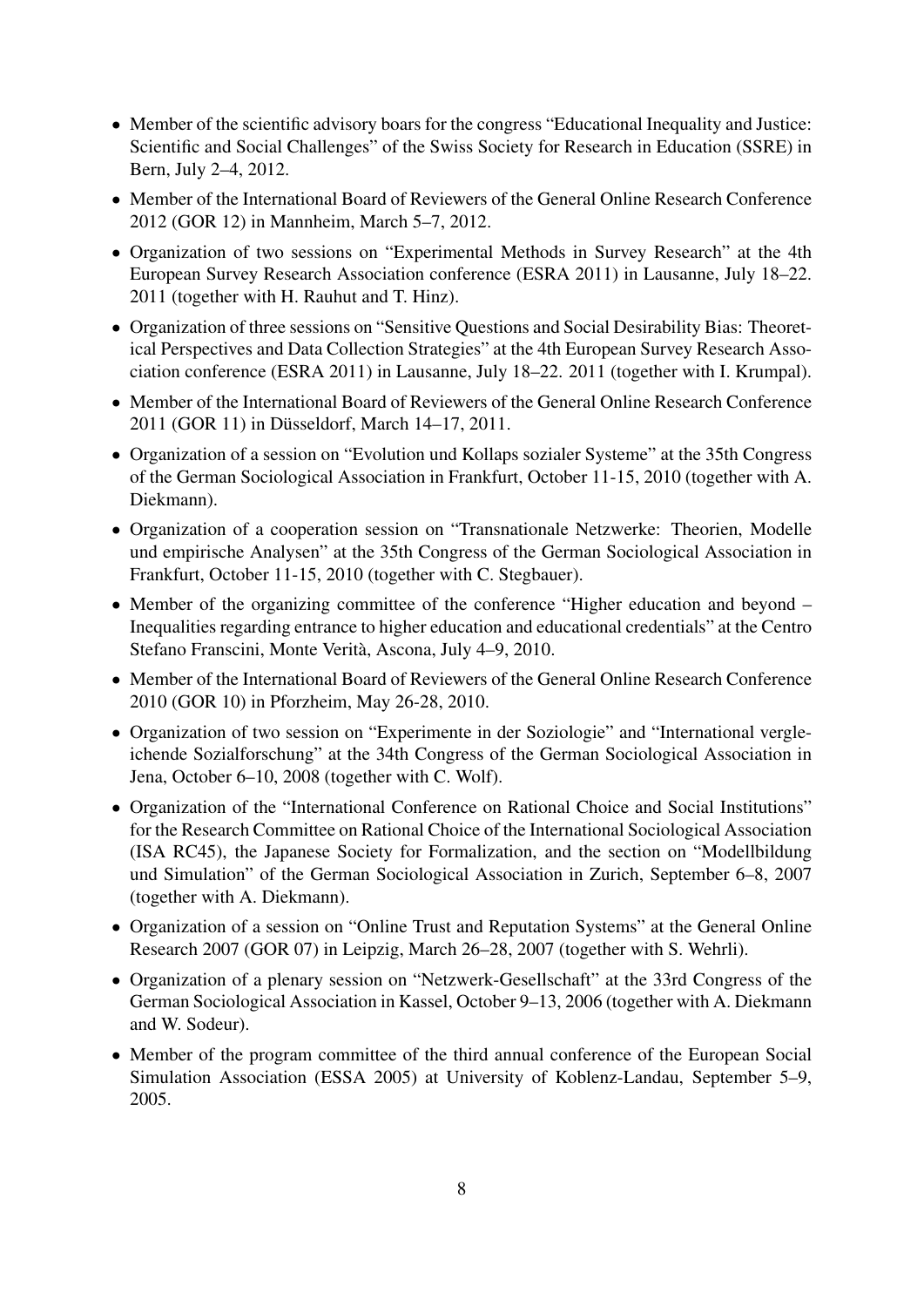- Member of the scientific advisory boars for the congress “Educational Inequality and Justice: Scientific and Social Challenges” of the Swiss Society for Research in Education (SSRE) in Bern, July 2–4, 2012.
- Member of the International Board of Reviewers of the General Online Research Conference 2012 (GOR 12) in Mannheim, March 5–7, 2012.
- Organization of two sessions on “Experimental Methods in Survey Research” at the 4th European Survey Research Association conference (ESRA 2011) in Lausanne, July 18–22. 2011 (together with H. Rauhut and T. Hinz).
- Organization of three sessions on “Sensitive Questions and Social Desirability Bias: Theoretical Perspectives and Data Collection Strategies” at the 4th European Survey Research Association conference (ESRA 2011) in Lausanne, July 18–22. 2011 (together with I. Krumpal).
- Member of the International Board of Reviewers of the General Online Research Conference 2011 (GOR 11) in Düsseldorf, March 14–17, 2011.
- Organization of a session on “Evolution und Kollaps sozialer Systeme” at the 35th Congress of the German Sociological Association in Frankfurt, October 11-15, 2010 (together with A. Diekmann).
- Organization of a cooperation session on “Transnationale Netzwerke: Theorien, Modelle und empirische Analysen” at the 35th Congress of the German Sociological Association in Frankfurt, October 11-15, 2010 (together with C. Stegbauer).
- Member of the organizing committee of the conference “Higher education and beyond – Inequalities regarding entrance to higher education and educational credentials” at the Centro Stefano Franscini, Monte Verità, Ascona, July 4–9, 2010.
- Member of the International Board of Reviewers of the General Online Research Conference 2010 (GOR 10) in Pforzheim, May 26-28, 2010.
- Organization of two session on “Experimente in der Soziologie” and “International vergleichende Sozialforschung” at the 34th Congress of the German Sociological Association in Jena, October 6–10, 2008 (together with C. Wolf).
- Organization of the “International Conference on Rational Choice and Social Institutions” for the Research Committee on Rational Choice of the International Sociological Association (ISA RC45), the Japanese Society for Formalization, and the section on “Modellbildung und Simulation” of the German Sociological Association in Zurich, September 6–8, 2007 (together with A. Diekmann).
- Organization of a session on “Online Trust and Reputation Systems” at the General Online Research 2007 (GOR 07) in Leipzig, March 26–28, 2007 (together with S. Wehrli).
- Organization of a plenary session on “Netzwerk-Gesellschaft” at the 33rd Congress of the German Sociological Association in Kassel, October 9–13, 2006 (together with A. Diekmann and W. Sodeur).
- Member of the program committee of the third annual conference of the European Social Simulation Association (ESSA 2005) at University of Koblenz-Landau, September 5–9, 2005.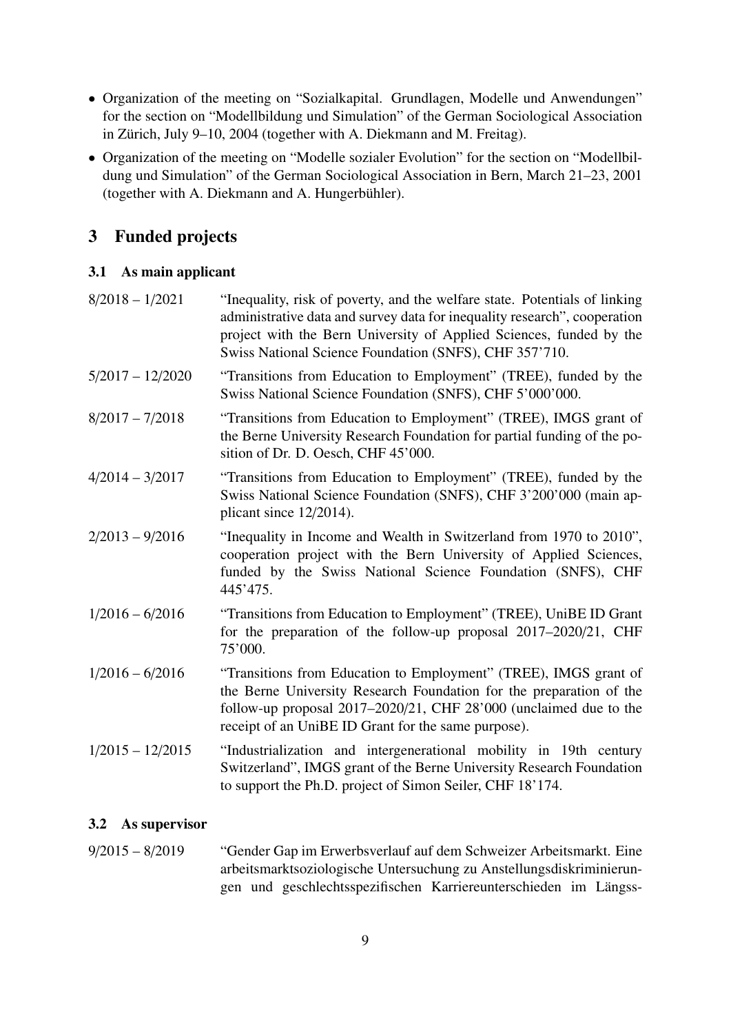- Organization of the meeting on "Sozialkapital. Grundlagen, Modelle und Anwendungen" for the section on "Modellbildung und Simulation" of the German Sociological Association in Zürich, July 9–10, 2004 (together with A. Diekmann and M. Freitag).
- Organization of the meeting on "Modelle sozialer Evolution" for the section on "Modellbildung und Simulation" of the German Sociological Association in Bern, March 21–23, 2001 (together with A. Diekmann and A. Hungerbühler).

## 3 Funded projects

### 3.1 As main applicant

8/2018 – 1/2021 "Inequality, risk of poverty, and the welfare state. Potentials of linking administrative data and survey data for inequality research", cooperation project with the Bern University of Applied Sciences, funded by the Swiss National Science Foundation (SNFS), CHF 357'710.

5/2017 – 12/2020 "Transitions from Education to Employment" (TREE), funded by the Swiss National Science Foundation (SNFS), CHF 5'000'000.

8/2017 – 7/2018 "Transitions from Education to Employment" (TREE), IMGS grant of the Berne University Research Foundation for partial funding of the position of Dr. D. Oesch, CHF 45'000.

4/2014 – 3/2017 "Transitions from Education to Employment" (TREE), funded by the Swiss National Science Foundation (SNFS), CHF 3'200'000 (main applicant since 12/2014).

2/2013 – 9/2016 "Inequality in Income and Wealth in Switzerland from 1970 to 2010", cooperation project with the Bern University of Applied Sciences, funded by the Swiss National Science Foundation (SNFS), CHF 445'475.

1/2016 – 6/2016 "Transitions from Education to Employment" (TREE), UniBE ID Grant for the preparation of the follow-up proposal 2017–2020/21, CHF 75'000.

1/2016 – 6/2016 "Transitions from Education to Employment" (TREE), IMGS grant of the Berne University Research Foundation for the preparation of the follow-up proposal 2017–2020/21, CHF 28'000 (unclaimed due to the receipt of an UniBE ID Grant for the same purpose).

1/2015 – 12/2015 "Industrialization and intergenerational mobility in 19th century Switzerland", IMGS grant of the Berne University Research Foundation to support the Ph.D. project of Simon Seiler, CHF 18'174.

### 3.2 As supervisor

9/2015 – 8/2019 "Gender Gap im Erwerbsverlauf auf dem Schweizer Arbeitsmarkt. Eine arbeitsmarktsoziologische Untersuchung zu Anstellungsdiskriminierungen und geschlechtsspezifischen Karriereunterschieden im Längss-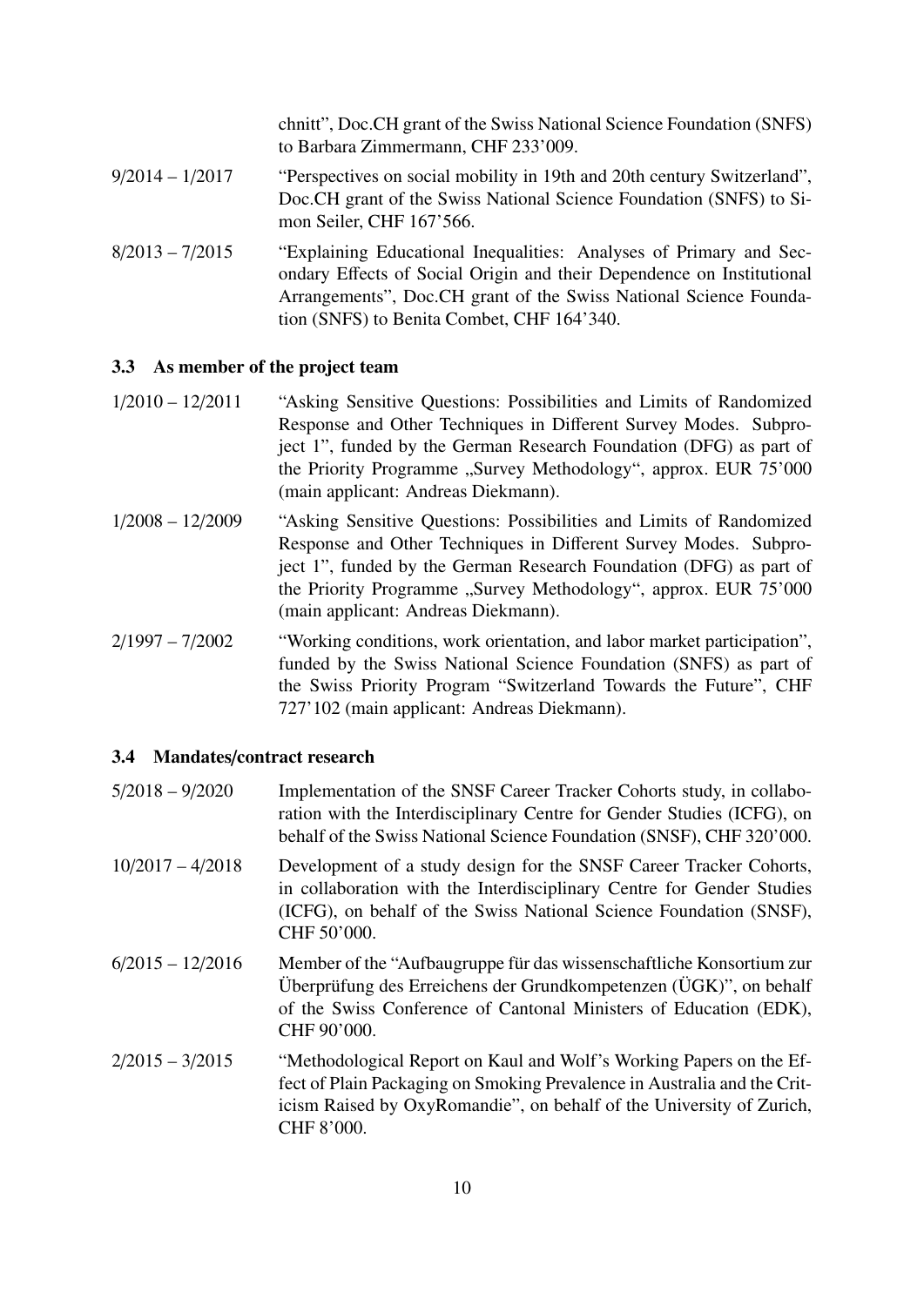chnitt", Doc.CH grant of the Swiss National Science Foundation (SNFS) to Barbara Zimmermann, CHF 233'009.

9/2014 – 1/2017 "Perspectives on social mobility in 19th and 20th century Switzerland", Doc.CH grant of the Swiss National Science Foundation (SNFS) to Simon Seiler, CHF 167'566.

8/2013 – 7/2015 "Explaining Educational Inequalities: Analyses of Primary and Secondary Effects of Social Origin and their Dependence on Institutional Arrangements", Doc.CH grant of the Swiss National Science Foundation (SNFS) to Benita Combet, CHF 164'340.

### 3.3 As member of the project team

1/2010 – 12/2011 "Asking Sensitive Questions: Possibilities and Limits of Randomized Response and Other Techniques in Different Survey Modes. Subproject 1", funded by the German Research Foundation (DFG) as part of the Priority Programme „Survey Methodology", approx. EUR 75'000 (main applicant: Andreas Diekmann).

1/2008 – 12/2009 "Asking Sensitive Questions: Possibilities and Limits of Randomized Response and Other Techniques in Different Survey Modes. Subproject 1", funded by the German Research Foundation (DFG) as part of the Priority Programme „Survey Methodology", approx. EUR 75'000 (main applicant: Andreas Diekmann).

2/1997 – 7/2002 "Working conditions, work orientation, and labor market participation", funded by the Swiss National Science Foundation (SNFS) as part of the Swiss Priority Program "Switzerland Towards the Future", CHF 727'102 (main applicant: Andreas Diekmann).

### 3.4 Mandates/contract research

5/2018 – 9/2020 Implementation of the SNSF Career Tracker Cohorts study, in collaboration with the Interdisciplinary Centre for Gender Studies (ICFG), on behalf of the Swiss National Science Foundation (SNSF), CHF 320'000.

10/2017 – 4/2018 Development of a study design for the SNSF Career Tracker Cohorts, in collaboration with the Interdisciplinary Centre for Gender Studies (ICFG), on behalf of the Swiss National Science Foundation (SNSF), CHF 50'000.

6/2015 – 12/2016 Member of the "Aufbaugruppe für das wissenschaftliche Konsortium zur Überprüfung des Erreichens der Grundkompetenzen (ÜGK)", on behalf of the Swiss Conference of Cantonal Ministers of Education (EDK), CHF 90'000.

2/2015 – 3/2015 "Methodological Report on Kaul and Wolf's Working Papers on the Effect of Plain Packaging on Smoking Prevalence in Australia and the Criticism Raised by OxyRomandie", on behalf of the University of Zurich, CHF 8'000.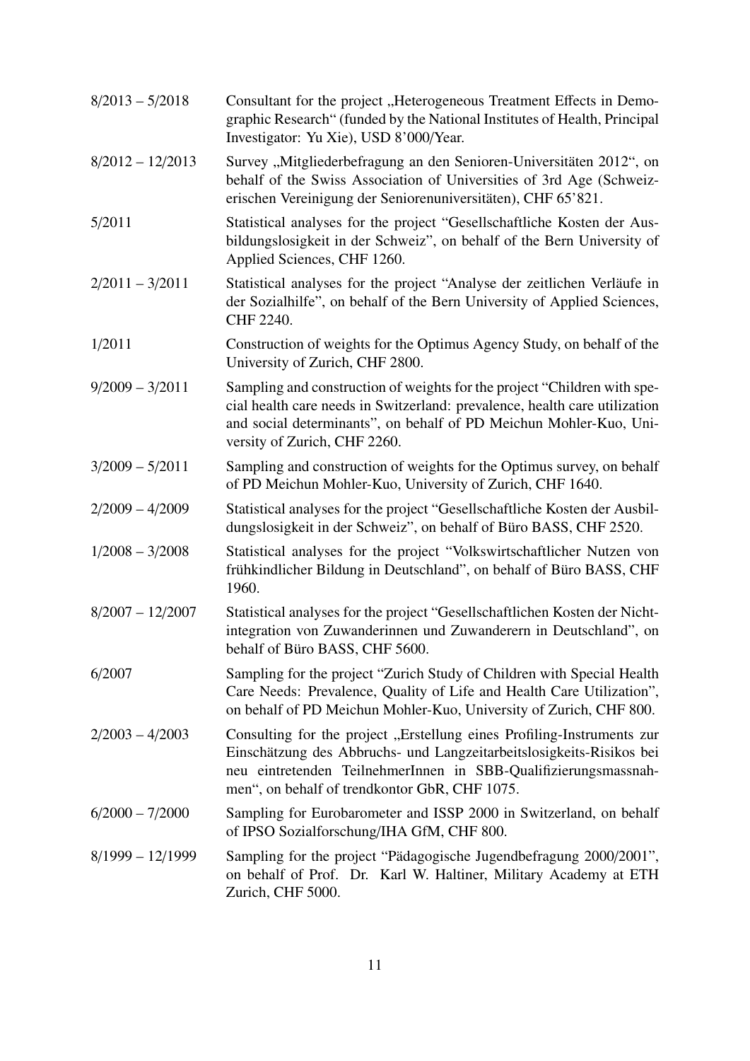| | |
|---|---|
| 8/2013 – 5/2018 | Consultant for the project „Heterogeneous Treatment Effects in Demographic Research" (funded by the National Institutes of Health, Principal Investigator: Yu Xie), USD 8'000/Year. |
| 8/2012 – 12/2013 | Survey „Mitgliederbefragung an den Senioren-Universitäten 2012", on behalf of the Swiss Association of Universities of 3rd Age (Schweizerischen Vereinigung der Seniorenuniversitäten), CHF 65'821. |
| 5/2011 | Statistical analyses for the project "Gesellschaftliche Kosten der Ausbildungslosigkeit in der Schweiz", on behalf of the Bern University of Applied Sciences, CHF 1260. |
| 2/2011 – 3/2011 | Statistical analyses for the project "Analyse der zeitlichen Verläufe in der Sozialhilfe", on behalf of the Bern University of Applied Sciences, CHF 2240. |
| 1/2011 | Construction of weights for the Optimus Agency Study, on behalf of the University of Zurich, CHF 2800. |
| 9/2009 – 3/2011 | Sampling and construction of weights for the project "Children with special health care needs in Switzerland: prevalence, health care utilization and social determinants", on behalf of PD Meichun Mohler-Kuo, University of Zurich, CHF 2260. |
| 3/2009 – 5/2011 | Sampling and construction of weights for the Optimus survey, on behalf of PD Meichun Mohler-Kuo, University of Zurich, CHF 1640. |
| 2/2009 – 4/2009 | Statistical analyses for the project "Gesellschaftliche Kosten der Ausbildungslosigkeit in der Schweiz", on behalf of Büro BASS, CHF 2520. |
| 1/2008 – 3/2008 | Statistical analyses for the project "Volkswirtschaftlicher Nutzen von frühkindlicher Bildung in Deutschland", on behalf of Büro BASS, CHF 1960. |
| 8/2007 – 12/2007 | Statistical analyses for the project "Gesellschaftlichen Kosten der Nichtintegration von Zuwanderinnen und Zuwanderern in Deutschland", on behalf of Büro BASS, CHF 5600. |
| 6/2007 | Sampling for the project "Zurich Study of Children with Special Health Care Needs: Prevalence, Quality of Life and Health Care Utilization", on behalf of PD Meichun Mohler-Kuo, University of Zurich, CHF 800. |
| 2/2003 – 4/2003 | Consulting for the project „Erstellung eines Profiling-Instruments zur Einschätzung des Abbruchs- und Langzeitarbeitslosigkeits-Risikos bei neu eintretenden TeilnehmerInnen in SBB-Qualifizierungsmassnahmen", on behalf of trendkontor GbR, CHF 1075. |
| 6/2000 – 7/2000 | Sampling for Eurobarometer and ISSP 2000 in Switzerland, on behalf of IPSO Sozialforschung/IHA GfM, CHF 800. |
| 8/1999 – 12/1999 | Sampling for the project "Pädagogische Jugendbefragung 2000/2001", on behalf of Prof. Dr. Karl W. Haltiner, Military Academy at ETH Zurich, CHF 5000. |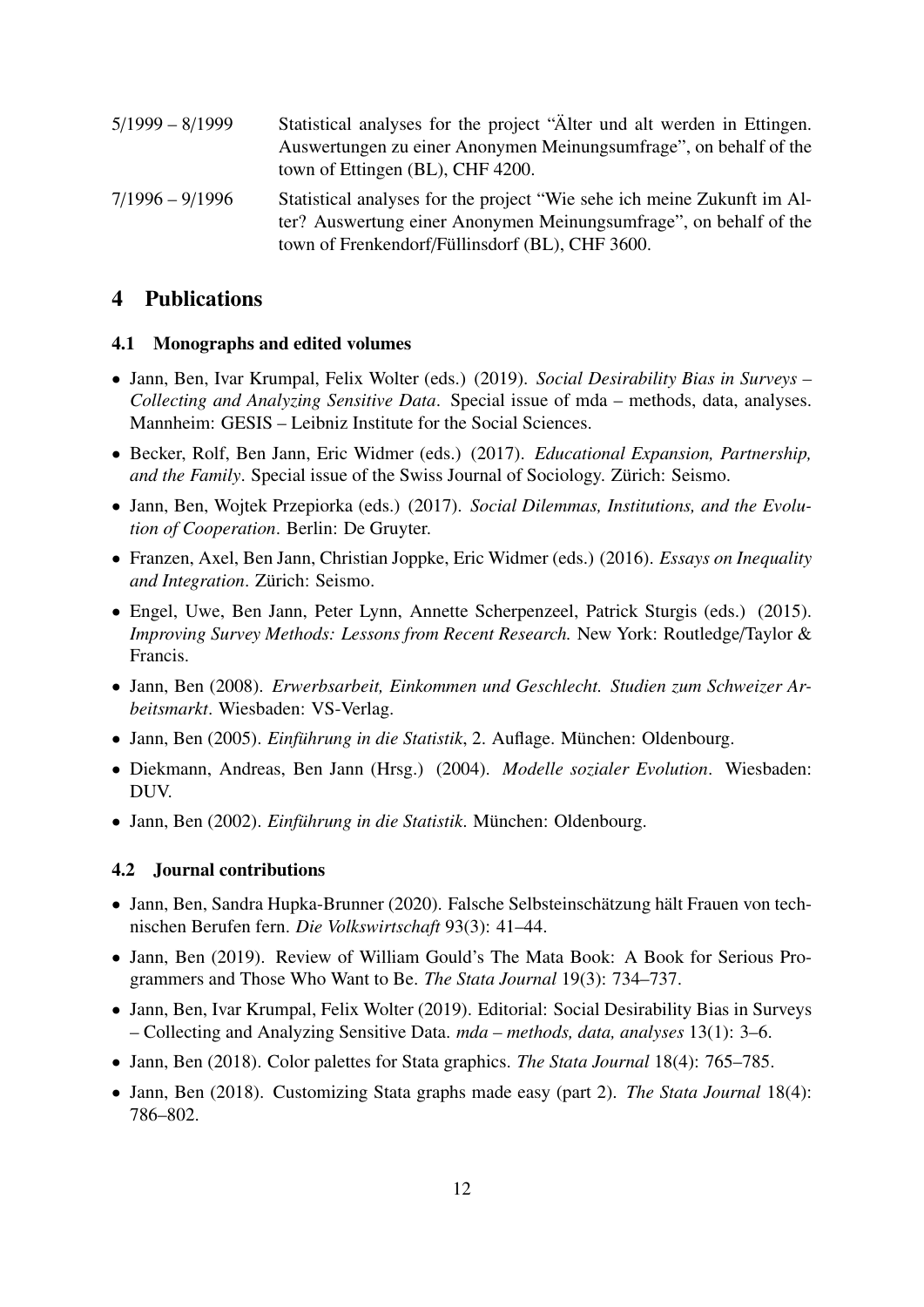5/1999 – 8/1999 Statistical analyses for the project "Älter und alt werden in Ettingen. Auswertungen zu einer Anonymen Meinungsumfrage", on behalf of the town of Ettingen (BL), CHF 4200.

7/1996 – 9/1996 Statistical analyses for the project "Wie sehe ich meine Zukunft im Alter? Auswertung einer Anonymen Meinungsumfrage", on behalf of the town of Frenkendorf/Füllinsdorf (BL), CHF 3600.

## 4 Publications

### 4.1 Monographs and edited volumes

- Jann, Ben, Ivar Krumpal, Felix Wolter (eds.) (2019). *Social Desirability Bias in Surveys – Collecting and Analyzing Sensitive Data*. Special issue of mda – methods, data, analyses. Mannheim: GESIS – Leibniz Institute for the Social Sciences.
- Becker, Rolf, Ben Jann, Eric Widmer (eds.) (2017). *Educational Expansion, Partnership, and the Family*. Special issue of the Swiss Journal of Sociology. Zürich: Seismo.
- Jann, Ben, Wojtek Przepiorka (eds.) (2017). *Social Dilemmas, Institutions, and the Evolution of Cooperation*. Berlin: De Gruyter.
- Franzen, Axel, Ben Jann, Christian Joppke, Eric Widmer (eds.) (2016). *Essays on Inequality and Integration*. Zürich: Seismo.
- Engel, Uwe, Ben Jann, Peter Lynn, Annette Scherpenzeel, Patrick Sturgis (eds.) (2015). *Improving Survey Methods: Lessons from Recent Research.* New York: Routledge/Taylor & Francis.
- Jann, Ben (2008). *Erwerbsarbeit, Einkommen und Geschlecht. Studien zum Schweizer Arbeitsmarkt*. Wiesbaden: VS-Verlag.
- Jann, Ben (2005). *Einführung in die Statistik*, 2. Auflage. München: Oldenbourg.
- Diekmann, Andreas, Ben Jann (Hrsg.) (2004). *Modelle sozialer Evolution*. Wiesbaden: DUV.
- Jann, Ben (2002). *Einführung in die Statistik*. München: Oldenbourg.

### 4.2 Journal contributions

- Jann, Ben, Sandra Hupka-Brunner (2020). Falsche Selbsteinschätzung hält Frauen von technischen Berufen fern. *Die Volkswirtschaft* 93(3): 41–44.
- Jann, Ben (2019). Review of William Gould's The Mata Book: A Book for Serious Programmers and Those Who Want to Be. *The Stata Journal* 19(3): 734–737.
- Jann, Ben, Ivar Krumpal, Felix Wolter (2019). Editorial: Social Desirability Bias in Surveys – Collecting and Analyzing Sensitive Data. *mda – methods, data, analyses* 13(1): 3–6.
- Jann, Ben (2018). Color palettes for Stata graphics. *The Stata Journal* 18(4): 765–785.
- Jann, Ben (2018). Customizing Stata graphs made easy (part 2). *The Stata Journal* 18(4): 786–802.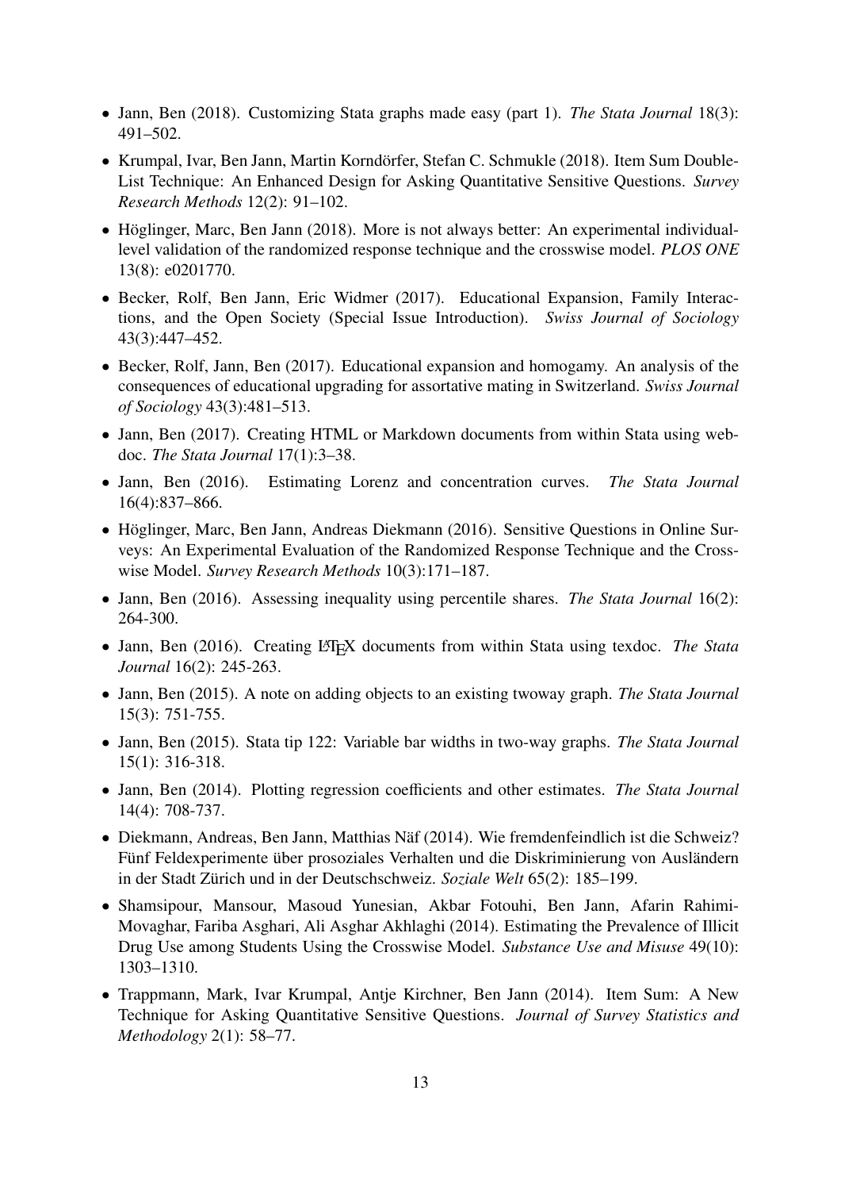- Jann, Ben (2018). Customizing Stata graphs made easy (part 1). *The Stata Journal* 18(3): 491–502.
- Krumpal, Ivar, Ben Jann, Martin Korndörfer, Stefan C. Schmukle (2018). Item Sum Double-List Technique: An Enhanced Design for Asking Quantitative Sensitive Questions. *Survey Research Methods* 12(2): 91–102.
- Höglinger, Marc, Ben Jann (2018). More is not always better: An experimental individual-level validation of the randomized response technique and the crosswise model. *PLOS ONE* 13(8): e0201770.
- Becker, Rolf, Ben Jann, Eric Widmer (2017). Educational Expansion, Family Interactions, and the Open Society (Special Issue Introduction). *Swiss Journal of Sociology* 43(3):447–452.
- Becker, Rolf, Jann, Ben (2017). Educational expansion and homogamy. An analysis of the consequences of educational upgrading for assortative mating in Switzerland. *Swiss Journal of Sociology* 43(3):481–513.
- Jann, Ben (2017). Creating HTML or Markdown documents from within Stata using webdoc. *The Stata Journal* 17(1):3–38.
- Jann, Ben (2016). Estimating Lorenz and concentration curves. *The Stata Journal* 16(4):837–866.
- Höglinger, Marc, Ben Jann, Andreas Diekmann (2016). Sensitive Questions in Online Surveys: An Experimental Evaluation of the Randomized Response Technique and the Crosswise Model. *Survey Research Methods* 10(3):171–187.
- Jann, Ben (2016). Assessing inequality using percentile shares. *The Stata Journal* 16(2): 264-300.
- Jann, Ben (2016). Creating LaTeX documents from within Stata using texdoc. *The Stata Journal* 16(2): 245-263.
- Jann, Ben (2015). A note on adding objects to an existing twoway graph. *The Stata Journal* 15(3): 751-755.
- Jann, Ben (2015). Stata tip 122: Variable bar widths in two-way graphs. *The Stata Journal* 15(1): 316-318.
- Jann, Ben (2014). Plotting regression coefficients and other estimates. *The Stata Journal* 14(4): 708-737.
- Diekmann, Andreas, Ben Jann, Matthias Näf (2014). Wie fremdenfeindlich ist die Schweiz? Fünf Feldexperimente über prosoziales Verhalten und die Diskriminierung von Ausländern in der Stadt Zürich und in der Deutschschweiz. *Soziale Welt* 65(2): 185–199.
- Shamsipour, Mansour, Masoud Yunesian, Akbar Fotouhi, Ben Jann, Afarin Rahimi-Movaghar, Fariba Asghari, Ali Asghar Akhlaghi (2014). Estimating the Prevalence of Illicit Drug Use among Students Using the Crosswise Model. *Substance Use and Misuse* 49(10): 1303–1310.
- Trappmann, Mark, Ivar Krumpal, Antje Kirchner, Ben Jann (2014). Item Sum: A New Technique for Asking Quantitative Sensitive Questions. *Journal of Survey Statistics and Methodology* 2(1): 58–77.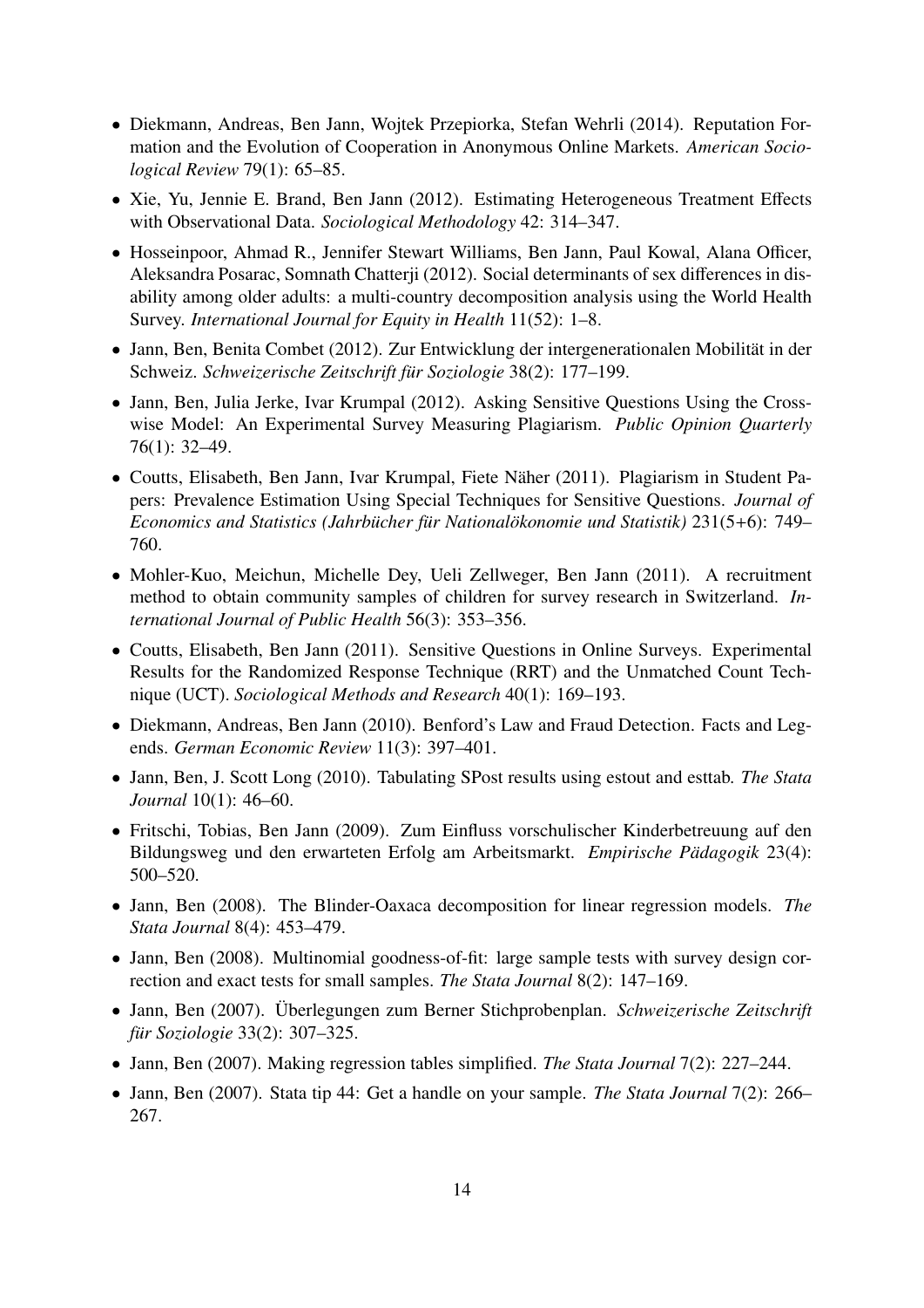- Diekmann, Andreas, Ben Jann, Wojtek Przepiorka, Stefan Wehrli (2014). Reputation Formation and the Evolution of Cooperation in Anonymous Online Markets. *American Sociological Review* 79(1): 65–85.
- Xie, Yu, Jennie E. Brand, Ben Jann (2012). Estimating Heterogeneous Treatment Effects with Observational Data. *Sociological Methodology* 42: 314–347.
- Hosseinpoor, Ahmad R., Jennifer Stewart Williams, Ben Jann, Paul Kowal, Alana Officer, Aleksandra Posarac, Somnath Chatterji (2012). Social determinants of sex differences in disability among older adults: a multi-country decomposition analysis using the World Health Survey. *International Journal for Equity in Health* 11(52): 1–8.
- Jann, Ben, Benita Combet (2012). Zur Entwicklung der intergenerationalen Mobilität in der Schweiz. *Schweizerische Zeitschrift für Soziologie* 38(2): 177–199.
- Jann, Ben, Julia Jerke, Ivar Krumpal (2012). Asking Sensitive Questions Using the Crosswise Model: An Experimental Survey Measuring Plagiarism. *Public Opinion Quarterly* 76(1): 32–49.
- Coutts, Elisabeth, Ben Jann, Ivar Krumpal, Fiete Näher (2011). Plagiarism in Student Papers: Prevalence Estimation Using Special Techniques for Sensitive Questions. *Journal of Economics and Statistics (Jahrbücher für Nationalökonomie und Statistik)* 231(5+6): 749–760.
- Mohler-Kuo, Meichun, Michelle Dey, Ueli Zellweger, Ben Jann (2011). A recruitment method to obtain community samples of children for survey research in Switzerland. *International Journal of Public Health* 56(3): 353–356.
- Coutts, Elisabeth, Ben Jann (2011). Sensitive Questions in Online Surveys. Experimental Results for the Randomized Response Technique (RRT) and the Unmatched Count Technique (UCT). *Sociological Methods and Research* 40(1): 169–193.
- Diekmann, Andreas, Ben Jann (2010). Benford's Law and Fraud Detection. Facts and Legends. *German Economic Review* 11(3): 397–401.
- Jann, Ben, J. Scott Long (2010). Tabulating SPost results using estout and esttab. *The Stata Journal* 10(1): 46–60.
- Fritschi, Tobias, Ben Jann (2009). Zum Einfluss vorschulischer Kinderbetreuung auf den Bildungsweg und den erwarteten Erfolg am Arbeitsmarkt. *Empirische Pädagogik* 23(4): 500–520.
- Jann, Ben (2008). The Blinder-Oaxaca decomposition for linear regression models. *The Stata Journal* 8(4): 453–479.
- Jann, Ben (2008). Multinomial goodness-of-fit: large sample tests with survey design correction and exact tests for small samples. *The Stata Journal* 8(2): 147–169.
- Jann, Ben (2007). Überlegungen zum Berner Stichprobenplan. *Schweizerische Zeitschrift für Soziologie* 33(2): 307–325.
- Jann, Ben (2007). Making regression tables simplified. *The Stata Journal* 7(2): 227–244.
- Jann, Ben (2007). Stata tip 44: Get a handle on your sample. *The Stata Journal* 7(2): 266–267.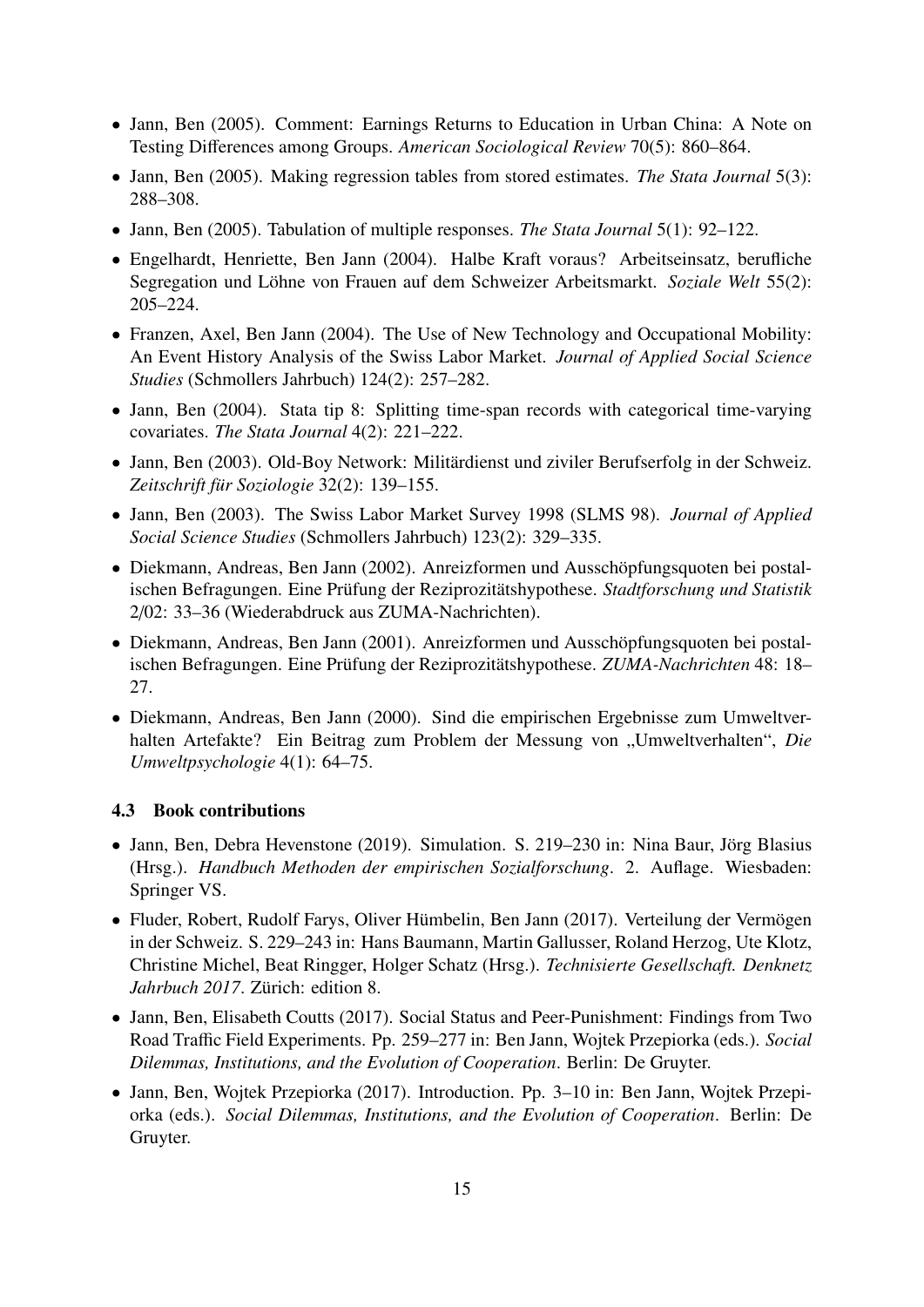- Jann, Ben (2005). Comment: Earnings Returns to Education in Urban China: A Note on Testing Differences among Groups. *American Sociological Review* 70(5): 860–864.
- Jann, Ben (2005). Making regression tables from stored estimates. *The Stata Journal* 5(3): 288–308.
- Jann, Ben (2005). Tabulation of multiple responses. *The Stata Journal* 5(1): 92–122.
- Engelhardt, Henriette, Ben Jann (2004). Halbe Kraft voraus? Arbeitseinsatz, berufliche Segregation und Löhne von Frauen auf dem Schweizer Arbeitsmarkt. *Soziale Welt* 55(2): 205–224.
- Franzen, Axel, Ben Jann (2004). The Use of New Technology and Occupational Mobility: An Event History Analysis of the Swiss Labor Market. *Journal of Applied Social Science Studies* (Schmollers Jahrbuch) 124(2): 257–282.
- Jann, Ben (2004). Stata tip 8: Splitting time-span records with categorical time-varying covariates. *The Stata Journal* 4(2): 221–222.
- Jann, Ben (2003). Old-Boy Network: Militärdienst und ziviler Berufserfolg in der Schweiz. *Zeitschrift für Soziologie* 32(2): 139–155.
- Jann, Ben (2003). The Swiss Labor Market Survey 1998 (SLMS 98). *Journal of Applied Social Science Studies* (Schmollers Jahrbuch) 123(2): 329–335.
- Diekmann, Andreas, Ben Jann (2002). Anreizformen und Ausschöpfungsquoten bei postalischen Befragungen. Eine Prüfung der Reziprozitätshypothese. *Stadtforschung und Statistik* 2/02: 33–36 (Wiederabdruck aus ZUMA-Nachrichten).
- Diekmann, Andreas, Ben Jann (2001). Anreizformen und Ausschöpfungsquoten bei postalischen Befragungen. Eine Prüfung der Reziprozitätshypothese. *ZUMA-Nachrichten* 48: 18–27.
- Diekmann, Andreas, Ben Jann (2000). Sind die empirischen Ergebnisse zum Umweltverhalten Artefakte? Ein Beitrag zum Problem der Messung von „Umweltverhalten", *Die Umweltpsychologie* 4(1): 64–75.

### 4.3 Book contributions

- Jann, Ben, Debra Hevenstone (2019). Simulation. S. 219–230 in: Nina Baur, Jörg Blasius (Hrsg.). *Handbuch Methoden der empirischen Sozialforschung*. 2. Auflage. Wiesbaden: Springer VS.
- Fluder, Robert, Rudolf Farys, Oliver Hümbelin, Ben Jann (2017). Verteilung der Vermögen in der Schweiz. S. 229–243 in: Hans Baumann, Martin Gallusser, Roland Herzog, Ute Klotz, Christine Michel, Beat Ringger, Holger Schatz (Hrsg.). *Technisierte Gesellschaft. Denknetz Jahrbuch 2017*. Zürich: edition 8.
- Jann, Ben, Elisabeth Coutts (2017). Social Status and Peer-Punishment: Findings from Two Road Traffic Field Experiments. Pp. 259–277 in: Ben Jann, Wojtek Przepiorka (eds.). *Social Dilemmas, Institutions, and the Evolution of Cooperation*. Berlin: De Gruyter.
- Jann, Ben, Wojtek Przepiorka (2017). Introduction. Pp. 3–10 in: Ben Jann, Wojtek Przepiorka (eds.). *Social Dilemmas, Institutions, and the Evolution of Cooperation*. Berlin: De Gruyter.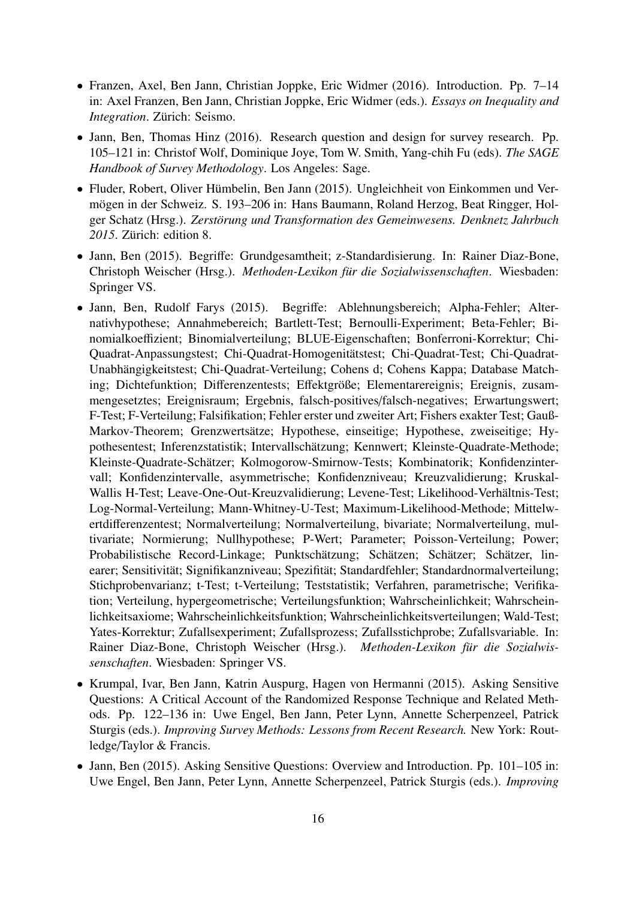- Franzen, Axel, Ben Jann, Christian Joppke, Eric Widmer (2016). Introduction. Pp. 7–14 in: Axel Franzen, Ben Jann, Christian Joppke, Eric Widmer (eds.). *Essays on Inequality and Integration*. Zürich: Seismo.
- Jann, Ben, Thomas Hinz (2016). Research question and design for survey research. Pp. 105–121 in: Christof Wolf, Dominique Joye, Tom W. Smith, Yang-chih Fu (eds). *The SAGE Handbook of Survey Methodology*. Los Angeles: Sage.
- Fluder, Robert, Oliver Hümbelin, Ben Jann (2015). Ungleichheit von Einkommen und Vermögen in der Schweiz. S. 193–206 in: Hans Baumann, Roland Herzog, Beat Ringger, Holger Schatz (Hrsg.). *Zerstörung und Transformation des Gemeinwesens. Denknetz Jahrbuch 2015*. Zürich: edition 8.
- Jann, Ben (2015). Begriffe: Grundgesamtheit; z-Standardisierung. In: Rainer Diaz-Bone, Christoph Weischer (Hrsg.). *Methoden-Lexikon für die Sozialwissenschaften*. Wiesbaden: Springer VS.
- Jann, Ben, Rudolf Farys (2015). Begriffe: Ablehnungsbereich; Alpha-Fehler; Alternativhypothese; Annahmebereich; Bartlett-Test; Bernoulli-Experiment; Beta-Fehler; Binomialkoeffizient; Binomialverteilung; BLUE-Eigenschaften; Bonferroni-Korrektur; Chi-Quadrat-Anpassungstest; Chi-Quadrat-Homogenitätstest; Chi-Quadrat-Test; Chi-Quadrat-Unabhängigkeitstest; Chi-Quadrat-Verteilung; Cohens d; Cohens Kappa; Database Matching; Dichtefunktion; Differenzentests; Effektgröße; Elementarereignis; Ereignis, zusammengesetztes; Ereignisraum; Ergebnis, falsch-positives/falsch-negatives; Erwartungswert; F-Test; F-Verteilung; Falsifikation; Fehler erster und zweiter Art; Fishers exakter Test; Gauß-Markov-Theorem; Grenzwertsätze; Hypothese, einseitige; Hypothese, zweiseitige; Hypothesentest; Inferenzstatistik; Intervallschätzung; Kennwert; Kleinste-Quadrate-Methode; Kleinste-Quadrate-Schätzer; Kolmogorow-Smirnow-Tests; Kombinatorik; Konfidenzintervall; Konfidenzintervalle, asymmetrische; Konfidenzniveau; Kreuzvalidierung; Kruskal-Wallis H-Test; Leave-One-Out-Kreuzvalidierung; Levene-Test; Likelihood-Verhältnis-Test; Log-Normal-Verteilung; Mann-Whitney-U-Test; Maximum-Likelihood-Methode; Mittelwertdifferenzentest; Normalverteilung; Normalverteilung, bivariate; Normalverteilung, multivariate; Normierung; Nullhypothese; P-Wert; Parameter; Poisson-Verteilung; Power; Probabilistische Record-Linkage; Punktschätzung; Schätzen; Schätzer; Schätzer, linearer; Sensitivität; Signifikanzniveau; Spezifität; Standardfehler; Standardnormalverteilung; Stichprobenvarianz; t-Test; t-Verteilung; Teststatistik; Verfahren, parametrische; Verifikation; Verteilung, hypergeometrische; Verteilungsfunktion; Wahrscheinlichkeit; Wahrscheinlichkeitsaxiome; Wahrscheinlichkeitsfunktion; Wahrscheinlichkeitsverteilungen; Wald-Test; Yates-Korrektur; Zufallsexperiment; Zufallsprozess; Zufallsstichprobe; Zufallsvariable. In: Rainer Diaz-Bone, Christoph Weischer (Hrsg.). *Methoden-Lexikon für die Sozialwissenschaften*. Wiesbaden: Springer VS.
- Krumpal, Ivar, Ben Jann, Katrin Auspurg, Hagen von Hermanni (2015). Asking Sensitive Questions: A Critical Account of the Randomized Response Technique and Related Methods. Pp. 122–136 in: Uwe Engel, Ben Jann, Peter Lynn, Annette Scherpenzeel, Patrick Sturgis (eds.). *Improving Survey Methods: Lessons from Recent Research.* New York: Routledge/Taylor & Francis.
- Jann, Ben (2015). Asking Sensitive Questions: Overview and Introduction. Pp. 101–105 in: Uwe Engel, Ben Jann, Peter Lynn, Annette Scherpenzeel, Patrick Sturgis (eds.). *Improving*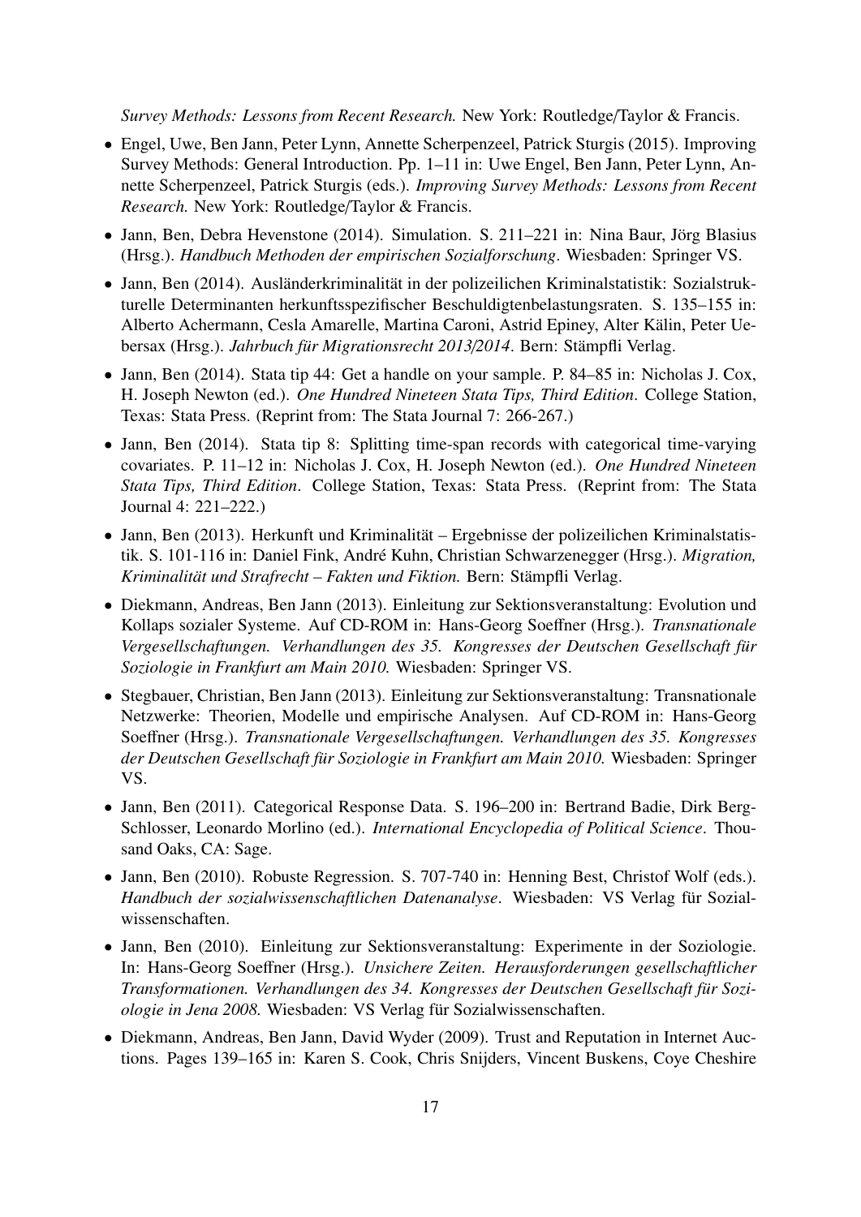*Survey Methods: Lessons from Recent Research.* New York: Routledge/Taylor & Francis.

- Engel, Uwe, Ben Jann, Peter Lynn, Annette Scherpenzeel, Patrick Sturgis (2015). Improving Survey Methods: General Introduction. Pp. 1–11 in: Uwe Engel, Ben Jann, Peter Lynn, Annette Scherpenzeel, Patrick Sturgis (eds.). *Improving Survey Methods: Lessons from Recent Research.* New York: Routledge/Taylor & Francis.
- Jann, Ben, Debra Hevenstone (2014). Simulation. S. 211–221 in: Nina Baur, Jörg Blasius (Hrsg.). *Handbuch Methoden der empirischen Sozialforschung*. Wiesbaden: Springer VS.
- Jann, Ben (2014). Ausländerkriminalität in der polizeilichen Kriminalstatistik: Sozialstrukturelle Determinanten herkunftsspezifischer Beschuldigtenbelastungsraten. S. 135–155 in: Alberto Achermann, Cesla Amarelle, Martina Caroni, Astrid Epiney, Alter Kälin, Peter Uebersax (Hrsg.). *Jahrbuch für Migrationsrecht 2013/2014*. Bern: Stämpfli Verlag.
- Jann, Ben (2014). Stata tip 44: Get a handle on your sample. P. 84–85 in: Nicholas J. Cox, H. Joseph Newton (ed.). *One Hundred Nineteen Stata Tips, Third Edition*. College Station, Texas: Stata Press. (Reprint from: The Stata Journal 7: 266-267.)
- Jann, Ben (2014). Stata tip 8: Splitting time-span records with categorical time-varying covariates. P. 11–12 in: Nicholas J. Cox, H. Joseph Newton (ed.). *One Hundred Nineteen Stata Tips, Third Edition*. College Station, Texas: Stata Press. (Reprint from: The Stata Journal 4: 221–222.)
- Jann, Ben (2013). Herkunft und Kriminalität – Ergebnisse der polizeilichen Kriminalstatistik. S. 101-116 in: Daniel Fink, André Kuhn, Christian Schwarzenegger (Hrsg.). *Migration, Kriminalität und Strafrecht – Fakten und Fiktion.* Bern: Stämpfli Verlag.
- Diekmann, Andreas, Ben Jann (2013). Einleitung zur Sektionsveranstaltung: Evolution und Kollaps sozialer Systeme. Auf CD-ROM in: Hans-Georg Soeffner (Hrsg.). *Transnationale Vergesellschaftungen. Verhandlungen des 35. Kongresses der Deutschen Gesellschaft für Soziologie in Frankfurt am Main 2010.* Wiesbaden: Springer VS.
- Stegbauer, Christian, Ben Jann (2013). Einleitung zur Sektionsveranstaltung: Transnationale Netzwerke: Theorien, Modelle und empirische Analysen. Auf CD-ROM in: Hans-Georg Soeffner (Hrsg.). *Transnationale Vergesellschaftungen. Verhandlungen des 35. Kongresses der Deutschen Gesellschaft für Soziologie in Frankfurt am Main 2010.* Wiesbaden: Springer VS.
- Jann, Ben (2011). Categorical Response Data. S. 196–200 in: Bertrand Badie, Dirk Berg-Schlosser, Leonardo Morlino (ed.). *International Encyclopedia of Political Science*. Thousand Oaks, CA: Sage.
- Jann, Ben (2010). Robuste Regression. S. 707-740 in: Henning Best, Christof Wolf (eds.). *Handbuch der sozialwissenschaftlichen Datenanalyse*. Wiesbaden: VS Verlag für Sozialwissenschaften.
- Jann, Ben (2010). Einleitung zur Sektionsveranstaltung: Experimente in der Soziologie. In: Hans-Georg Soeffner (Hrsg.). *Unsichere Zeiten. Herausforderungen gesellschaftlicher Transformationen. Verhandlungen des 34. Kongresses der Deutschen Gesellschaft für Soziologie in Jena 2008.* Wiesbaden: VS Verlag für Sozialwissenschaften.
- Diekmann, Andreas, Ben Jann, David Wyder (2009). Trust and Reputation in Internet Auctions. Pages 139–165 in: Karen S. Cook, Chris Snijders, Vincent Buskens, Coye Cheshire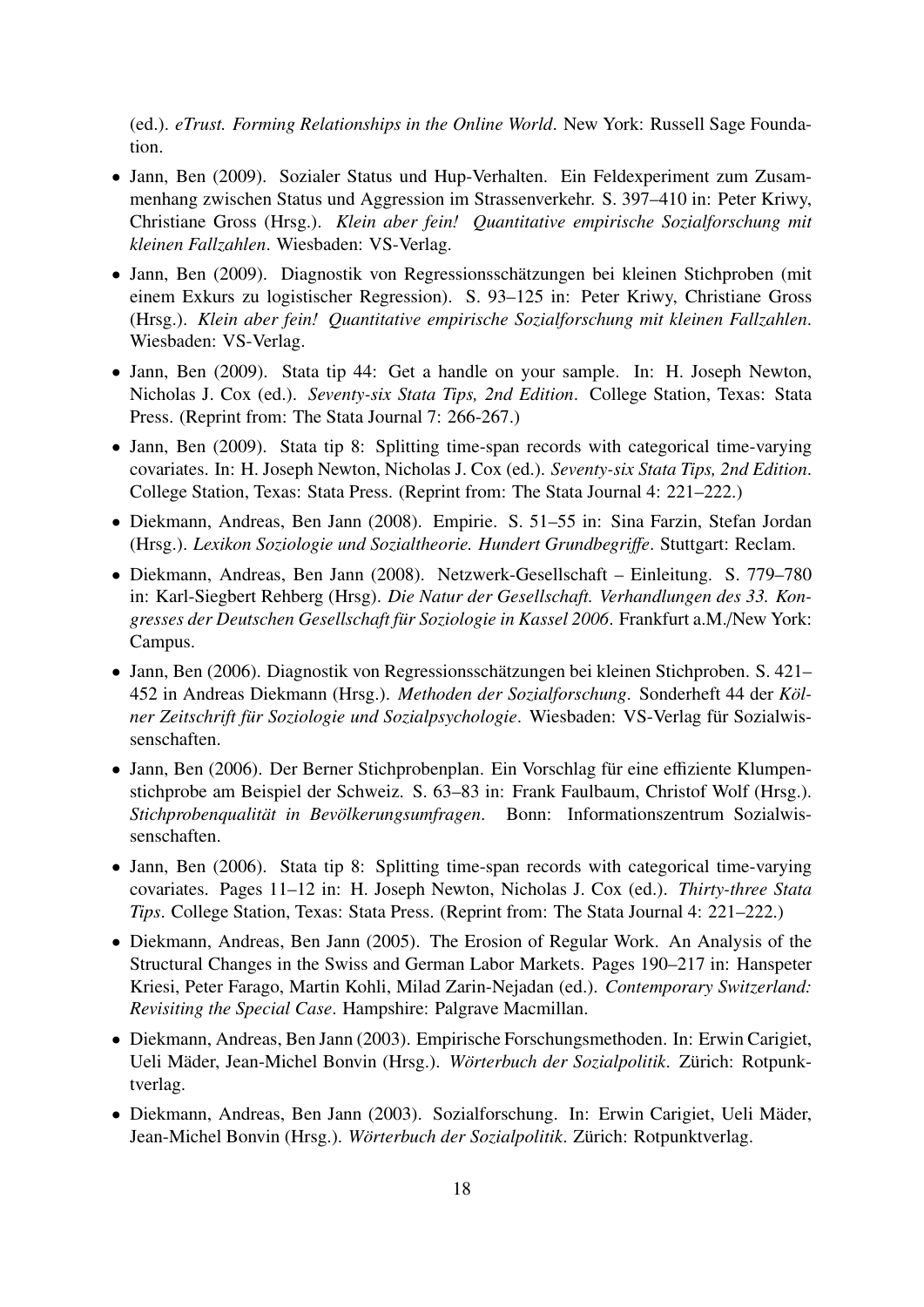(ed.). *eTrust. Forming Relationships in the Online World*. New York: Russell Sage Foundation.

- Jann, Ben (2009). Sozialer Status und Hup-Verhalten. Ein Feldexperiment zum Zusammenhang zwischen Status und Aggression im Strassenverkehr. S. 397–410 in: Peter Kriwy, Christiane Gross (Hrsg.). *Klein aber fein! Quantitative empirische Sozialforschung mit kleinen Fallzahlen*. Wiesbaden: VS-Verlag.
- Jann, Ben (2009). Diagnostik von Regressionsschätzungen bei kleinen Stichproben (mit einem Exkurs zu logistischer Regression). S. 93–125 in: Peter Kriwy, Christiane Gross (Hrsg.). *Klein aber fein! Quantitative empirische Sozialforschung mit kleinen Fallzahlen*. Wiesbaden: VS-Verlag.
- Jann, Ben (2009). Stata tip 44: Get a handle on your sample. In: H. Joseph Newton, Nicholas J. Cox (ed.). *Seventy-six Stata Tips, 2nd Edition*. College Station, Texas: Stata Press. (Reprint from: The Stata Journal 7: 266-267.)
- Jann, Ben (2009). Stata tip 8: Splitting time-span records with categorical time-varying covariates. In: H. Joseph Newton, Nicholas J. Cox (ed.). *Seventy-six Stata Tips, 2nd Edition*. College Station, Texas: Stata Press. (Reprint from: The Stata Journal 4: 221–222.)
- Diekmann, Andreas, Ben Jann (2008). Empirie. S. 51–55 in: Sina Farzin, Stefan Jordan (Hrsg.). *Lexikon Soziologie und Sozialtheorie. Hundert Grundbegriffe*. Stuttgart: Reclam.
- Diekmann, Andreas, Ben Jann (2008). Netzwerk-Gesellschaft – Einleitung. S. 779–780 in: Karl-Siegbert Rehberg (Hrsg). *Die Natur der Gesellschaft. Verhandlungen des 33. Kongresses der Deutschen Gesellschaft für Soziologie in Kassel 2006*. Frankfurt a.M./New York: Campus.
- Jann, Ben (2006). Diagnostik von Regressionsschätzungen bei kleinen Stichproben. S. 421–452 in Andreas Diekmann (Hrsg.). *Methoden der Sozialforschung*. Sonderheft 44 der *Kölner Zeitschrift für Soziologie und Sozialpsychologie*. Wiesbaden: VS-Verlag für Sozialwissenschaften.
- Jann, Ben (2006). Der Berner Stichprobenplan. Ein Vorschlag für eine effiziente Klumpenstichprobe am Beispiel der Schweiz. S. 63–83 in: Frank Faulbaum, Christof Wolf (Hrsg.). *Stichprobenqualität in Bevölkerungsumfragen*. Bonn: Informationszentrum Sozialwissenschaften.
- Jann, Ben (2006). Stata tip 8: Splitting time-span records with categorical time-varying covariates. Pages 11–12 in: H. Joseph Newton, Nicholas J. Cox (ed.). *Thirty-three Stata Tips*. College Station, Texas: Stata Press. (Reprint from: The Stata Journal 4: 221–222.)
- Diekmann, Andreas, Ben Jann (2005). The Erosion of Regular Work. An Analysis of the Structural Changes in the Swiss and German Labor Markets. Pages 190–217 in: Hanspeter Kriesi, Peter Farago, Martin Kohli, Milad Zarin-Nejadan (ed.). *Contemporary Switzerland: Revisiting the Special Case*. Hampshire: Palgrave Macmillan.
- Diekmann, Andreas, Ben Jann (2003). Empirische Forschungsmethoden. In: Erwin Carigiet, Ueli Mäder, Jean-Michel Bonvin (Hrsg.). *Wörterbuch der Sozialpolitik*. Zürich: Rotpunktverlag.
- Diekmann, Andreas, Ben Jann (2003). Sozialforschung. In: Erwin Carigiet, Ueli Mäder, Jean-Michel Bonvin (Hrsg.). *Wörterbuch der Sozialpolitik*. Zürich: Rotpunktverlag.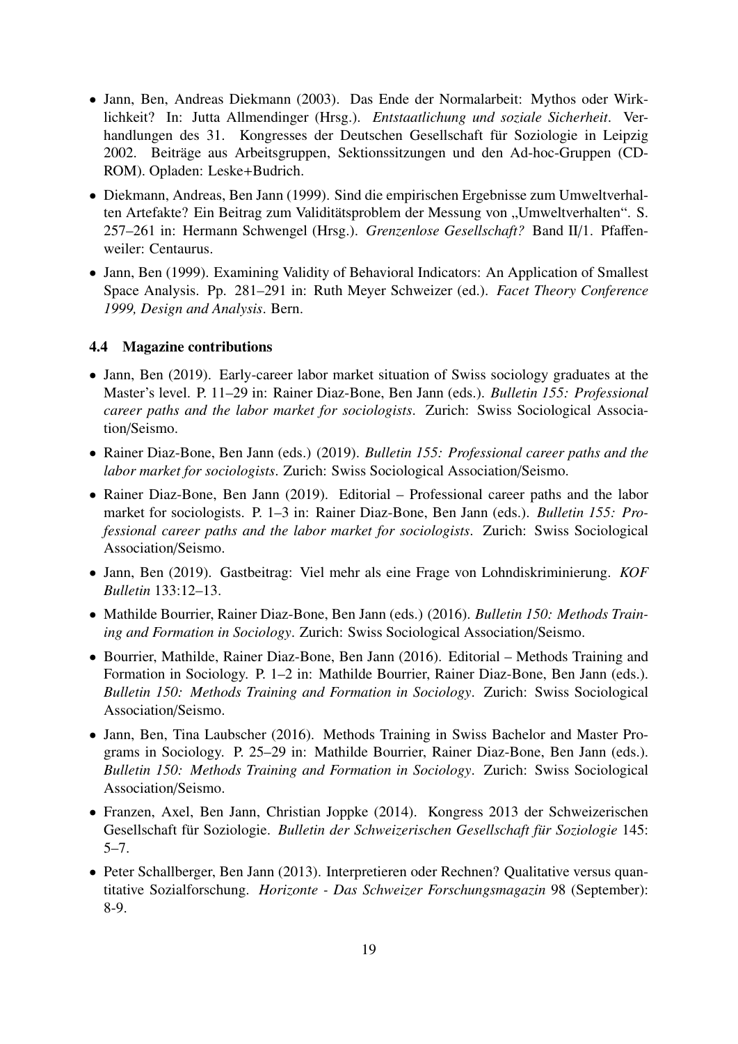- Jann, Ben, Andreas Diekmann (2003). Das Ende der Normalarbeit: Mythos oder Wirklichkeit? In: Jutta Allmendinger (Hrsg.). *Entstaatlichung und soziale Sicherheit*. Verhandlungen des 31. Kongresses der Deutschen Gesellschaft für Soziologie in Leipzig 2002. Beiträge aus Arbeitsgruppen, Sektionssitzungen und den Ad-hoc-Gruppen (CD-ROM). Opladen: Leske+Budrich.
- Diekmann, Andreas, Ben Jann (1999). Sind die empirischen Ergebnisse zum Umweltverhalten Artefakte? Ein Beitrag zum Validitätsproblem der Messung von „Umweltverhalten". S. 257–261 in: Hermann Schwengel (Hrsg.). *Grenzenlose Gesellschaft?* Band II/1. Pfaffenweiler: Centaurus.
- Jann, Ben (1999). Examining Validity of Behavioral Indicators: An Application of Smallest Space Analysis. Pp. 281–291 in: Ruth Meyer Schweizer (ed.). *Facet Theory Conference 1999, Design and Analysis*. Bern.

### 4.4 Magazine contributions

- Jann, Ben (2019). Early-career labor market situation of Swiss sociology graduates at the Master's level. P. 11–29 in: Rainer Diaz-Bone, Ben Jann (eds.). *Bulletin 155: Professional career paths and the labor market for sociologists*. Zurich: Swiss Sociological Association/Seismo.
- Rainer Diaz-Bone, Ben Jann (eds.) (2019). *Bulletin 155: Professional career paths and the labor market for sociologists*. Zurich: Swiss Sociological Association/Seismo.
- Rainer Diaz-Bone, Ben Jann (2019). Editorial – Professional career paths and the labor market for sociologists. P. 1–3 in: Rainer Diaz-Bone, Ben Jann (eds.). *Bulletin 155: Professional career paths and the labor market for sociologists*. Zurich: Swiss Sociological Association/Seismo.
- Jann, Ben (2019). Gastbeitrag: Viel mehr als eine Frage von Lohndiskriminierung. *KOF Bulletin* 133:12–13.
- Mathilde Bourrier, Rainer Diaz-Bone, Ben Jann (eds.) (2016). *Bulletin 150: Methods Training and Formation in Sociology*. Zurich: Swiss Sociological Association/Seismo.
- Bourrier, Mathilde, Rainer Diaz-Bone, Ben Jann (2016). Editorial – Methods Training and Formation in Sociology. P. 1–2 in: Mathilde Bourrier, Rainer Diaz-Bone, Ben Jann (eds.). *Bulletin 150: Methods Training and Formation in Sociology*. Zurich: Swiss Sociological Association/Seismo.
- Jann, Ben, Tina Laubscher (2016). Methods Training in Swiss Bachelor and Master Programs in Sociology. P. 25–29 in: Mathilde Bourrier, Rainer Diaz-Bone, Ben Jann (eds.). *Bulletin 150: Methods Training and Formation in Sociology*. Zurich: Swiss Sociological Association/Seismo.
- Franzen, Axel, Ben Jann, Christian Joppke (2014). Kongress 2013 der Schweizerischen Gesellschaft für Soziologie. *Bulletin der Schweizerischen Gesellschaft für Soziologie* 145: 5–7.
- Peter Schallberger, Ben Jann (2013). Interpretieren oder Rechnen? Qualitative versus quantitative Sozialforschung. *Horizonte - Das Schweizer Forschungsmagazin* 98 (September): 8-9.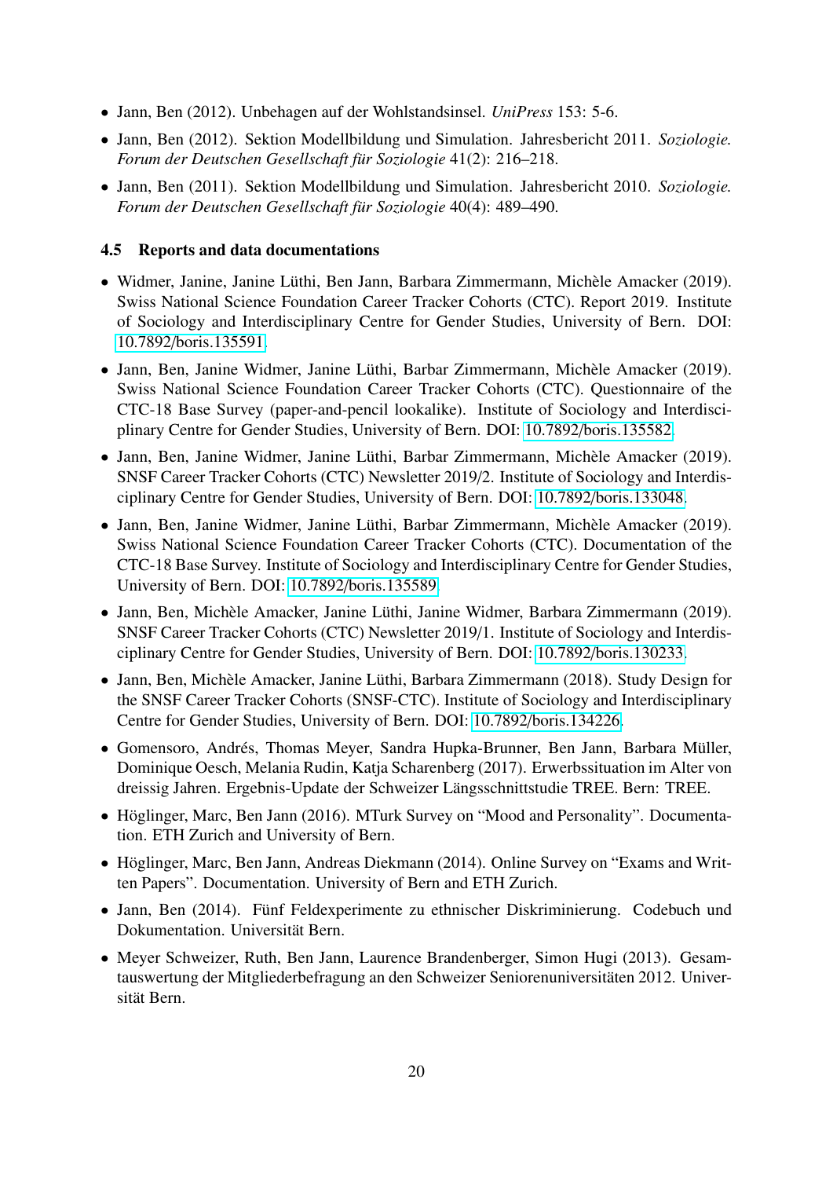- Jann, Ben (2012). Unbehagen auf der Wohlstandsinsel. *UniPress* 153: 5-6.
- Jann, Ben (2012). Sektion Modellbildung und Simulation. Jahresbericht 2011. *Soziologie. Forum der Deutschen Gesellschaft für Soziologie* 41(2): 216–218.
- Jann, Ben (2011). Sektion Modellbildung und Simulation. Jahresbericht 2010. *Soziologie. Forum der Deutschen Gesellschaft für Soziologie* 40(4): 489–490.

### 4.5 Reports and data documentations

- Widmer, Janine, Janine Lüthi, Ben Jann, Barbara Zimmermann, Michèle Amacker (2019). Swiss National Science Foundation Career Tracker Cohorts (CTC). Report 2019. Institute of Sociology and Interdisciplinary Centre for Gender Studies, University of Bern. DOI: 10.7892/boris.135591.
- Jann, Ben, Janine Widmer, Janine Lüthi, Barbar Zimmermann, Michèle Amacker (2019). Swiss National Science Foundation Career Tracker Cohorts (CTC). Questionnaire of the CTC-18 Base Survey (paper-and-pencil lookalike). Institute of Sociology and Interdisciplinary Centre for Gender Studies, University of Bern. DOI: 10.7892/boris.135582.
- Jann, Ben, Janine Widmer, Janine Lüthi, Barbar Zimmermann, Michèle Amacker (2019). SNSF Career Tracker Cohorts (CTC) Newsletter 2019/2. Institute of Sociology and Interdisciplinary Centre for Gender Studies, University of Bern. DOI: 10.7892/boris.133048.
- Jann, Ben, Janine Widmer, Janine Lüthi, Barbar Zimmermann, Michèle Amacker (2019). Swiss National Science Foundation Career Tracker Cohorts (CTC). Documentation of the CTC-18 Base Survey. Institute of Sociology and Interdisciplinary Centre for Gender Studies, University of Bern. DOI: 10.7892/boris.135589.
- Jann, Ben, Michèle Amacker, Janine Lüthi, Janine Widmer, Barbara Zimmermann (2019). SNSF Career Tracker Cohorts (CTC) Newsletter 2019/1. Institute of Sociology and Interdisciplinary Centre for Gender Studies, University of Bern. DOI: 10.7892/boris.130233.
- Jann, Ben, Michèle Amacker, Janine Lüthi, Barbara Zimmermann (2018). Study Design for the SNSF Career Tracker Cohorts (SNSF-CTC). Institute of Sociology and Interdisciplinary Centre for Gender Studies, University of Bern. DOI: 10.7892/boris.134226.
- Gomensoro, Andrés, Thomas Meyer, Sandra Hupka-Brunner, Ben Jann, Barbara Müller, Dominique Oesch, Melania Rudin, Katja Scharenberg (2017). Erwerbssituation im Alter von dreissig Jahren. Ergebnis-Update der Schweizer Längsschnittstudie TREE. Bern: TREE.
- Höglinger, Marc, Ben Jann (2016). MTurk Survey on "Mood and Personality". Documentation. ETH Zurich and University of Bern.
- Höglinger, Marc, Ben Jann, Andreas Diekmann (2014). Online Survey on "Exams and Written Papers". Documentation. University of Bern and ETH Zurich.
- Jann, Ben (2014). Fünf Feldexperimente zu ethnischer Diskriminierung. Codebuch und Dokumentation. Universität Bern.
- Meyer Schweizer, Ruth, Ben Jann, Laurence Brandenberger, Simon Hugi (2013). Gesamtauswertung der Mitgliederbefragung an den Schweizer Seniorenuniversitäten 2012. Universität Bern.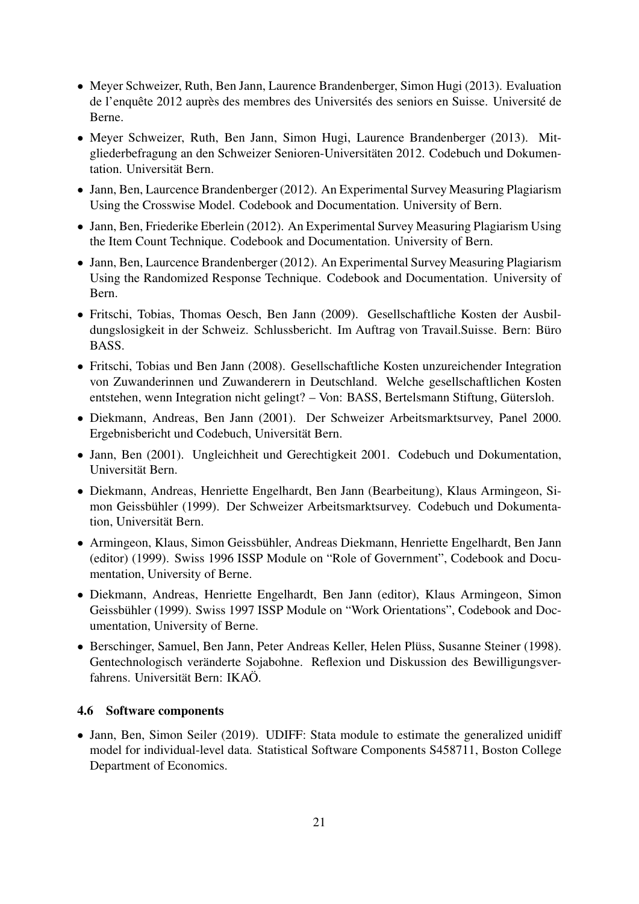- Meyer Schweizer, Ruth, Ben Jann, Laurence Brandenberger, Simon Hugi (2013). Evaluation de l'enquête 2012 auprès des membres des Universités des seniors en Suisse. Université de Berne.
- Meyer Schweizer, Ruth, Ben Jann, Simon Hugi, Laurence Brandenberger (2013). Mitgliederbefragung an den Schweizer Senioren-Universitäten 2012. Codebuch und Dokumentation. Universität Bern.
- Jann, Ben, Laurcence Brandenberger (2012). An Experimental Survey Measuring Plagiarism Using the Crosswise Model. Codebook and Documentation. University of Bern.
- Jann, Ben, Friederike Eberlein (2012). An Experimental Survey Measuring Plagiarism Using the Item Count Technique. Codebook and Documentation. University of Bern.
- Jann, Ben, Laurcence Brandenberger (2012). An Experimental Survey Measuring Plagiarism Using the Randomized Response Technique. Codebook and Documentation. University of Bern.
- Fritschi, Tobias, Thomas Oesch, Ben Jann (2009). Gesellschaftliche Kosten der Ausbildungslosigkeit in der Schweiz. Schlussbericht. Im Auftrag von Travail.Suisse. Bern: Büro BASS.
- Fritschi, Tobias und Ben Jann (2008). Gesellschaftliche Kosten unzureichender Integration von Zuwanderinnen und Zuwanderern in Deutschland. Welche gesellschaftlichen Kosten entstehen, wenn Integration nicht gelingt? – Von: BASS, Bertelsmann Stiftung, Gütersloh.
- Diekmann, Andreas, Ben Jann (2001). Der Schweizer Arbeitsmarktsurvey, Panel 2000. Ergebnisbericht und Codebuch, Universität Bern.
- Jann, Ben (2001). Ungleichheit und Gerechtigkeit 2001. Codebuch und Dokumentation, Universität Bern.
- Diekmann, Andreas, Henriette Engelhardt, Ben Jann (Bearbeitung), Klaus Armingeon, Simon Geissbühler (1999). Der Schweizer Arbeitsmarktsurvey. Codebuch und Dokumentation, Universität Bern.
- Armingeon, Klaus, Simon Geissbühler, Andreas Diekmann, Henriette Engelhardt, Ben Jann (editor) (1999). Swiss 1996 ISSP Module on "Role of Government", Codebook and Documentation, University of Berne.
- Diekmann, Andreas, Henriette Engelhardt, Ben Jann (editor), Klaus Armingeon, Simon Geissbühler (1999). Swiss 1997 ISSP Module on "Work Orientations", Codebook and Documentation, University of Berne.
- Berschinger, Samuel, Ben Jann, Peter Andreas Keller, Helen Plüss, Susanne Steiner (1998). Gentechnologisch veränderte Sojabohne. Reflexion und Diskussion des Bewilligungsverfahrens. Universität Bern: IKAÖ.

### 4.6 Software components

- Jann, Ben, Simon Seiler (2019). UDIFF: Stata module to estimate the generalized unidiff model for individual-level data. Statistical Software Components S458711, Boston College Department of Economics.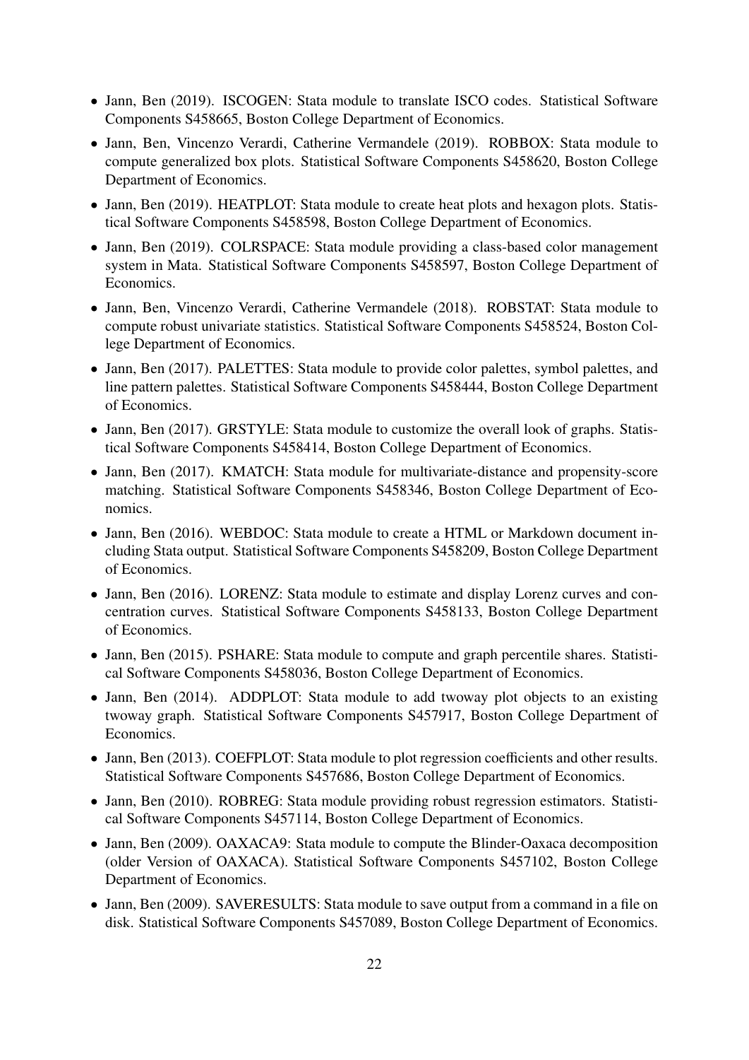- Jann, Ben (2019). ISCOGEN: Stata module to translate ISCO codes. Statistical Software Components S458665, Boston College Department of Economics.
- Jann, Ben, Vincenzo Verardi, Catherine Vermandele (2019). ROBBOX: Stata module to compute generalized box plots. Statistical Software Components S458620, Boston College Department of Economics.
- Jann, Ben (2019). HEATPLOT: Stata module to create heat plots and hexagon plots. Statistical Software Components S458598, Boston College Department of Economics.
- Jann, Ben (2019). COLRSPACE: Stata module providing a class-based color management system in Mata. Statistical Software Components S458597, Boston College Department of Economics.
- Jann, Ben, Vincenzo Verardi, Catherine Vermandele (2018). ROBSTAT: Stata module to compute robust univariate statistics. Statistical Software Components S458524, Boston College Department of Economics.
- Jann, Ben (2017). PALETTES: Stata module to provide color palettes, symbol palettes, and line pattern palettes. Statistical Software Components S458444, Boston College Department of Economics.
- Jann, Ben (2017). GRSTYLE: Stata module to customize the overall look of graphs. Statistical Software Components S458414, Boston College Department of Economics.
- Jann, Ben (2017). KMATCH: Stata module for multivariate-distance and propensity-score matching. Statistical Software Components S458346, Boston College Department of Economics.
- Jann, Ben (2016). WEBDOC: Stata module to create a HTML or Markdown document including Stata output. Statistical Software Components S458209, Boston College Department of Economics.
- Jann, Ben (2016). LORENZ: Stata module to estimate and display Lorenz curves and concentration curves. Statistical Software Components S458133, Boston College Department of Economics.
- Jann, Ben (2015). PSHARE: Stata module to compute and graph percentile shares. Statistical Software Components S458036, Boston College Department of Economics.
- Jann, Ben (2014). ADDPLOT: Stata module to add twoway plot objects to an existing twoway graph. Statistical Software Components S457917, Boston College Department of Economics.
- Jann, Ben (2013). COEFPLOT: Stata module to plot regression coefficients and other results. Statistical Software Components S457686, Boston College Department of Economics.
- Jann, Ben (2010). ROBREG: Stata module providing robust regression estimators. Statistical Software Components S457114, Boston College Department of Economics.
- Jann, Ben (2009). OAXACA9: Stata module to compute the Blinder-Oaxaca decomposition (older Version of OAXACA). Statistical Software Components S457102, Boston College Department of Economics.
- Jann, Ben (2009). SAVERESULTS: Stata module to save output from a command in a file on disk. Statistical Software Components S457089, Boston College Department of Economics.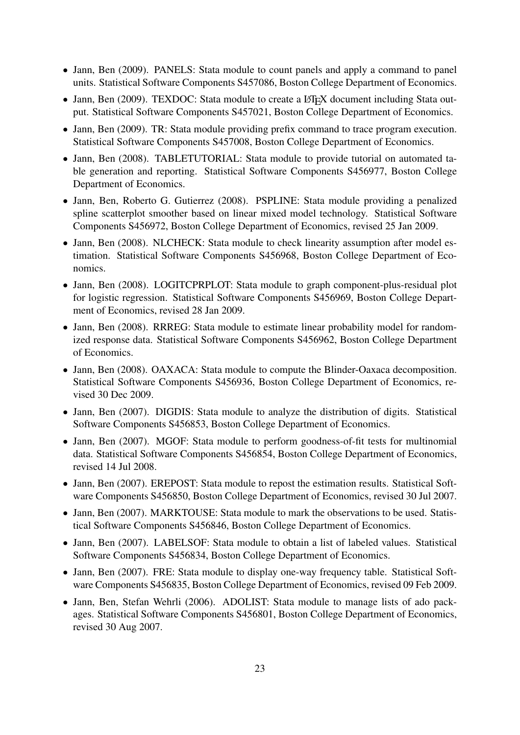- Jann, Ben (2009). PANELS: Stata module to count panels and apply a command to panel units. Statistical Software Components S457086, Boston College Department of Economics.
- Jann, Ben (2009). TEXDOC: Stata module to create a LaTeX document including Stata output. Statistical Software Components S457021, Boston College Department of Economics.
- Jann, Ben (2009). TR: Stata module providing prefix command to trace program execution. Statistical Software Components S457008, Boston College Department of Economics.
- Jann, Ben (2008). TABLETUTORIAL: Stata module to provide tutorial on automated table generation and reporting. Statistical Software Components S456977, Boston College Department of Economics.
- Jann, Ben, Roberto G. Gutierrez (2008). PSPLINE: Stata module providing a penalized spline scatterplot smoother based on linear mixed model technology. Statistical Software Components S456972, Boston College Department of Economics, revised 25 Jan 2009.
- Jann, Ben (2008). NLCHECK: Stata module to check linearity assumption after model estimation. Statistical Software Components S456968, Boston College Department of Economics.
- Jann, Ben (2008). LOGITCPRPLOT: Stata module to graph component-plus-residual plot for logistic regression. Statistical Software Components S456969, Boston College Department of Economics, revised 28 Jan 2009.
- Jann, Ben (2008). RRREG: Stata module to estimate linear probability model for randomized response data. Statistical Software Components S456962, Boston College Department of Economics.
- Jann, Ben (2008). OAXACA: Stata module to compute the Blinder-Oaxaca decomposition. Statistical Software Components S456936, Boston College Department of Economics, revised 30 Dec 2009.
- Jann, Ben (2007). DIGDIS: Stata module to analyze the distribution of digits. Statistical Software Components S456853, Boston College Department of Economics.
- Jann, Ben (2007). MGOF: Stata module to perform goodness-of-fit tests for multinomial data. Statistical Software Components S456854, Boston College Department of Economics, revised 14 Jul 2008.
- Jann, Ben (2007). EREPOST: Stata module to repost the estimation results. Statistical Software Components S456850, Boston College Department of Economics, revised 30 Jul 2007.
- Jann, Ben (2007). MARKTOUSE: Stata module to mark the observations to be used. Statistical Software Components S456846, Boston College Department of Economics.
- Jann, Ben (2007). LABELSOF: Stata module to obtain a list of labeled values. Statistical Software Components S456834, Boston College Department of Economics.
- Jann, Ben (2007). FRE: Stata module to display one-way frequency table. Statistical Software Components S456835, Boston College Department of Economics, revised 09 Feb 2009.
- Jann, Ben, Stefan Wehrli (2006). ADOLIST: Stata module to manage lists of ado packages. Statistical Software Components S456801, Boston College Department of Economics, revised 30 Aug 2007.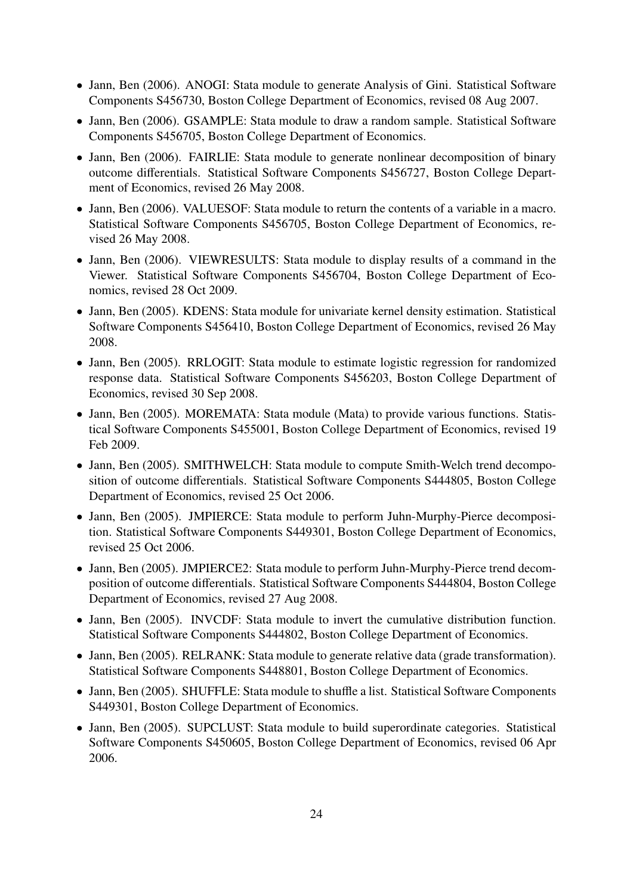- Jann, Ben (2006). ANOGI: Stata module to generate Analysis of Gini. Statistical Software Components S456730, Boston College Department of Economics, revised 08 Aug 2007.
- Jann, Ben (2006). GSAMPLE: Stata module to draw a random sample. Statistical Software Components S456705, Boston College Department of Economics.
- Jann, Ben (2006). FAIRLIE: Stata module to generate nonlinear decomposition of binary outcome differentials. Statistical Software Components S456727, Boston College Department of Economics, revised 26 May 2008.
- Jann, Ben (2006). VALUESOF: Stata module to return the contents of a variable in a macro. Statistical Software Components S456705, Boston College Department of Economics, revised 26 May 2008.
- Jann, Ben (2006). VIEWRESULTS: Stata module to display results of a command in the Viewer. Statistical Software Components S456704, Boston College Department of Economics, revised 28 Oct 2009.
- Jann, Ben (2005). KDENS: Stata module for univariate kernel density estimation. Statistical Software Components S456410, Boston College Department of Economics, revised 26 May 2008.
- Jann, Ben (2005). RRLOGIT: Stata module to estimate logistic regression for randomized response data. Statistical Software Components S456203, Boston College Department of Economics, revised 30 Sep 2008.
- Jann, Ben (2005). MOREMATA: Stata module (Mata) to provide various functions. Statistical Software Components S455001, Boston College Department of Economics, revised 19 Feb 2009.
- Jann, Ben (2005). SMITHWELCH: Stata module to compute Smith-Welch trend decomposition of outcome differentials. Statistical Software Components S444805, Boston College Department of Economics, revised 25 Oct 2006.
- Jann, Ben (2005). JMPIERCE: Stata module to perform Juhn-Murphy-Pierce decomposition. Statistical Software Components S449301, Boston College Department of Economics, revised 25 Oct 2006.
- Jann, Ben (2005). JMPIERCE2: Stata module to perform Juhn-Murphy-Pierce trend decomposition of outcome differentials. Statistical Software Components S444804, Boston College Department of Economics, revised 27 Aug 2008.
- Jann, Ben (2005). INVCDF: Stata module to invert the cumulative distribution function. Statistical Software Components S444802, Boston College Department of Economics.
- Jann, Ben (2005). RELRANK: Stata module to generate relative data (grade transformation). Statistical Software Components S448801, Boston College Department of Economics.
- Jann, Ben (2005). SHUFFLE: Stata module to shuffle a list. Statistical Software Components S449301, Boston College Department of Economics.
- Jann, Ben (2005). SUPCLUST: Stata module to build superordinate categories. Statistical Software Components S450605, Boston College Department of Economics, revised 06 Apr 2006.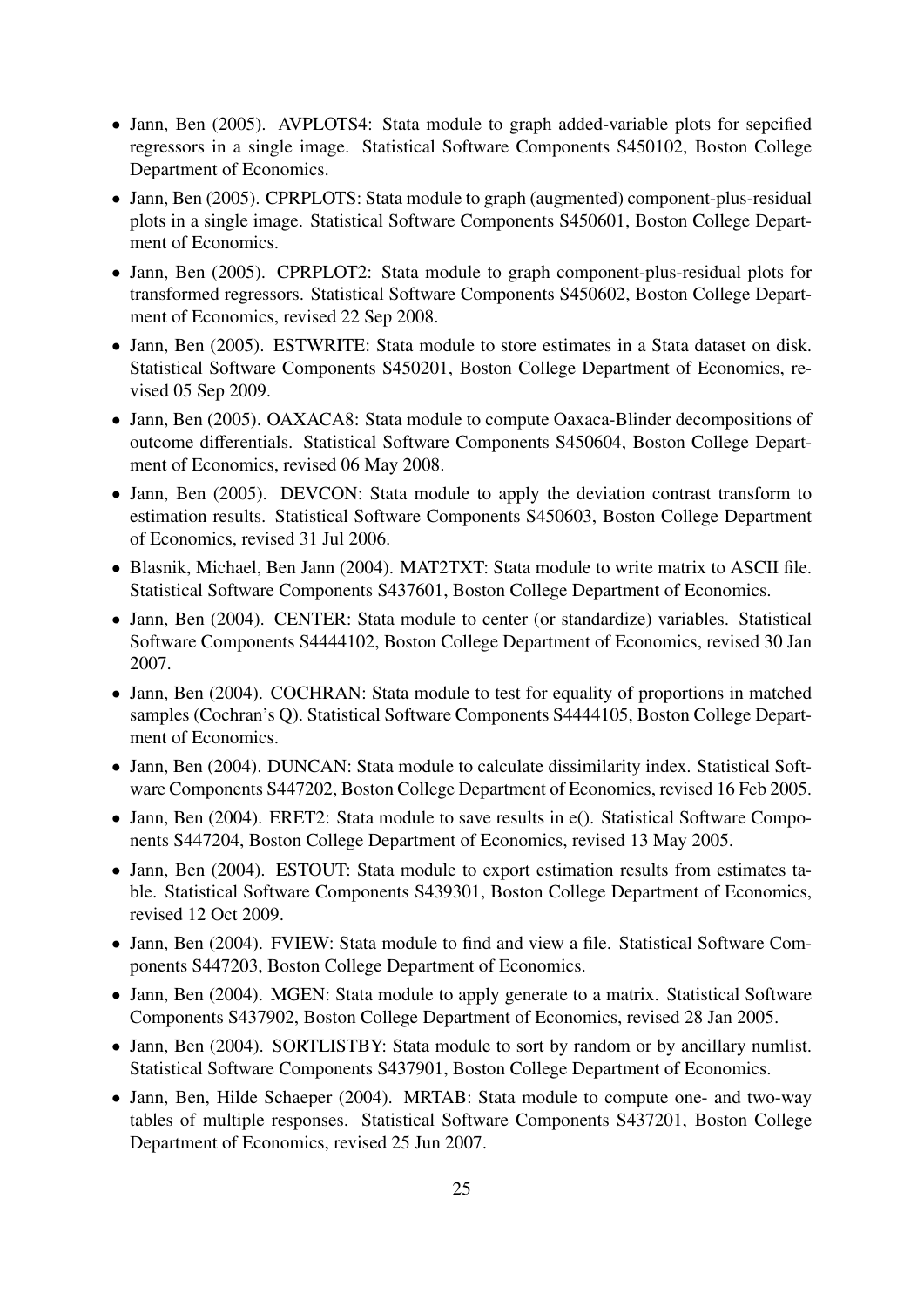- Jann, Ben (2005). AVPLOTS4: Stata module to graph added-variable plots for sepcified regressors in a single image. Statistical Software Components S450102, Boston College Department of Economics.
- Jann, Ben (2005). CPRPLOTS: Stata module to graph (augmented) component-plus-residual plots in a single image. Statistical Software Components S450601, Boston College Department of Economics.
- Jann, Ben (2005). CPRPLOT2: Stata module to graph component-plus-residual plots for transformed regressors. Statistical Software Components S450602, Boston College Department of Economics, revised 22 Sep 2008.
- Jann, Ben (2005). ESTWRITE: Stata module to store estimates in a Stata dataset on disk. Statistical Software Components S450201, Boston College Department of Economics, revised 05 Sep 2009.
- Jann, Ben (2005). OAXACA8: Stata module to compute Oaxaca-Blinder decompositions of outcome differentials. Statistical Software Components S450604, Boston College Department of Economics, revised 06 May 2008.
- Jann, Ben (2005). DEVCON: Stata module to apply the deviation contrast transform to estimation results. Statistical Software Components S450603, Boston College Department of Economics, revised 31 Jul 2006.
- Blasnik, Michael, Ben Jann (2004). MAT2TXT: Stata module to write matrix to ASCII file. Statistical Software Components S437601, Boston College Department of Economics.
- Jann, Ben (2004). CENTER: Stata module to center (or standardize) variables. Statistical Software Components S4444102, Boston College Department of Economics, revised 30 Jan 2007.
- Jann, Ben (2004). COCHRAN: Stata module to test for equality of proportions in matched samples (Cochran's Q). Statistical Software Components S4444105, Boston College Department of Economics.
- Jann, Ben (2004). DUNCAN: Stata module to calculate dissimilarity index. Statistical Software Components S447202, Boston College Department of Economics, revised 16 Feb 2005.
- Jann, Ben (2004). ERET2: Stata module to save results in e(). Statistical Software Components S447204, Boston College Department of Economics, revised 13 May 2005.
- Jann, Ben (2004). ESTOUT: Stata module to export estimation results from estimates table. Statistical Software Components S439301, Boston College Department of Economics, revised 12 Oct 2009.
- Jann, Ben (2004). FVIEW: Stata module to find and view a file. Statistical Software Components S447203, Boston College Department of Economics.
- Jann, Ben (2004). MGEN: Stata module to apply generate to a matrix. Statistical Software Components S437902, Boston College Department of Economics, revised 28 Jan 2005.
- Jann, Ben (2004). SORTLISTBY: Stata module to sort by random or by ancillary numlist. Statistical Software Components S437901, Boston College Department of Economics.
- Jann, Ben, Hilde Schaeper (2004). MRTAB: Stata module to compute one- and two-way tables of multiple responses. Statistical Software Components S437201, Boston College Department of Economics, revised 25 Jun 2007.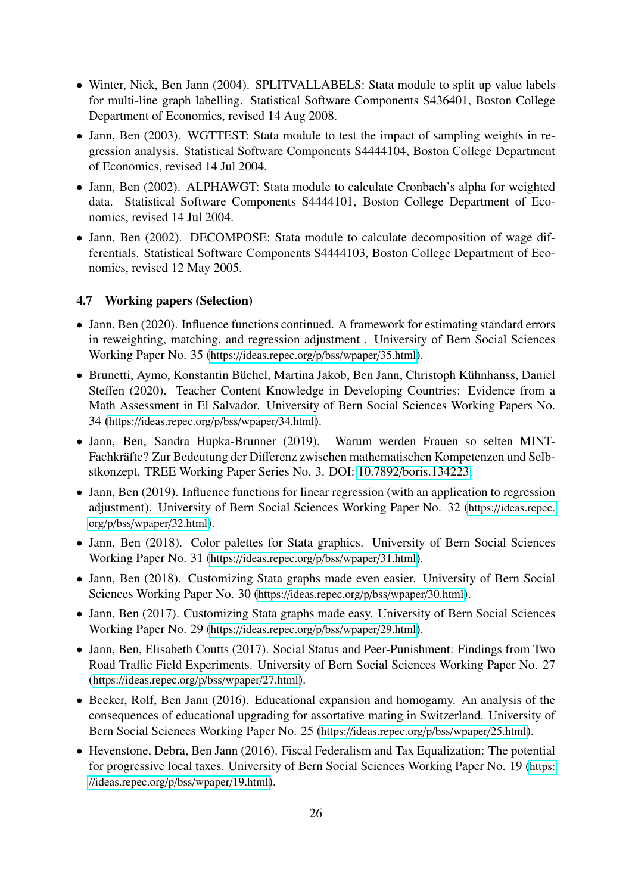- Winter, Nick, Ben Jann (2004). SPLITVALLABELS: Stata module to split up value labels for multi-line graph labelling. Statistical Software Components S436401, Boston College Department of Economics, revised 14 Aug 2008.
- Jann, Ben (2003). WGTTEST: Stata module to test the impact of sampling weights in regression analysis. Statistical Software Components S4444104, Boston College Department of Economics, revised 14 Jul 2004.
- Jann, Ben (2002). ALPHAWGT: Stata module to calculate Cronbach's alpha for weighted data. Statistical Software Components S4444101, Boston College Department of Economics, revised 14 Jul 2004.
- Jann, Ben (2002). DECOMPOSE: Stata module to calculate decomposition of wage differentials. Statistical Software Components S4444103, Boston College Department of Economics, revised 12 May 2005.

### 4.7 Working papers (Selection)

- Jann, Ben (2020). Influence functions continued. A framework for estimating standard errors in reweighting, matching, and regression adjustment . University of Bern Social Sciences Working Paper No. 35 (https://ideas.repec.org/p/bss/wpaper/35.html).
- Brunetti, Aymo, Konstantin Büchel, Martina Jakob, Ben Jann, Christoph Kühnhanss, Daniel Steffen (2020). Teacher Content Knowledge in Developing Countries: Evidence from a Math Assessment in El Salvador. University of Bern Social Sciences Working Papers No. 34 (https://ideas.repec.org/p/bss/wpaper/34.html).
- Jann, Ben, Sandra Hupka-Brunner (2019). Warum werden Frauen so selten MINT-Fachkräfte? Zur Bedeutung der Differenz zwischen mathematischen Kompetenzen und Selbstkonzept. TREE Working Paper Series No. 3. DOI: 10.7892/boris.134223.
- Jann, Ben (2019). Influence functions for linear regression (with an application to regression adjustment). University of Bern Social Sciences Working Paper No. 32 (https://ideas.repec.org/p/bss/wpaper/32.html).
- Jann, Ben (2018). Color palettes for Stata graphics. University of Bern Social Sciences Working Paper No. 31 (https://ideas.repec.org/p/bss/wpaper/31.html).
- Jann, Ben (2018). Customizing Stata graphs made even easier. University of Bern Social Sciences Working Paper No. 30 (https://ideas.repec.org/p/bss/wpaper/30.html).
- Jann, Ben (2017). Customizing Stata graphs made easy. University of Bern Social Sciences Working Paper No. 29 (https://ideas.repec.org/p/bss/wpaper/29.html).
- Jann, Ben, Elisabeth Coutts (2017). Social Status and Peer-Punishment: Findings from Two Road Traffic Field Experiments. University of Bern Social Sciences Working Paper No. 27 (https://ideas.repec.org/p/bss/wpaper/27.html).
- Becker, Rolf, Ben Jann (2016). Educational expansion and homogamy. An analysis of the consequences of educational upgrading for assortative mating in Switzerland. University of Bern Social Sciences Working Paper No. 25 (https://ideas.repec.org/p/bss/wpaper/25.html).
- Hevenstone, Debra, Ben Jann (2016). Fiscal Federalism and Tax Equalization: The potential for progressive local taxes. University of Bern Social Sciences Working Paper No. 19 (https://ideas.repec.org/p/bss/wpaper/19.html).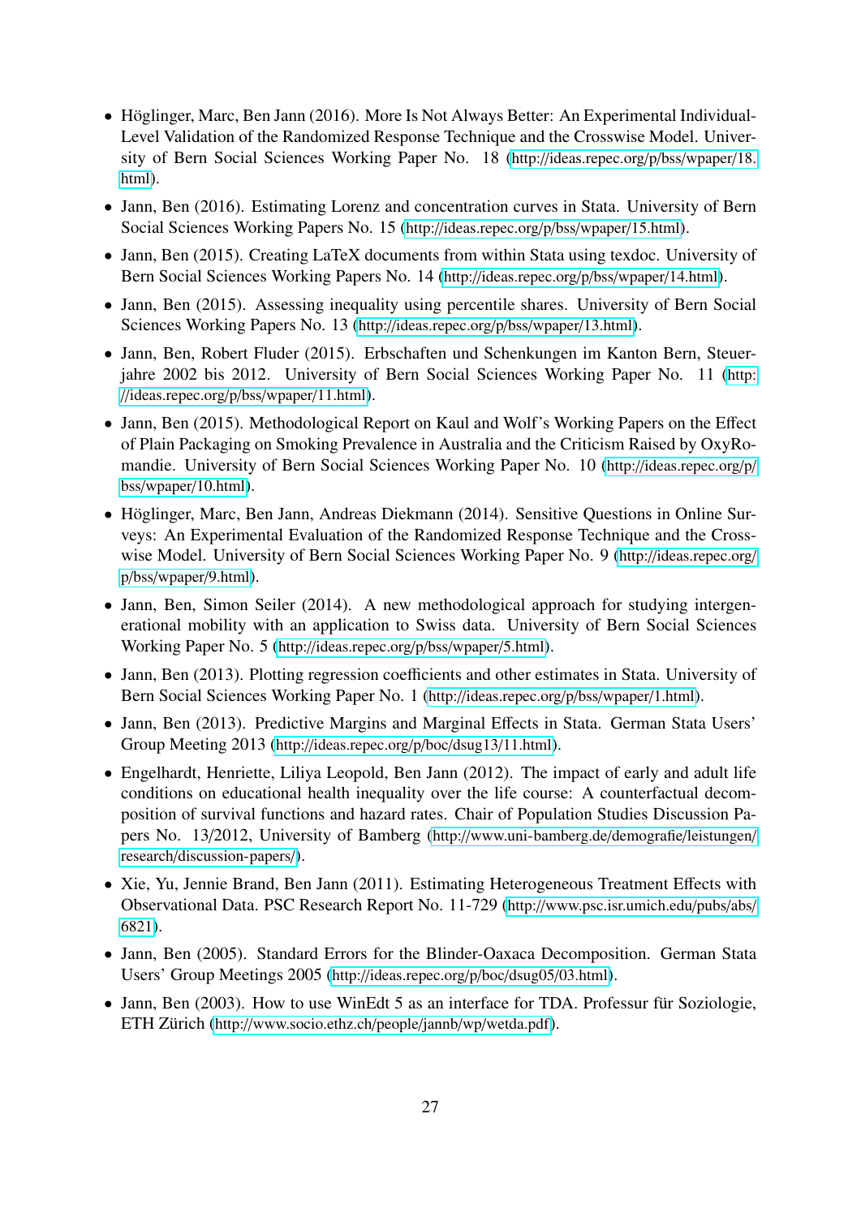- Höglinger, Marc, Ben Jann (2016). More Is Not Always Better: An Experimental Individual-Level Validation of the Randomized Response Technique and the Crosswise Model. University of Bern Social Sciences Working Paper No. 18 (http://ideas.repec.org/p/bss/wpaper/18.html).
- Jann, Ben (2016). Estimating Lorenz and concentration curves in Stata. University of Bern Social Sciences Working Papers No. 15 (http://ideas.repec.org/p/bss/wpaper/15.html).
- Jann, Ben (2015). Creating LaTeX documents from within Stata using texdoc. University of Bern Social Sciences Working Papers No. 14 (http://ideas.repec.org/p/bss/wpaper/14.html).
- Jann, Ben (2015). Assessing inequality using percentile shares. University of Bern Social Sciences Working Papers No. 13 (http://ideas.repec.org/p/bss/wpaper/13.html).
- Jann, Ben, Robert Fluder (2015). Erbschaften und Schenkungen im Kanton Bern, Steuerjahre 2002 bis 2012. University of Bern Social Sciences Working Paper No. 11 (http://ideas.repec.org/p/bss/wpaper/11.html).
- Jann, Ben (2015). Methodological Report on Kaul and Wolf's Working Papers on the Effect of Plain Packaging on Smoking Prevalence in Australia and the Criticism Raised by OxyRomandie. University of Bern Social Sciences Working Paper No. 10 (http://ideas.repec.org/p/bss/wpaper/10.html).
- Höglinger, Marc, Ben Jann, Andreas Diekmann (2014). Sensitive Questions in Online Surveys: An Experimental Evaluation of the Randomized Response Technique and the Crosswise Model. University of Bern Social Sciences Working Paper No. 9 (http://ideas.repec.org/p/bss/wpaper/9.html).
- Jann, Ben, Simon Seiler (2014). A new methodological approach for studying intergenerational mobility with an application to Swiss data. University of Bern Social Sciences Working Paper No. 5 (http://ideas.repec.org/p/bss/wpaper/5.html).
- Jann, Ben (2013). Plotting regression coefficients and other estimates in Stata. University of Bern Social Sciences Working Paper No. 1 (http://ideas.repec.org/p/bss/wpaper/1.html).
- Jann, Ben (2013). Predictive Margins and Marginal Effects in Stata. German Stata Users' Group Meeting 2013 (http://ideas.repec.org/p/boc/dsug13/11.html).
- Engelhardt, Henriette, Liliya Leopold, Ben Jann (2012). The impact of early and adult life conditions on educational health inequality over the life course: A counterfactual decomposition of survival functions and hazard rates. Chair of Population Studies Discussion Papers No. 13/2012, University of Bamberg (http://www.uni-bamberg.de/demografie/leistungen/research/discussion-papers/).
- Xie, Yu, Jennie Brand, Ben Jann (2011). Estimating Heterogeneous Treatment Effects with Observational Data. PSC Research Report No. 11-729 (http://www.psc.isr.umich.edu/pubs/abs/6821).
- Jann, Ben (2005). Standard Errors for the Blinder-Oaxaca Decomposition. German Stata Users' Group Meetings 2005 (http://ideas.repec.org/p/boc/dsug05/03.html).
- Jann, Ben (2003). How to use WinEdt 5 as an interface for TDA. Professur für Soziologie, ETH Zürich (http://www.socio.ethz.ch/people/jannb/wp/wetda.pdf).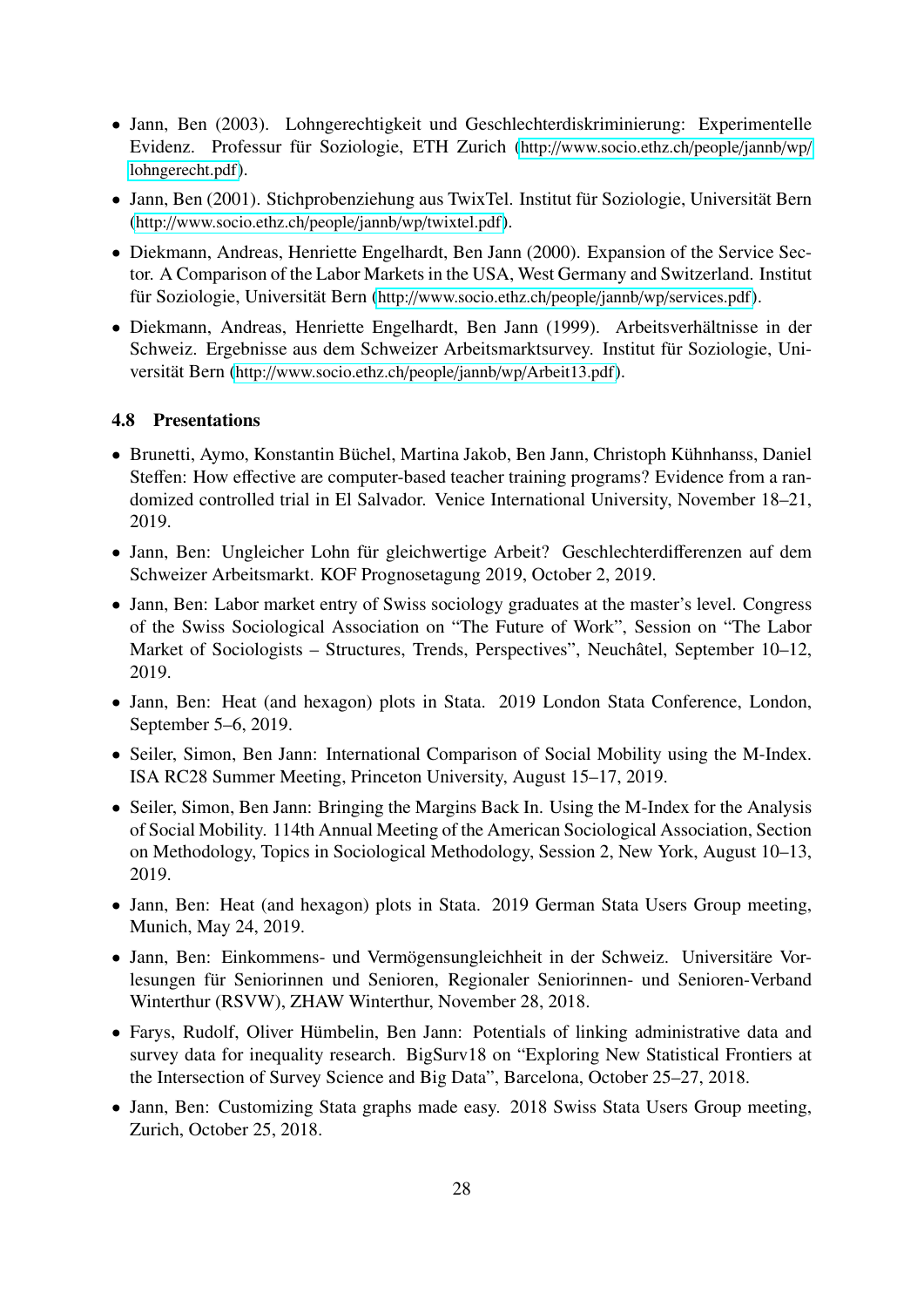- Jann, Ben (2003). Lohngerechtigkeit und Geschlechterdiskriminierung: Experimentelle Evidenz. Professur für Soziologie, ETH Zurich (http://www.socio.ethz.ch/people/jannb/wp/lohngerecht.pdf).
- Jann, Ben (2001). Stichprobenziehung aus TwixTel. Institut für Soziologie, Universität Bern (http://www.socio.ethz.ch/people/jannb/wp/twixtel.pdf).
- Diekmann, Andreas, Henriette Engelhardt, Ben Jann (2000). Expansion of the Service Sector. A Comparison of the Labor Markets in the USA, West Germany and Switzerland. Institut für Soziologie, Universität Bern (http://www.socio.ethz.ch/people/jannb/wp/services.pdf).
- Diekmann, Andreas, Henriette Engelhardt, Ben Jann (1999). Arbeitsverhältnisse in der Schweiz. Ergebnisse aus dem Schweizer Arbeitsmarktsurvey. Institut für Soziologie, Universität Bern (http://www.socio.ethz.ch/people/jannb/wp/Arbeit13.pdf).

### 4.8 Presentations

- Brunetti, Aymo, Konstantin Büchel, Martina Jakob, Ben Jann, Christoph Kühnhanss, Daniel Steffen: How effective are computer-based teacher training programs? Evidence from a randomized controlled trial in El Salvador. Venice International University, November 18–21, 2019.
- Jann, Ben: Ungleicher Lohn für gleichwertige Arbeit? Geschlechterdifferenzen auf dem Schweizer Arbeitsmarkt. KOF Prognosetagung 2019, October 2, 2019.
- Jann, Ben: Labor market entry of Swiss sociology graduates at the master's level. Congress of the Swiss Sociological Association on "The Future of Work", Session on "The Labor Market of Sociologists – Structures, Trends, Perspectives", Neuchâtel, September 10–12, 2019.
- Jann, Ben: Heat (and hexagon) plots in Stata. 2019 London Stata Conference, London, September 5–6, 2019.
- Seiler, Simon, Ben Jann: International Comparison of Social Mobility using the M-Index. ISA RC28 Summer Meeting, Princeton University, August 15–17, 2019.
- Seiler, Simon, Ben Jann: Bringing the Margins Back In. Using the M-Index for the Analysis of Social Mobility. 114th Annual Meeting of the American Sociological Association, Section on Methodology, Topics in Sociological Methodology, Session 2, New York, August 10–13, 2019.
- Jann, Ben: Heat (and hexagon) plots in Stata. 2019 German Stata Users Group meeting, Munich, May 24, 2019.
- Jann, Ben: Einkommens- und Vermögensungleichheit in der Schweiz. Universitäre Vorlesungen für Seniorinnen und Senioren, Regionaler Seniorinnen- und Senioren-Verband Winterthur (RSVW), ZHAW Winterthur, November 28, 2018.
- Farys, Rudolf, Oliver Hümbelin, Ben Jann: Potentials of linking administrative data and survey data for inequality research. BigSurv18 on "Exploring New Statistical Frontiers at the Intersection of Survey Science and Big Data", Barcelona, October 25–27, 2018.
- Jann, Ben: Customizing Stata graphs made easy. 2018 Swiss Stata Users Group meeting, Zurich, October 25, 2018.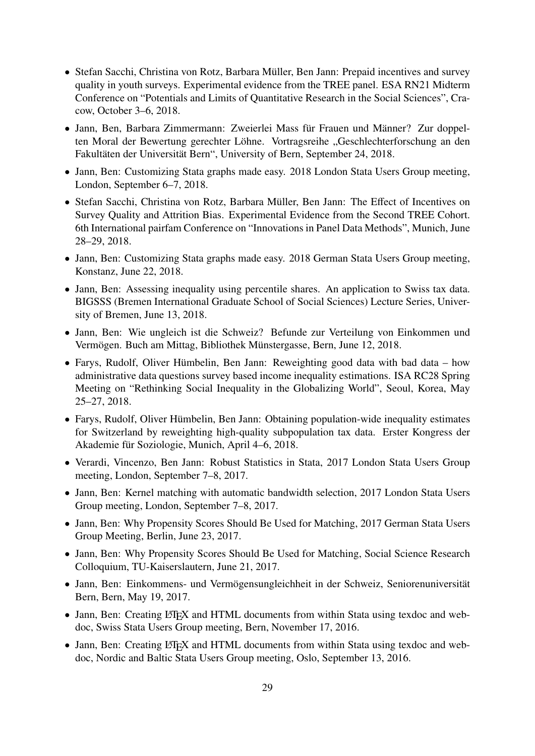- Stefan Sacchi, Christina von Rotz, Barbara Müller, Ben Jann: Prepaid incentives and survey quality in youth surveys. Experimental evidence from the TREE panel. ESA RN21 Midterm Conference on "Potentials and Limits of Quantitative Research in the Social Sciences", Cracow, October 3–6, 2018.
- Jann, Ben, Barbara Zimmermann: Zweierlei Mass für Frauen und Männer? Zur doppelten Moral der Bewertung gerechter Löhne. Vortragsreihe „Geschlechterforschung an den Fakultäten der Universität Bern", University of Bern, September 24, 2018.
- Jann, Ben: Customizing Stata graphs made easy. 2018 London Stata Users Group meeting, London, September 6–7, 2018.
- Stefan Sacchi, Christina von Rotz, Barbara Müller, Ben Jann: The Effect of Incentives on Survey Quality and Attrition Bias. Experimental Evidence from the Second TREE Cohort. 6th International pairfam Conference on "Innovations in Panel Data Methods", Munich, June 28–29, 2018.
- Jann, Ben: Customizing Stata graphs made easy. 2018 German Stata Users Group meeting, Konstanz, June 22, 2018.
- Jann, Ben: Assessing inequality using percentile shares. An application to Swiss tax data. BIGSSS (Bremen International Graduate School of Social Sciences) Lecture Series, University of Bremen, June 13, 2018.
- Jann, Ben: Wie ungleich ist die Schweiz? Befunde zur Verteilung von Einkommen und Vermögen. Buch am Mittag, Bibliothek Münstergasse, Bern, June 12, 2018.
- Farys, Rudolf, Oliver Hümbelin, Ben Jann: Reweighting good data with bad data – how administrative data questions survey based income inequality estimations. ISA RC28 Spring Meeting on "Rethinking Social Inequality in the Globalizing World", Seoul, Korea, May 25–27, 2018.
- Farys, Rudolf, Oliver Hümbelin, Ben Jann: Obtaining population-wide inequality estimates for Switzerland by reweighting high-quality subpopulation tax data. Erster Kongress der Akademie für Soziologie, Munich, April 4–6, 2018.
- Verardi, Vincenzo, Ben Jann: Robust Statistics in Stata, 2017 London Stata Users Group meeting, London, September 7–8, 2017.
- Jann, Ben: Kernel matching with automatic bandwidth selection, 2017 London Stata Users Group meeting, London, September 7–8, 2017.
- Jann, Ben: Why Propensity Scores Should Be Used for Matching, 2017 German Stata Users Group Meeting, Berlin, June 23, 2017.
- Jann, Ben: Why Propensity Scores Should Be Used for Matching, Social Science Research Colloquium, TU-Kaiserslautern, June 21, 2017.
- Jann, Ben: Einkommens- und Vermögensungleichheit in der Schweiz, Seniorenuniversität Bern, Bern, May 19, 2017.
- Jann, Ben: Creating LaTeX and HTML documents from within Stata using texdoc and webdoc, Swiss Stata Users Group meeting, Bern, November 17, 2016.
- Jann, Ben: Creating LaTeX and HTML documents from within Stata using texdoc and webdoc, Nordic and Baltic Stata Users Group meeting, Oslo, September 13, 2016.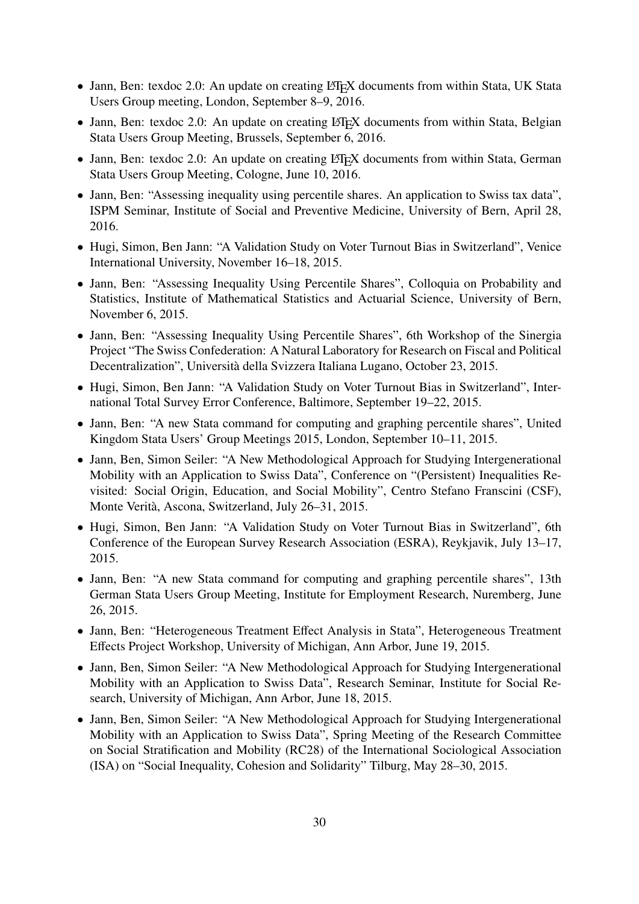- Jann, Ben: texdoc 2.0: An update on creating LaTeX documents from within Stata, UK Stata Users Group meeting, London, September 8–9, 2016.
- Jann, Ben: texdoc 2.0: An update on creating LaTeX documents from within Stata, Belgian Stata Users Group Meeting, Brussels, September 6, 2016.
- Jann, Ben: texdoc 2.0: An update on creating LaTeX documents from within Stata, German Stata Users Group Meeting, Cologne, June 10, 2016.
- Jann, Ben: "Assessing inequality using percentile shares. An application to Swiss tax data", ISPM Seminar, Institute of Social and Preventive Medicine, University of Bern, April 28, 2016.
- Hugi, Simon, Ben Jann: "A Validation Study on Voter Turnout Bias in Switzerland", Venice International University, November 16–18, 2015.
- Jann, Ben: "Assessing Inequality Using Percentile Shares", Colloquia on Probability and Statistics, Institute of Mathematical Statistics and Actuarial Science, University of Bern, November 6, 2015.
- Jann, Ben: "Assessing Inequality Using Percentile Shares", 6th Workshop of the Sinergia Project "The Swiss Confederation: A Natural Laboratory for Research on Fiscal and Political Decentralization", Università della Svizzera Italiana Lugano, October 23, 2015.
- Hugi, Simon, Ben Jann: "A Validation Study on Voter Turnout Bias in Switzerland", International Total Survey Error Conference, Baltimore, September 19–22, 2015.
- Jann, Ben: "A new Stata command for computing and graphing percentile shares", United Kingdom Stata Users' Group Meetings 2015, London, September 10–11, 2015.
- Jann, Ben, Simon Seiler: "A New Methodological Approach for Studying Intergenerational Mobility with an Application to Swiss Data", Conference on "(Persistent) Inequalities Revisited: Social Origin, Education, and Social Mobility", Centro Stefano Franscini (CSF), Monte Verità, Ascona, Switzerland, July 26–31, 2015.
- Hugi, Simon, Ben Jann: "A Validation Study on Voter Turnout Bias in Switzerland", 6th Conference of the European Survey Research Association (ESRA), Reykjavik, July 13–17, 2015.
- Jann, Ben: "A new Stata command for computing and graphing percentile shares", 13th German Stata Users Group Meeting, Institute for Employment Research, Nuremberg, June 26, 2015.
- Jann, Ben: "Heterogeneous Treatment Effect Analysis in Stata", Heterogeneous Treatment Effects Project Workshop, University of Michigan, Ann Arbor, June 19, 2015.
- Jann, Ben, Simon Seiler: "A New Methodological Approach for Studying Intergenerational Mobility with an Application to Swiss Data", Research Seminar, Institute for Social Research, University of Michigan, Ann Arbor, June 18, 2015.
- Jann, Ben, Simon Seiler: "A New Methodological Approach for Studying Intergenerational Mobility with an Application to Swiss Data", Spring Meeting of the Research Committee on Social Stratification and Mobility (RC28) of the International Sociological Association (ISA) on "Social Inequality, Cohesion and Solidarity" Tilburg, May 28–30, 2015.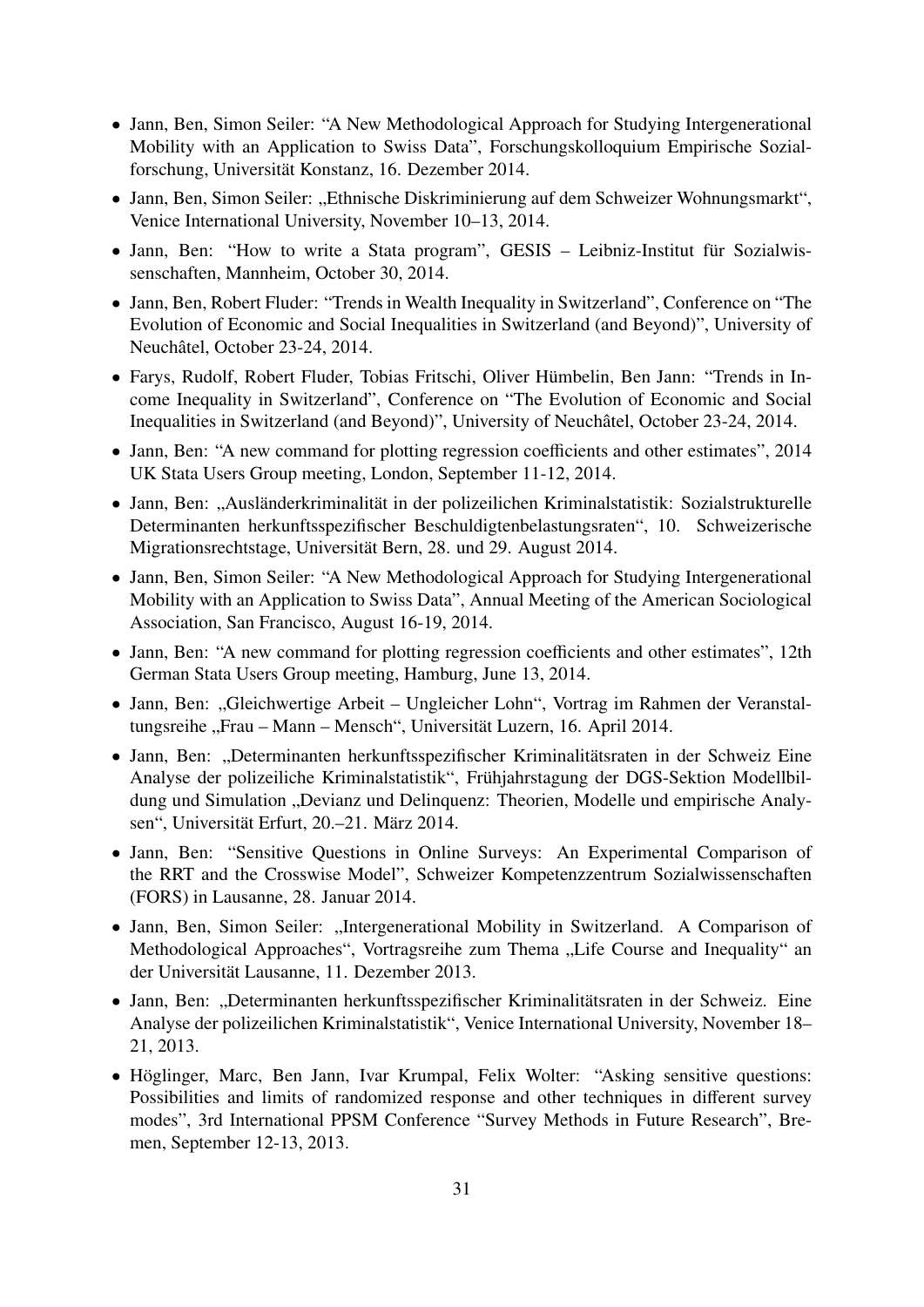- Jann, Ben, Simon Seiler: "A New Methodological Approach for Studying Intergenerational Mobility with an Application to Swiss Data", Forschungskolloquium Empirische Sozialforschung, Universität Konstanz, 16. Dezember 2014.
- Jann, Ben, Simon Seiler: „Ethnische Diskriminierung auf dem Schweizer Wohnungsmarkt", Venice International University, November 10–13, 2014.
- Jann, Ben: "How to write a Stata program", GESIS – Leibniz-Institut für Sozialwissenschaften, Mannheim, October 30, 2014.
- Jann, Ben, Robert Fluder: "Trends in Wealth Inequality in Switzerland", Conference on "The Evolution of Economic and Social Inequalities in Switzerland (and Beyond)", University of Neuchâtel, October 23-24, 2014.
- Farys, Rudolf, Robert Fluder, Tobias Fritschi, Oliver Hümbelin, Ben Jann: "Trends in Income Inequality in Switzerland", Conference on "The Evolution of Economic and Social Inequalities in Switzerland (and Beyond)", University of Neuchâtel, October 23-24, 2014.
- Jann, Ben: "A new command for plotting regression coefficients and other estimates", 2014 UK Stata Users Group meeting, London, September 11-12, 2014.
- Jann, Ben: „Ausländerkriminalität in der polizeilichen Kriminalstatistik: Sozialstrukturelle Determinanten herkunftsspezifischer Beschuldigtenbelastungsraten", 10. Schweizerische Migrationsrechtstage, Universität Bern, 28. und 29. August 2014.
- Jann, Ben, Simon Seiler: "A New Methodological Approach for Studying Intergenerational Mobility with an Application to Swiss Data", Annual Meeting of the American Sociological Association, San Francisco, August 16-19, 2014.
- Jann, Ben: "A new command for plotting regression coefficients and other estimates", 12th German Stata Users Group meeting, Hamburg, June 13, 2014.
- Jann, Ben: „Gleichwertige Arbeit – Ungleicher Lohn", Vortrag im Rahmen der Veranstaltungsreihe „Frau – Mann – Mensch", Universität Luzern, 16. April 2014.
- Jann, Ben: „Determinanten herkunftsspezifischer Kriminalitätsraten in der Schweiz Eine Analyse der polizeiliche Kriminalstatistik", Frühjahrstagung der DGS-Sektion Modellbildung und Simulation „Devianz und Delinquenz: Theorien, Modelle und empirische Analysen", Universität Erfurt, 20.–21. März 2014.
- Jann, Ben: "Sensitive Questions in Online Surveys: An Experimental Comparison of the RRT and the Crosswise Model", Schweizer Kompetenzzentrum Sozialwissenschaften (FORS) in Lausanne, 28. Januar 2014.
- Jann, Ben, Simon Seiler: „Intergenerational Mobility in Switzerland. A Comparison of Methodological Approaches", Vortragsreihe zum Thema „Life Course and Inequality" an der Universität Lausanne, 11. Dezember 2013.
- Jann, Ben: „Determinanten herkunftsspezifischer Kriminalitätsraten in der Schweiz. Eine Analyse der polizeilichen Kriminalstatistik", Venice International University, November 18–21, 2013.
- Höglinger, Marc, Ben Jann, Ivar Krumpal, Felix Wolter: "Asking sensitive questions: Possibilities and limits of randomized response and other techniques in different survey modes", 3rd International PPSM Conference "Survey Methods in Future Research", Bremen, September 12-13, 2013.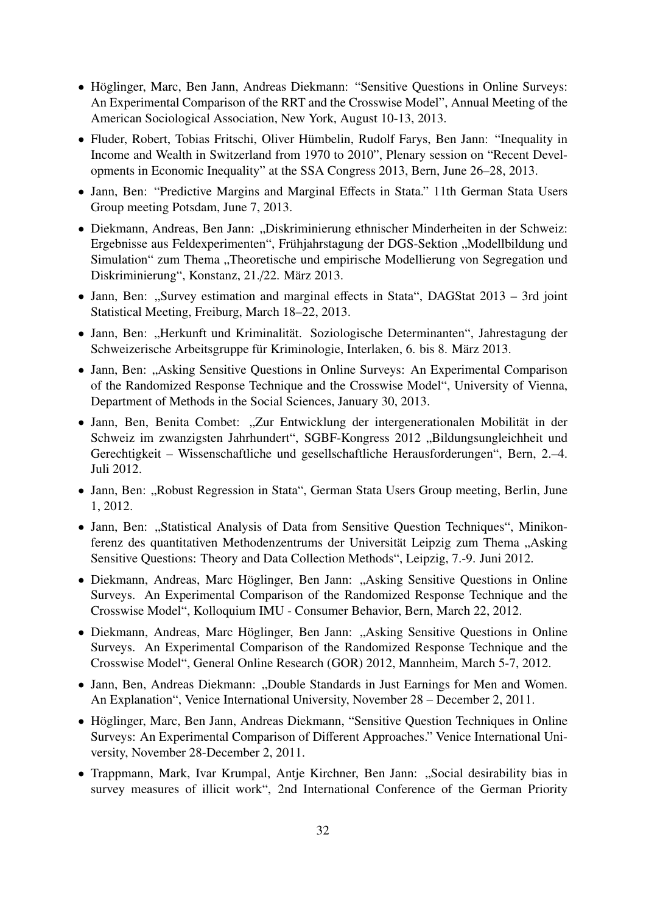- Höglinger, Marc, Ben Jann, Andreas Diekmann: "Sensitive Questions in Online Surveys: An Experimental Comparison of the RRT and the Crosswise Model", Annual Meeting of the American Sociological Association, New York, August 10-13, 2013.
- Fluder, Robert, Tobias Fritschi, Oliver Hümbelin, Rudolf Farys, Ben Jann: "Inequality in Income and Wealth in Switzerland from 1970 to 2010", Plenary session on "Recent Developments in Economic Inequality" at the SSA Congress 2013, Bern, June 26–28, 2013.
- Jann, Ben: "Predictive Margins and Marginal Effects in Stata." 11th German Stata Users Group meeting Potsdam, June 7, 2013.
- Diekmann, Andreas, Ben Jann: „Diskriminierung ethnischer Minderheiten in der Schweiz: Ergebnisse aus Feldexperimenten", Frühjahrstagung der DGS-Sektion „Modellbildung und Simulation" zum Thema „Theoretische und empirische Modellierung von Segregation und Diskriminierung", Konstanz, 21./22. März 2013.
- Jann, Ben: „Survey estimation and marginal effects in Stata", DAGStat 2013 – 3rd joint Statistical Meeting, Freiburg, March 18–22, 2013.
- Jann, Ben: „Herkunft und Kriminalität. Soziologische Determinanten", Jahrestagung der Schweizerische Arbeitsgruppe für Kriminologie, Interlaken, 6. bis 8. März 2013.
- Jann, Ben: „Asking Sensitive Questions in Online Surveys: An Experimental Comparison of the Randomized Response Technique and the Crosswise Model", University of Vienna, Department of Methods in the Social Sciences, January 30, 2013.
- Jann, Ben, Benita Combet: „Zur Entwicklung der intergenerationalen Mobilität in der Schweiz im zwanzigsten Jahrhundert", SGBF-Kongress 2012 „Bildungsungleichheit und Gerechtigkeit – Wissenschaftliche und gesellschaftliche Herausforderungen", Bern, 2.–4. Juli 2012.
- Jann, Ben: „Robust Regression in Stata", German Stata Users Group meeting, Berlin, June 1, 2012.
- Jann, Ben: „Statistical Analysis of Data from Sensitive Question Techniques", Minikonferenz des quantitativen Methodenzentrums der Universität Leipzig zum Thema „Asking Sensitive Questions: Theory and Data Collection Methods", Leipzig, 7.-9. Juni 2012.
- Diekmann, Andreas, Marc Höglinger, Ben Jann: „Asking Sensitive Questions in Online Surveys. An Experimental Comparison of the Randomized Response Technique and the Crosswise Model", Kolloquium IMU - Consumer Behavior, Bern, March 22, 2012.
- Diekmann, Andreas, Marc Höglinger, Ben Jann: „Asking Sensitive Questions in Online Surveys. An Experimental Comparison of the Randomized Response Technique and the Crosswise Model", General Online Research (GOR) 2012, Mannheim, March 5-7, 2012.
- Jann, Ben, Andreas Diekmann: „Double Standards in Just Earnings for Men and Women. An Explanation", Venice International University, November 28 – December 2, 2011.
- Höglinger, Marc, Ben Jann, Andreas Diekmann, "Sensitive Question Techniques in Online Surveys: An Experimental Comparison of Different Approaches." Venice International University, November 28-December 2, 2011.
- Trappmann, Mark, Ivar Krumpal, Antje Kirchner, Ben Jann: „Social desirability bias in survey measures of illicit work", 2nd International Conference of the German Priority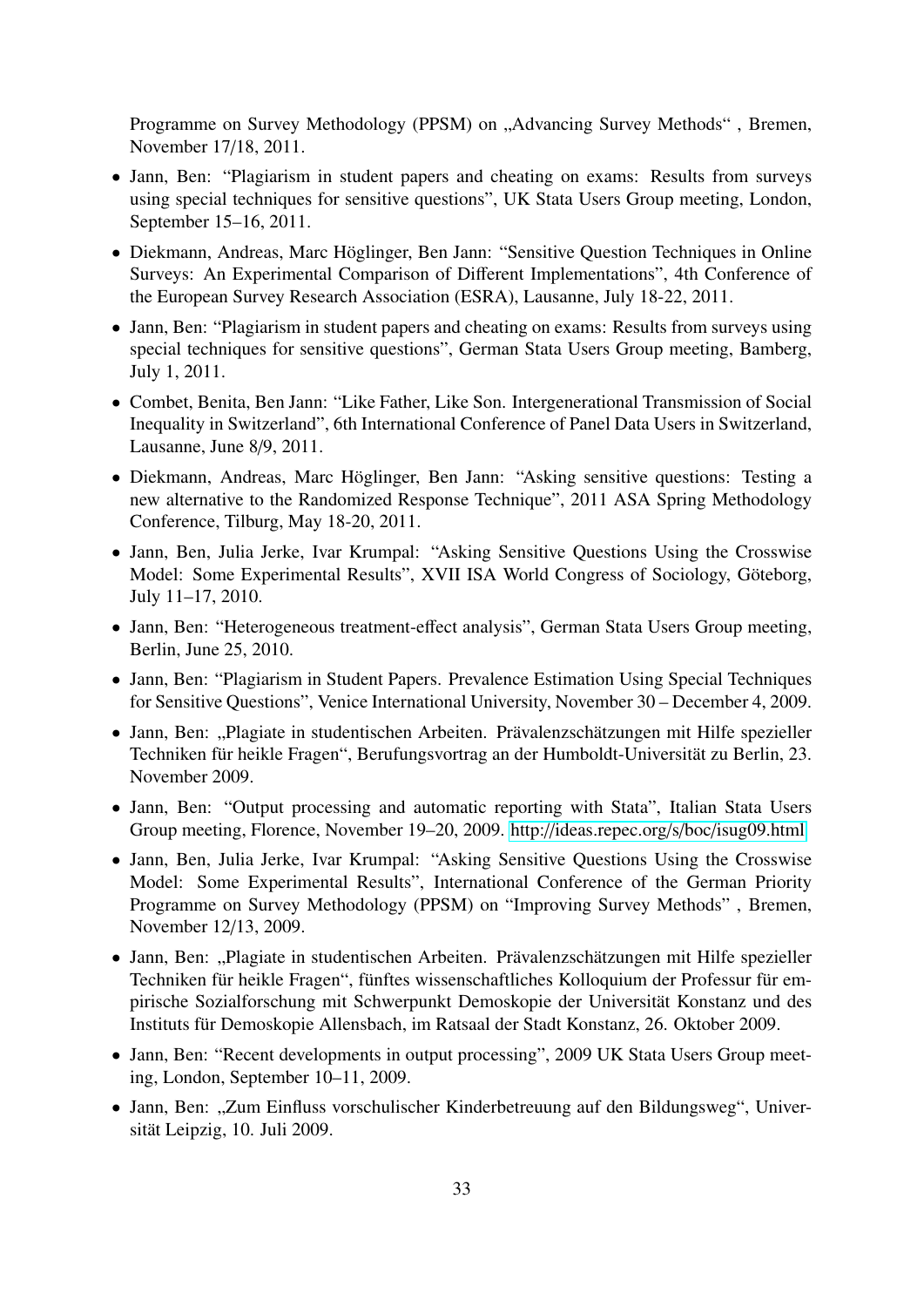Programme on Survey Methodology (PPSM) on „Advancing Survey Methods“ , Bremen, November 17/18, 2011.

- Jann, Ben: “Plagiarism in student papers and cheating on exams: Results from surveys using special techniques for sensitive questions”, UK Stata Users Group meeting, London, September 15–16, 2011.
- Diekmann, Andreas, Marc Höglinger, Ben Jann: “Sensitive Question Techniques in Online Surveys: An Experimental Comparison of Different Implementations”, 4th Conference of the European Survey Research Association (ESRA), Lausanne, July 18-22, 2011.
- Jann, Ben: “Plagiarism in student papers and cheating on exams: Results from surveys using special techniques for sensitive questions”, German Stata Users Group meeting, Bamberg, July 1, 2011.
- Combet, Benita, Ben Jann: “Like Father, Like Son. Intergenerational Transmission of Social Inequality in Switzerland”, 6th International Conference of Panel Data Users in Switzerland, Lausanne, June 8/9, 2011.
- Diekmann, Andreas, Marc Höglinger, Ben Jann: “Asking sensitive questions: Testing a new alternative to the Randomized Response Technique”, 2011 ASA Spring Methodology Conference, Tilburg, May 18-20, 2011.
- Jann, Ben, Julia Jerke, Ivar Krumpal: “Asking Sensitive Questions Using the Crosswise Model: Some Experimental Results”, XVII ISA World Congress of Sociology, Göteborg, July 11–17, 2010.
- Jann, Ben: “Heterogeneous treatment-effect analysis”, German Stata Users Group meeting, Berlin, June 25, 2010.
- Jann, Ben: “Plagiarism in Student Papers. Prevalence Estimation Using Special Techniques for Sensitive Questions”, Venice International University, November 30 – December 4, 2009.
- Jann, Ben: „Plagiate in studentischen Arbeiten. Prävalenzschätzungen mit Hilfe spezieller Techniken für heikle Fragen“, Berufungsvortrag an der Humboldt-Universität zu Berlin, 23. November 2009.
- Jann, Ben: “Output processing and automatic reporting with Stata”, Italian Stata Users Group meeting, Florence, November 19–20, 2009. http://ideas.repec.org/s/boc/isug09.html
- Jann, Ben, Julia Jerke, Ivar Krumpal: “Asking Sensitive Questions Using the Crosswise Model: Some Experimental Results”, International Conference of the German Priority Programme on Survey Methodology (PPSM) on “Improving Survey Methods” , Bremen, November 12/13, 2009.
- Jann, Ben: „Plagiate in studentischen Arbeiten. Prävalenzschätzungen mit Hilfe spezieller Techniken für heikle Fragen“, fünftes wissenschaftliches Kolloquium der Professur für empirische Sozialforschung mit Schwerpunkt Demoskopie der Universität Konstanz und des Instituts für Demoskopie Allensbach, im Ratsaal der Stadt Konstanz, 26. Oktober 2009.
- Jann, Ben: “Recent developments in output processing”, 2009 UK Stata Users Group meeting, London, September 10–11, 2009.
- Jann, Ben: „Zum Einfluss vorschulischer Kinderbetreuung auf den Bildungsweg“, Universität Leipzig, 10. Juli 2009.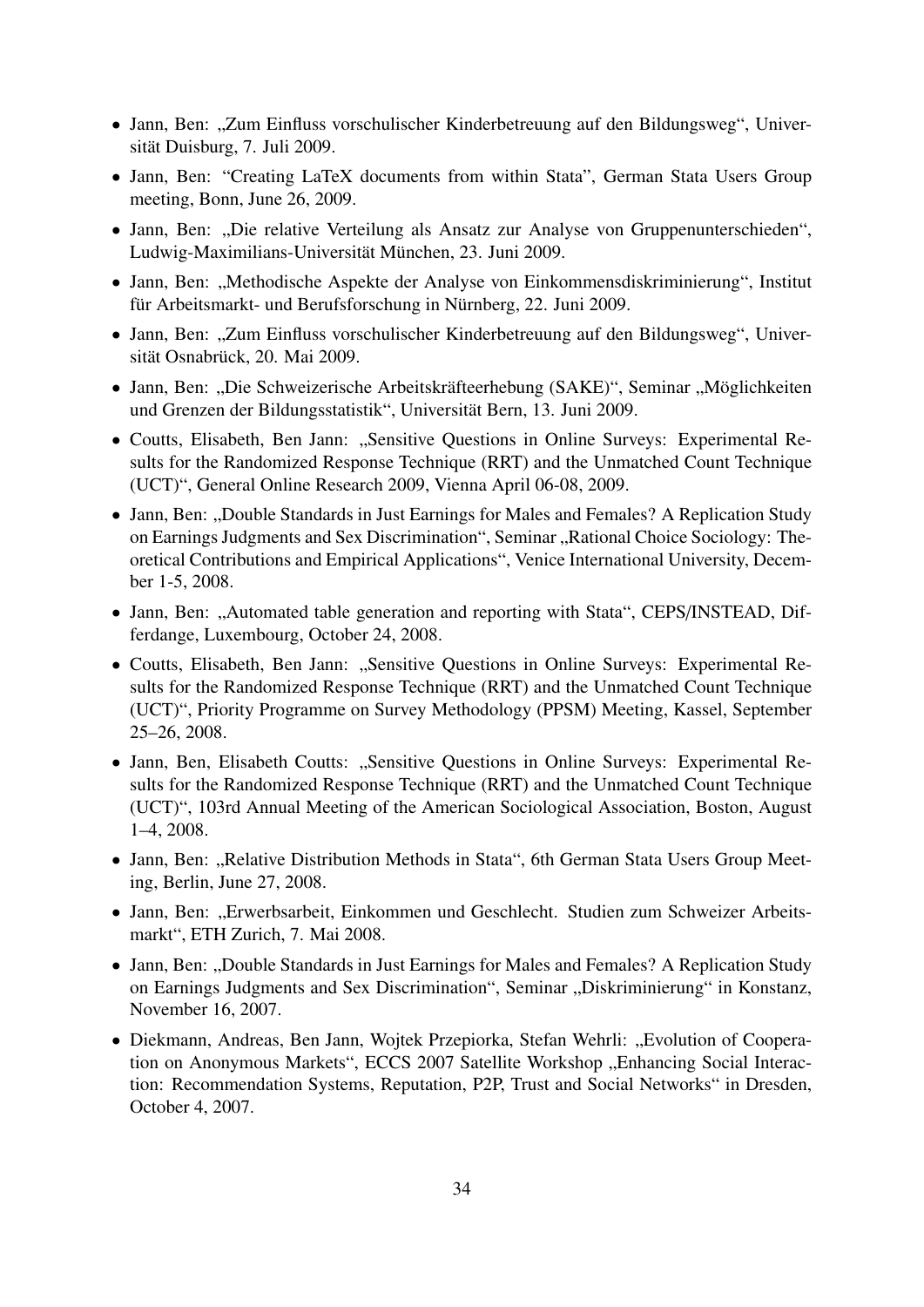- Jann, Ben: „Zum Einfluss vorschulischer Kinderbetreuung auf den Bildungsweg“, Universität Duisburg, 7. Juli 2009.
- Jann, Ben: “Creating LaTeX documents from within Stata”, German Stata Users Group meeting, Bonn, June 26, 2009.
- Jann, Ben: „Die relative Verteilung als Ansatz zur Analyse von Gruppenunterschieden“, Ludwig-Maximilians-Universität München, 23. Juni 2009.
- Jann, Ben: „Methodische Aspekte der Analyse von Einkommensdiskriminierung“, Institut für Arbeitsmarkt- und Berufsforschung in Nürnberg, 22. Juni 2009.
- Jann, Ben: „Zum Einfluss vorschulischer Kinderbetreuung auf den Bildungsweg“, Universität Osnabrück, 20. Mai 2009.
- Jann, Ben: „Die Schweizerische Arbeitskräfteerhebung (SAKE)“, Seminar „Möglichkeiten und Grenzen der Bildungsstatistik“, Universität Bern, 13. Juni 2009.
- Coutts, Elisabeth, Ben Jann: „Sensitive Questions in Online Surveys: Experimental Results for the Randomized Response Technique (RRT) and the Unmatched Count Technique (UCT)“, General Online Research 2009, Vienna April 06-08, 2009.
- Jann, Ben: „Double Standards in Just Earnings for Males and Females? A Replication Study on Earnings Judgments and Sex Discrimination“, Seminar „Rational Choice Sociology: Theoretical Contributions and Empirical Applications“, Venice International University, December 1-5, 2008.
- Jann, Ben: „Automated table generation and reporting with Stata“, CEPS/INSTEAD, Differdange, Luxembourg, October 24, 2008.
- Coutts, Elisabeth, Ben Jann: „Sensitive Questions in Online Surveys: Experimental Results for the Randomized Response Technique (RRT) and the Unmatched Count Technique (UCT)“, Priority Programme on Survey Methodology (PPSM) Meeting, Kassel, September 25–26, 2008.
- Jann, Ben, Elisabeth Coutts: „Sensitive Questions in Online Surveys: Experimental Results for the Randomized Response Technique (RRT) and the Unmatched Count Technique (UCT)“, 103rd Annual Meeting of the American Sociological Association, Boston, August 1–4, 2008.
- Jann, Ben: „Relative Distribution Methods in Stata“, 6th German Stata Users Group Meeting, Berlin, June 27, 2008.
- Jann, Ben: „Erwerbsarbeit, Einkommen und Geschlecht. Studien zum Schweizer Arbeitsmarkt“, ETH Zurich, 7. Mai 2008.
- Jann, Ben: „Double Standards in Just Earnings for Males and Females? A Replication Study on Earnings Judgments and Sex Discrimination“, Seminar „Diskriminierung“ in Konstanz, November 16, 2007.
- Diekmann, Andreas, Ben Jann, Wojtek Przepiorka, Stefan Wehrli: „Evolution of Cooperation on Anonymous Markets“, ECCS 2007 Satellite Workshop „Enhancing Social Interaction: Recommendation Systems, Reputation, P2P, Trust and Social Networks“ in Dresden, October 4, 2007.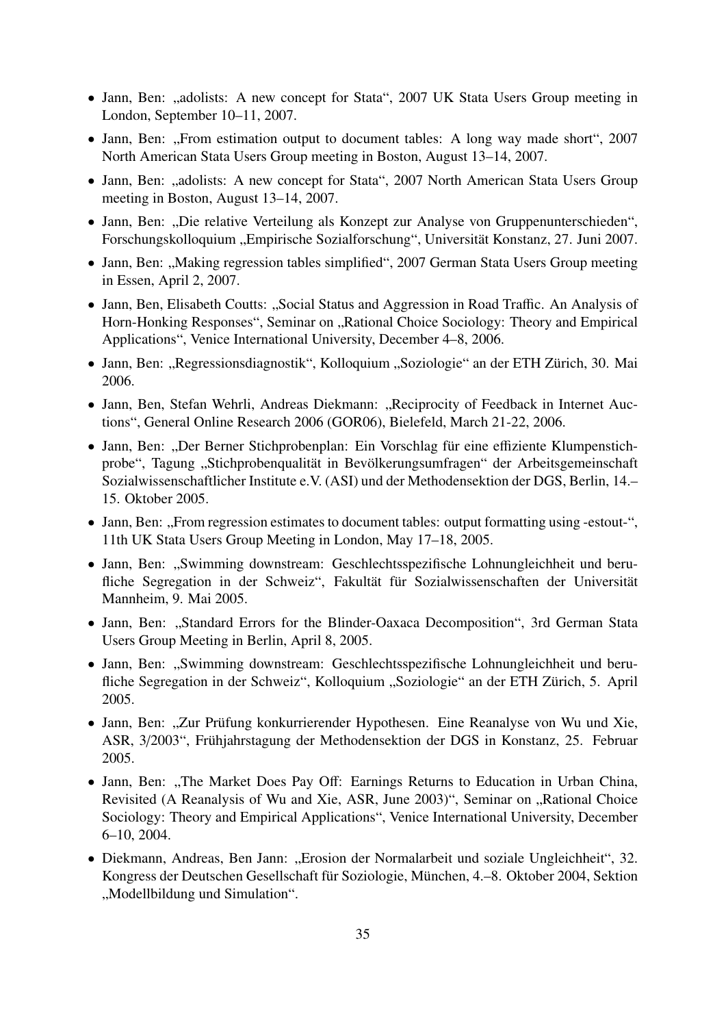- Jann, Ben: „adolists: A new concept for Stata“, 2007 UK Stata Users Group meeting in London, September 10–11, 2007.
- Jann, Ben: „From estimation output to document tables: A long way made short“, 2007 North American Stata Users Group meeting in Boston, August 13–14, 2007.
- Jann, Ben: „adolists: A new concept for Stata“, 2007 North American Stata Users Group meeting in Boston, August 13–14, 2007.
- Jann, Ben: „Die relative Verteilung als Konzept zur Analyse von Gruppenunterschieden“, Forschungskolloquium „Empirische Sozialforschung“, Universität Konstanz, 27. Juni 2007.
- Jann, Ben: „Making regression tables simplified“, 2007 German Stata Users Group meeting in Essen, April 2, 2007.
- Jann, Ben, Elisabeth Coutts: „Social Status and Aggression in Road Traffic. An Analysis of Horn-Honking Responses“, Seminar on „Rational Choice Sociology: Theory and Empirical Applications“, Venice International University, December 4–8, 2006.
- Jann, Ben: „Regressionsdiagnostik“, Kolloquium „Soziologie“ an der ETH Zürich, 30. Mai 2006.
- Jann, Ben, Stefan Wehrli, Andreas Diekmann: „Reciprocity of Feedback in Internet Auctions“, General Online Research 2006 (GOR06), Bielefeld, March 21-22, 2006.
- Jann, Ben: „Der Berner Stichprobenplan: Ein Vorschlag für eine effiziente Klumpenstichprobe“, Tagung „Stichprobenqualität in Bevölkerungsumfragen“ der Arbeitsgemeinschaft Sozialwissenschaftlicher Institute e.V. (ASI) und der Methodensektion der DGS, Berlin, 14.–15. Oktober 2005.
- Jann, Ben: „From regression estimates to document tables: output formatting using -estout-“, 11th UK Stata Users Group Meeting in London, May 17–18, 2005.
- Jann, Ben: „Swimming downstream: Geschlechtsspezifische Lohnungleichheit und berufliche Segregation in der Schweiz“, Fakultät für Sozialwissenschaften der Universität Mannheim, 9. Mai 2005.
- Jann, Ben: „Standard Errors for the Blinder-Oaxaca Decomposition“, 3rd German Stata Users Group Meeting in Berlin, April 8, 2005.
- Jann, Ben: „Swimming downstream: Geschlechtsspezifische Lohnungleichheit und berufliche Segregation in der Schweiz“, Kolloquium „Soziologie“ an der ETH Zürich, 5. April 2005.
- Jann, Ben: „Zur Prüfung konkurrierender Hypothesen. Eine Reanalyse von Wu und Xie, ASR, 3/2003“, Frühjahrstagung der Methodensektion der DGS in Konstanz, 25. Februar 2005.
- Jann, Ben: „The Market Does Pay Off: Earnings Returns to Education in Urban China, Revisited (A Reanalysis of Wu and Xie, ASR, June 2003)“, Seminar on „Rational Choice Sociology: Theory and Empirical Applications“, Venice International University, December 6–10, 2004.
- Diekmann, Andreas, Ben Jann: „Erosion der Normalarbeit und soziale Ungleichheit“, 32. Kongress der Deutschen Gesellschaft für Soziologie, München, 4.–8. Oktober 2004, Sektion „Modellbildung und Simulation“.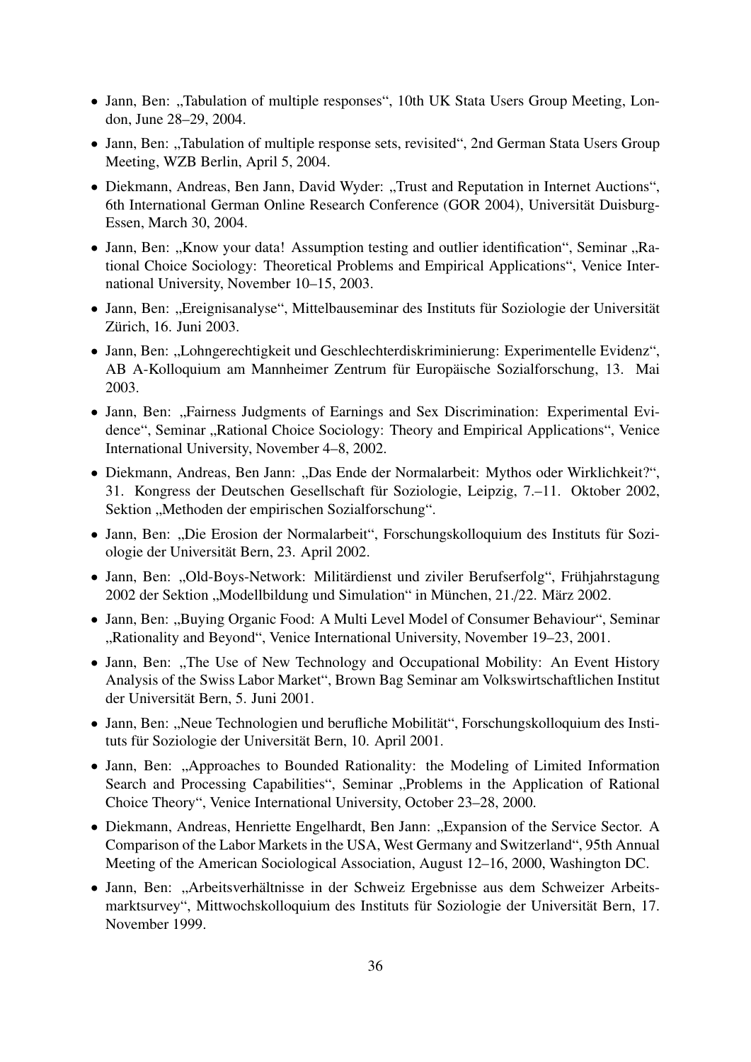- Jann, Ben: „Tabulation of multiple responses“, 10th UK Stata Users Group Meeting, London, June 28–29, 2004.
- Jann, Ben: „Tabulation of multiple response sets, revisited“, 2nd German Stata Users Group Meeting, WZB Berlin, April 5, 2004.
- Diekmann, Andreas, Ben Jann, David Wyder: „Trust and Reputation in Internet Auctions“, 6th International German Online Research Conference (GOR 2004), Universität Duisburg-Essen, March 30, 2004.
- Jann, Ben: „Know your data! Assumption testing and outlier identification“, Seminar „Rational Choice Sociology: Theoretical Problems and Empirical Applications“, Venice International University, November 10–15, 2003.
- Jann, Ben: „Ereignisanalyse“, Mittelbauseminar des Instituts für Soziologie der Universität Zürich, 16. Juni 2003.
- Jann, Ben: „Lohngerechtigkeit und Geschlechterdiskriminierung: Experimentelle Evidenz“, AB A-Kolloquium am Mannheimer Zentrum für Europäische Sozialforschung, 13. Mai 2003.
- Jann, Ben: „Fairness Judgments of Earnings and Sex Discrimination: Experimental Evidence“, Seminar „Rational Choice Sociology: Theory and Empirical Applications“, Venice International University, November 4–8, 2002.
- Diekmann, Andreas, Ben Jann: „Das Ende der Normalarbeit: Mythos oder Wirklichkeit?“, 31. Kongress der Deutschen Gesellschaft für Soziologie, Leipzig, 7.–11. Oktober 2002, Sektion „Methoden der empirischen Sozialforschung“.
- Jann, Ben: „Die Erosion der Normalarbeit“, Forschungskolloquium des Instituts für Soziologie der Universität Bern, 23. April 2002.
- Jann, Ben: „Old-Boys-Network: Militärdienst und ziviler Berufserfolg“, Frühjahrstagung 2002 der Sektion „Modellbildung und Simulation“ in München, 21./22. März 2002.
- Jann, Ben: „Buying Organic Food: A Multi Level Model of Consumer Behaviour“, Seminar „Rationality and Beyond“, Venice International University, November 19–23, 2001.
- Jann, Ben: „The Use of New Technology and Occupational Mobility: An Event History Analysis of the Swiss Labor Market“, Brown Bag Seminar am Volkswirtschaftlichen Institut der Universität Bern, 5. Juni 2001.
- Jann, Ben: „Neue Technologien und berufliche Mobilität“, Forschungskolloquium des Instituts für Soziologie der Universität Bern, 10. April 2001.
- Jann, Ben: „Approaches to Bounded Rationality: the Modeling of Limited Information Search and Processing Capabilities“, Seminar „Problems in the Application of Rational Choice Theory“, Venice International University, October 23–28, 2000.
- Diekmann, Andreas, Henriette Engelhardt, Ben Jann: „Expansion of the Service Sector. A Comparison of the Labor Markets in the USA, West Germany and Switzerland“, 95th Annual Meeting of the American Sociological Association, August 12–16, 2000, Washington DC.
- Jann, Ben: „Arbeitsverhältnisse in der Schweiz Ergebnisse aus dem Schweizer Arbeitsmarktsurvey“, Mittwochskolloquium des Instituts für Soziologie der Universität Bern, 17. November 1999.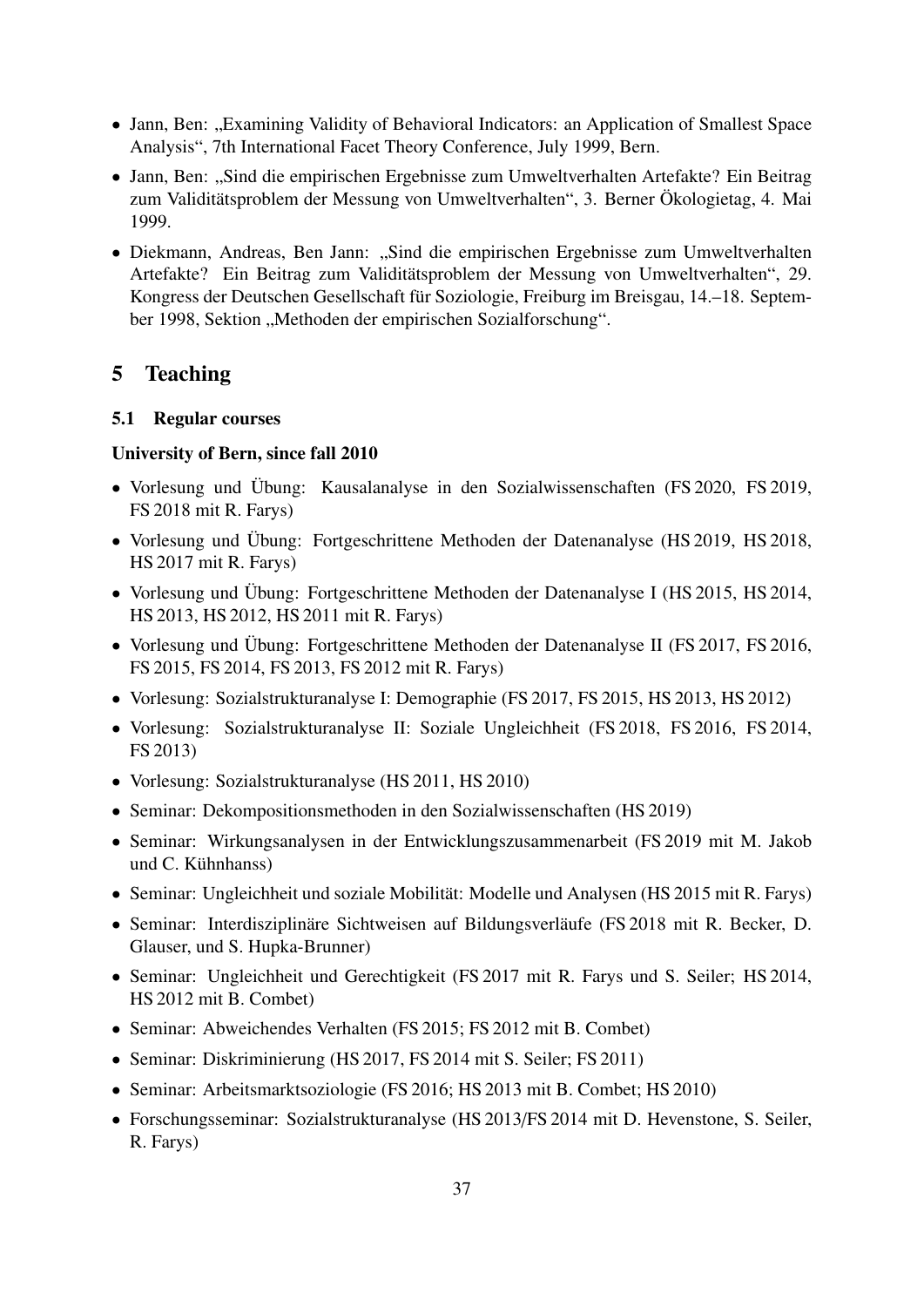- Jann, Ben: „Examining Validity of Behavioral Indicators: an Application of Smallest Space Analysis“, 7th International Facet Theory Conference, July 1999, Bern.
- Jann, Ben: „Sind die empirischen Ergebnisse zum Umweltverhalten Artefakte? Ein Beitrag zum Validitätsproblem der Messung von Umweltverhalten“, 3. Berner Ökologietag, 4. Mai 1999.
- Diekmann, Andreas, Ben Jann: „Sind die empirischen Ergebnisse zum Umweltverhalten Artefakte? Ein Beitrag zum Validitätsproblem der Messung von Umweltverhalten“, 29. Kongress der Deutschen Gesellschaft für Soziologie, Freiburg im Breisgau, 14.–18. September 1998, Sektion „Methoden der empirischen Sozialforschung“.

## 5 Teaching

### 5.1 Regular courses

**University of Bern, since fall 2010**

- Vorlesung und Übung: Kausalanalyse in den Sozialwissenschaften (FS 2020, FS 2019, FS 2018 mit R. Farys)
- Vorlesung und Übung: Fortgeschrittene Methoden der Datenanalyse (HS 2019, HS 2018, HS 2017 mit R. Farys)
- Vorlesung und Übung: Fortgeschrittene Methoden der Datenanalyse I (HS 2015, HS 2014, HS 2013, HS 2012, HS 2011 mit R. Farys)
- Vorlesung und Übung: Fortgeschrittene Methoden der Datenanalyse II (FS 2017, FS 2016, FS 2015, FS 2014, FS 2013, FS 2012 mit R. Farys)
- Vorlesung: Sozialstrukturanalyse I: Demographie (FS 2017, FS 2015, HS 2013, HS 2012)
- Vorlesung: Sozialstrukturanalyse II: Soziale Ungleichheit (FS 2018, FS 2016, FS 2014, FS 2013)
- Vorlesung: Sozialstrukturanalyse (HS 2011, HS 2010)
- Seminar: Dekompositionsmethoden in den Sozialwissenschaften (HS 2019)
- Seminar: Wirkungsanalysen in der Entwicklungszusammenarbeit (FS 2019 mit M. Jakob und C. Kühnhanss)
- Seminar: Ungleichheit und soziale Mobilität: Modelle und Analysen (HS 2015 mit R. Farys)
- Seminar: Interdisziplinäre Sichtweisen auf Bildungsverläufe (FS 2018 mit R. Becker, D. Glauser, und S. Hupka-Brunner)
- Seminar: Ungleichheit und Gerechtigkeit (FS 2017 mit R. Farys und S. Seiler; HS 2014, HS 2012 mit B. Combet)
- Seminar: Abweichendes Verhalten (FS 2015; FS 2012 mit B. Combet)
- Seminar: Diskriminierung (HS 2017, FS 2014 mit S. Seiler; FS 2011)
- Seminar: Arbeitsmarktsoziologie (FS 2016; HS 2013 mit B. Combet; HS 2010)
- Forschungsseminar: Sozialstrukturanalyse (HS 2013/FS 2014 mit D. Hevenstone, S. Seiler, R. Farys)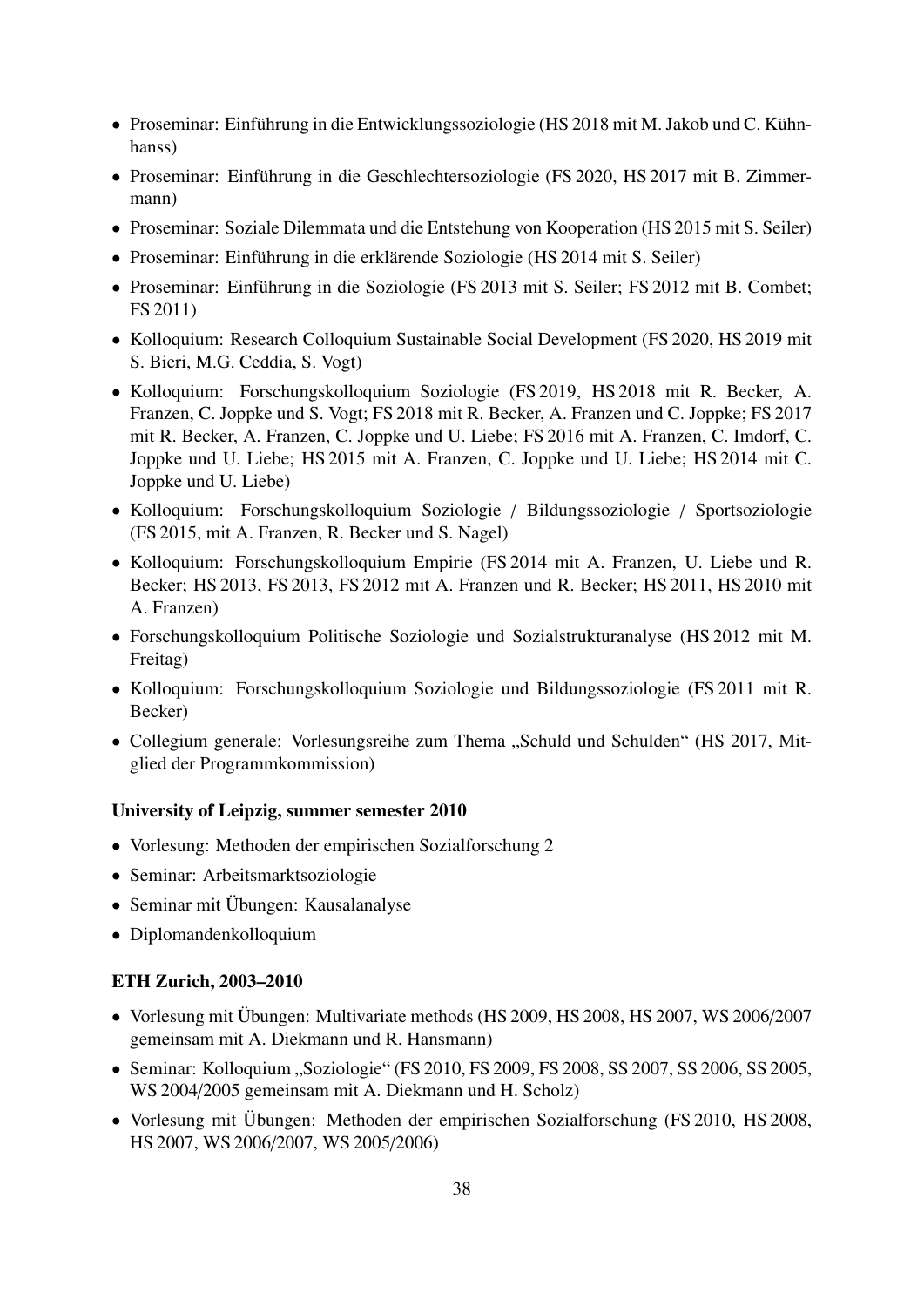- Proseminar: Einführung in die Entwicklungssoziologie (HS 2018 mit M. Jakob und C. Kühnhanss)
- Proseminar: Einführung in die Geschlechtersoziologie (FS 2020, HS 2017 mit B. Zimmermann)
- Proseminar: Soziale Dilemmata und die Entstehung von Kooperation (HS 2015 mit S. Seiler)
- Proseminar: Einführung in die erklärende Soziologie (HS 2014 mit S. Seiler)
- Proseminar: Einführung in die Soziologie (FS 2013 mit S. Seiler; FS 2012 mit B. Combet; FS 2011)
- Kolloquium: Research Colloquium Sustainable Social Development (FS 2020, HS 2019 mit S. Bieri, M.G. Ceddia, S. Vogt)
- Kolloquium: Forschungskolloquium Soziologie (FS 2019, HS 2018 mit R. Becker, A. Franzen, C. Joppke und S. Vogt; FS 2018 mit R. Becker, A. Franzen und C. Joppke; FS 2017 mit R. Becker, A. Franzen, C. Joppke und U. Liebe; FS 2016 mit A. Franzen, C. Imdorf, C. Joppke und U. Liebe; HS 2015 mit A. Franzen, C. Joppke und U. Liebe; HS 2014 mit C. Joppke und U. Liebe)
- Kolloquium: Forschungskolloquium Soziologie / Bildungssoziologie / Sportsoziologie (FS 2015, mit A. Franzen, R. Becker und S. Nagel)
- Kolloquium: Forschungskolloquium Empirie (FS 2014 mit A. Franzen, U. Liebe und R. Becker; HS 2013, FS 2013, FS 2012 mit A. Franzen und R. Becker; HS 2011, HS 2010 mit A. Franzen)
- Forschungskolloquium Politische Soziologie und Sozialstrukturanalyse (HS 2012 mit M. Freitag)
- Kolloquium: Forschungskolloquium Soziologie und Bildungssoziologie (FS 2011 mit R. Becker)
- Collegium generale: Vorlesungsreihe zum Thema „Schuld und Schulden“ (HS 2017, Mitglied der Programmkommission)

**University of Leipzig, summer semester 2010**

- Vorlesung: Methoden der empirischen Sozialforschung 2
- Seminar: Arbeitsmarktsoziologie
- Seminar mit Übungen: Kausalanalyse
- Diplomandenkolloquium

**ETH Zurich, 2003–2010**

- Vorlesung mit Übungen: Multivariate methods (HS 2009, HS 2008, HS 2007, WS 2006/2007 gemeinsam mit A. Diekmann und R. Hansmann)
- Seminar: Kolloquium „Soziologie“ (FS 2010, FS 2009, FS 2008, SS 2007, SS 2006, SS 2005, WS 2004/2005 gemeinsam mit A. Diekmann und H. Scholz)
- Vorlesung mit Übungen: Methoden der empirischen Sozialforschung (FS 2010, HS 2008, HS 2007, WS 2006/2007, WS 2005/2006)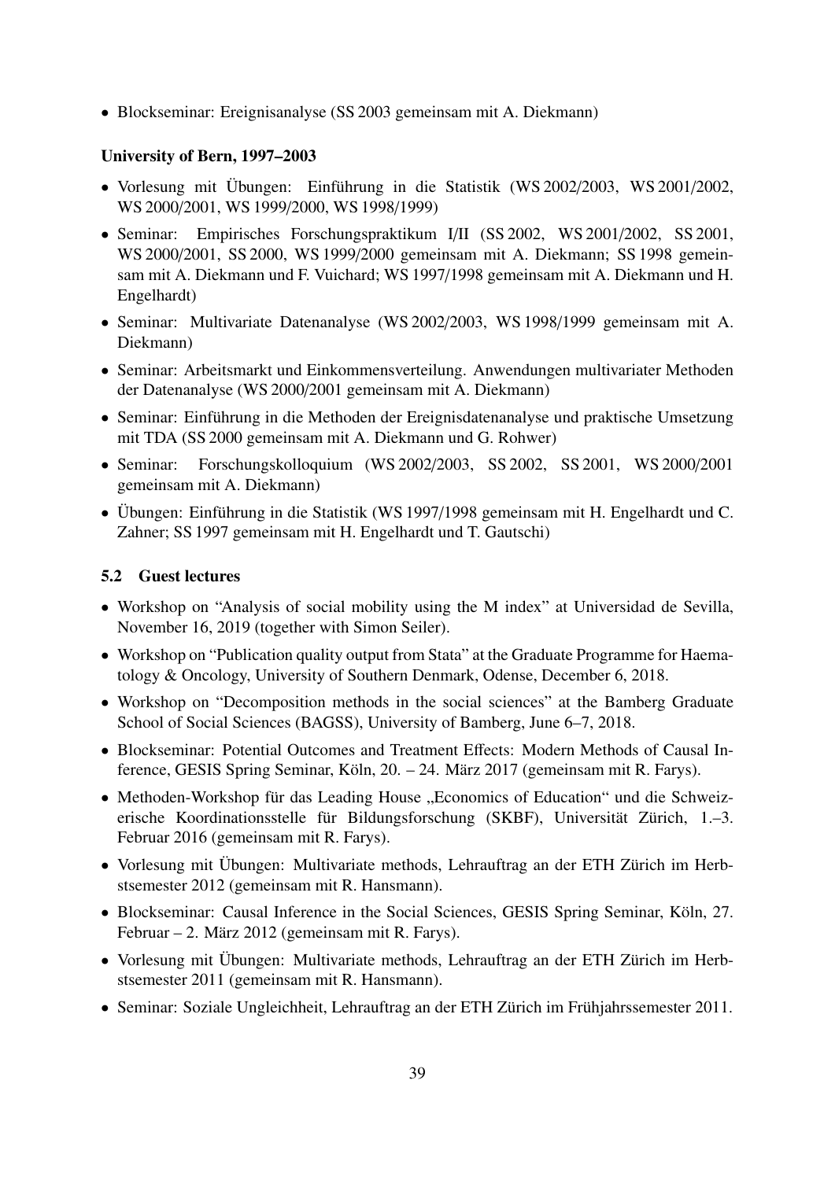- Blockseminar: Ereignisanalyse (SS 2003 gemeinsam mit A. Diekmann)

**University of Bern, 1997–2003**

- Vorlesung mit Übungen: Einführung in die Statistik (WS 2002/2003, WS 2001/2002, WS 2000/2001, WS 1999/2000, WS 1998/1999)
- Seminar: Empirisches Forschungspraktikum I/II (SS 2002, WS 2001/2002, SS 2001, WS 2000/2001, SS 2000, WS 1999/2000 gemeinsam mit A. Diekmann; SS 1998 gemeinsam mit A. Diekmann und F. Vuichard; WS 1997/1998 gemeinsam mit A. Diekmann und H. Engelhardt)
- Seminar: Multivariate Datenanalyse (WS 2002/2003, WS 1998/1999 gemeinsam mit A. Diekmann)
- Seminar: Arbeitsmarkt und Einkommensverteilung. Anwendungen multivariater Methoden der Datenanalyse (WS 2000/2001 gemeinsam mit A. Diekmann)
- Seminar: Einführung in die Methoden der Ereignisdatenanalyse und praktische Umsetzung mit TDA (SS 2000 gemeinsam mit A. Diekmann und G. Rohwer)
- Seminar: Forschungskolloquium (WS 2002/2003, SS 2002, SS 2001, WS 2000/2001 gemeinsam mit A. Diekmann)
- Übungen: Einführung in die Statistik (WS 1997/1998 gemeinsam mit H. Engelhardt und C. Zahner; SS 1997 gemeinsam mit H. Engelhardt und T. Gautschi)

### 5.2 Guest lectures

- Workshop on "Analysis of social mobility using the M index" at Universidad de Sevilla, November 16, 2019 (together with Simon Seiler).
- Workshop on "Publication quality output from Stata" at the Graduate Programme for Haematology & Oncology, University of Southern Denmark, Odense, December 6, 2018.
- Workshop on "Decomposition methods in the social sciences" at the Bamberg Graduate School of Social Sciences (BAGSS), University of Bamberg, June 6–7, 2018.
- Blockseminar: Potential Outcomes and Treatment Effects: Modern Methods of Causal Inference, GESIS Spring Seminar, Köln, 20. – 24. März 2017 (gemeinsam mit R. Farys).
- Methoden-Workshop für das Leading House „Economics of Education" und die Schweizerische Koordinationsstelle für Bildungsforschung (SKBF), Universität Zürich, 1.–3. Februar 2016 (gemeinsam mit R. Farys).
- Vorlesung mit Übungen: Multivariate methods, Lehrauftrag an der ETH Zürich im Herbstsemester 2012 (gemeinsam mit R. Hansmann).
- Blockseminar: Causal Inference in the Social Sciences, GESIS Spring Seminar, Köln, 27. Februar – 2. März 2012 (gemeinsam mit R. Farys).
- Vorlesung mit Übungen: Multivariate methods, Lehrauftrag an der ETH Zürich im Herbstsemester 2011 (gemeinsam mit R. Hansmann).
- Seminar: Soziale Ungleichheit, Lehrauftrag an der ETH Zürich im Frühjahrssemester 2011.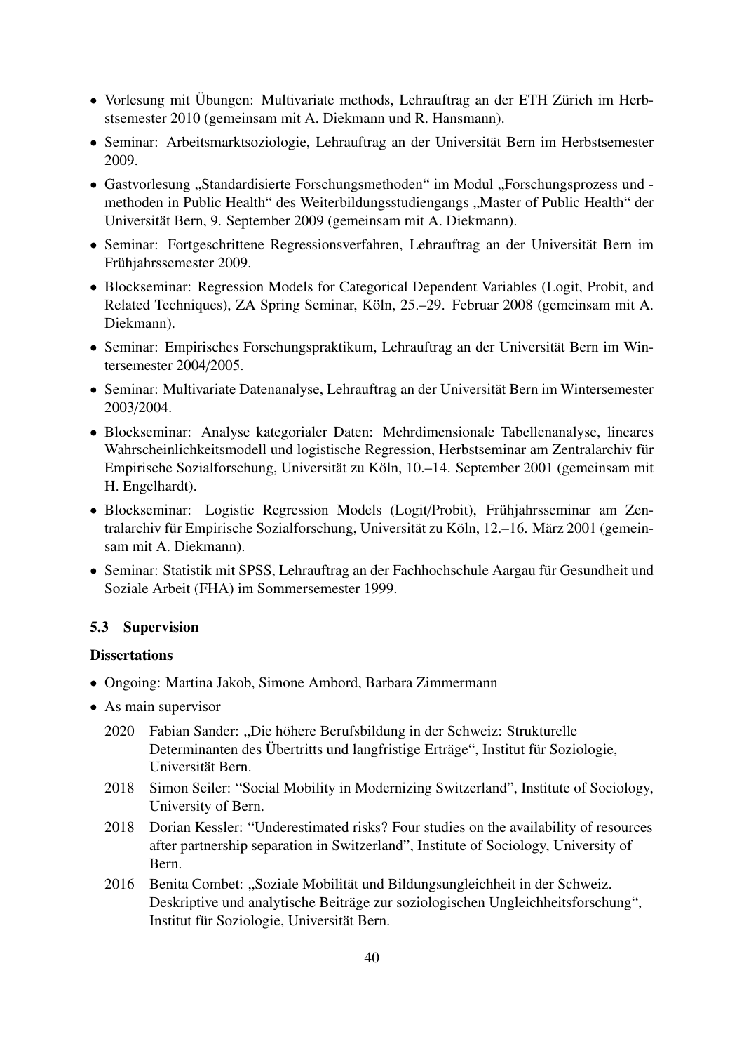- Vorlesung mit Übungen: Multivariate methods, Lehrauftrag an der ETH Zürich im Herbstsemester 2010 (gemeinsam mit A. Diekmann und R. Hansmann).
- Seminar: Arbeitsmarktsoziologie, Lehrauftrag an der Universität Bern im Herbstsemester 2009.
- Gastvorlesung „Standardisierte Forschungsmethoden" im Modul „Forschungsprozess und -methoden in Public Health" des Weiterbildungsstudiengangs „Master of Public Health" der Universität Bern, 9. September 2009 (gemeinsam mit A. Diekmann).
- Seminar: Fortgeschrittene Regressionsverfahren, Lehrauftrag an der Universität Bern im Frühjahrssemester 2009.
- Blockseminar: Regression Models for Categorical Dependent Variables (Logit, Probit, and Related Techniques), ZA Spring Seminar, Köln, 25.–29. Februar 2008 (gemeinsam mit A. Diekmann).
- Seminar: Empirisches Forschungspraktikum, Lehrauftrag an der Universität Bern im Wintersemester 2004/2005.
- Seminar: Multivariate Datenanalyse, Lehrauftrag an der Universität Bern im Wintersemester 2003/2004.
- Blockseminar: Analyse kategorialer Daten: Mehrdimensionale Tabellenanalyse, lineares Wahrscheinlichkeitsmodell und logistische Regression, Herbstseminar am Zentralarchiv für Empirische Sozialforschung, Universität zu Köln, 10.–14. September 2001 (gemeinsam mit H. Engelhardt).
- Blockseminar: Logistic Regression Models (Logit/Probit), Frühjahrsseminar am Zentralarchiv für Empirische Sozialforschung, Universität zu Köln, 12.–16. März 2001 (gemeinsam mit A. Diekmann).
- Seminar: Statistik mit SPSS, Lehrauftrag an der Fachhochschule Aargau für Gesundheit und Soziale Arbeit (FHA) im Sommersemester 1999.

### 5.3 Supervision

**Dissertations**

- Ongoing: Martina Jakob, Simone Ambord, Barbara Zimmermann
- As main supervisor
  - 2020 Fabian Sander: „Die höhere Berufsbildung in der Schweiz: Strukturelle Determinanten des Übertritts und langfristige Erträge", Institut für Soziologie, Universität Bern.
  - 2018 Simon Seiler: "Social Mobility in Modernizing Switzerland", Institute of Sociology, University of Bern.
  - 2018 Dorian Kessler: "Underestimated risks? Four studies on the availability of resources after partnership separation in Switzerland", Institute of Sociology, University of Bern.
  - 2016 Benita Combet: „Soziale Mobilität und Bildungsungleichheit in der Schweiz. Deskriptive und analytische Beiträge zur soziologischen Ungleichheitsforschung", Institut für Soziologie, Universität Bern.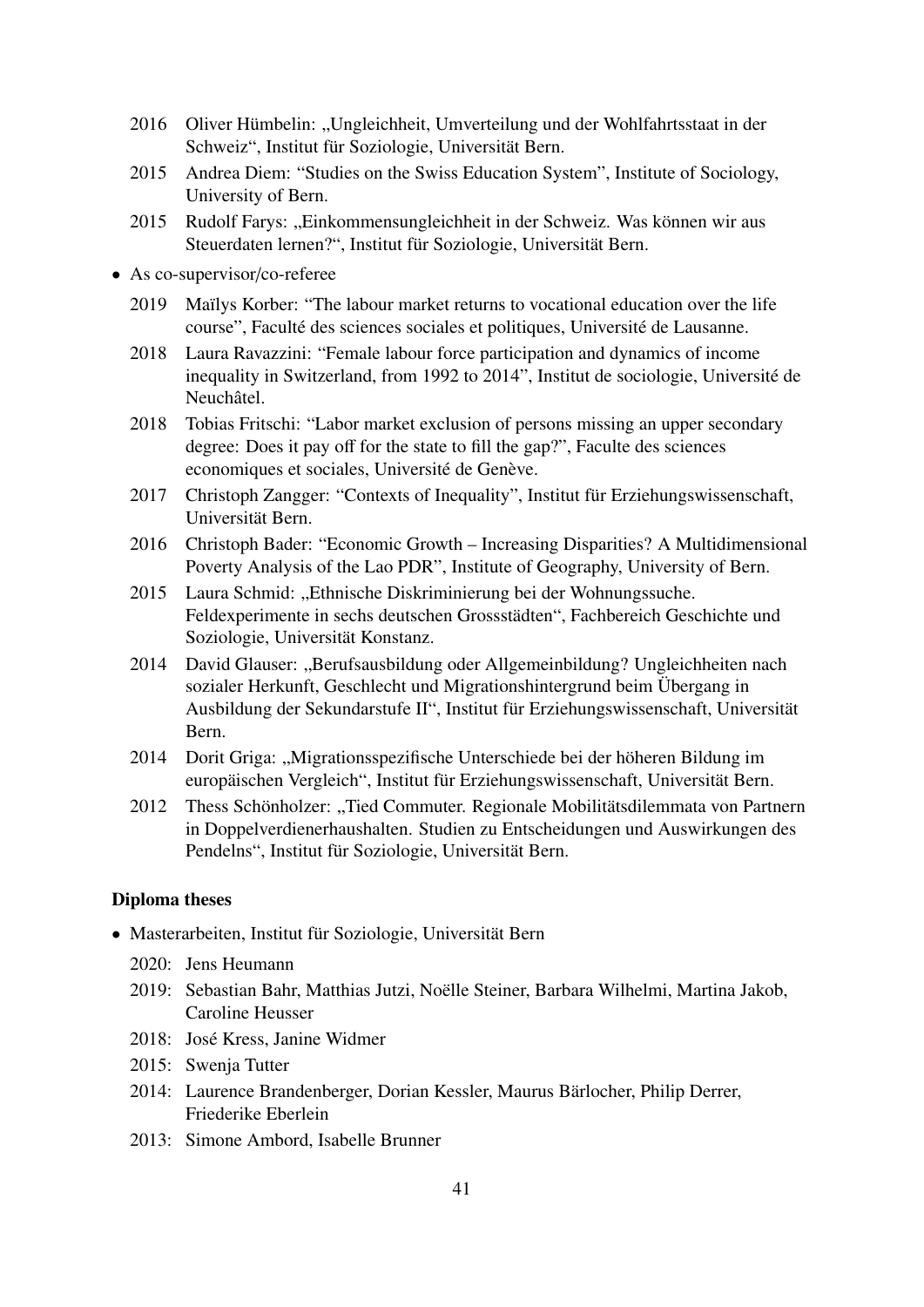- 2016 Oliver Hümbelin: „Ungleichheit, Umverteilung und der Wohlfahrtsstaat in der Schweiz“, Institut für Soziologie, Universität Bern.
- 2015 Andrea Diem: “Studies on the Swiss Education System”, Institute of Sociology, University of Bern.
- 2015 Rudolf Farys: „Einkommensungleichheit in der Schweiz. Was können wir aus Steuerdaten lernen?“, Institut für Soziologie, Universität Bern.

- As co-supervisor/co-referee
  - 2019 Maïlys Korber: “The labour market returns to vocational education over the life course”, Faculté des sciences sociales et politiques, Université de Lausanne.
  - 2018 Laura Ravazzini: “Female labour force participation and dynamics of income inequality in Switzerland, from 1992 to 2014”, Institut de sociologie, Université de Neuchâtel.
  - 2018 Tobias Fritschi: “Labor market exclusion of persons missing an upper secondary degree: Does it pay off for the state to fill the gap?”, Faculte des sciences economiques et sociales, Université de Genève.
  - 2017 Christoph Zangger: “Contexts of Inequality”, Institut für Erziehungswissenschaft, Universität Bern.
  - 2016 Christoph Bader: “Economic Growth – Increasing Disparities? A Multidimensional Poverty Analysis of the Lao PDR”, Institute of Geography, University of Bern.
  - 2015 Laura Schmid: „Ethnische Diskriminierung bei der Wohnungssuche. Feldexperimente in sechs deutschen Grossstädten“, Fachbereich Geschichte und Soziologie, Universität Konstanz.
  - 2014 David Glauser: „Berufsausbildung oder Allgemeinbildung? Ungleichheiten nach sozialer Herkunft, Geschlecht und Migrationshintergrund beim Übergang in Ausbildung der Sekundarstufe II“, Institut für Erziehungswissenschaft, Universität Bern.
  - 2014 Dorit Griga: „Migrationsspezifische Unterschiede bei der höheren Bildung im europäischen Vergleich“, Institut für Erziehungswissenschaft, Universität Bern.
  - 2012 Thess Schönholzer: „Tied Commuter. Regionale Mobilitätsdilemmata von Partnern in Doppelverdienerhaushalten. Studien zu Entscheidungen und Auswirkungen des Pendelns“, Institut für Soziologie, Universität Bern.

**Diploma theses**

- Masterarbeiten, Institut für Soziologie, Universität Bern
  - 2020: Jens Heumann
  - 2019: Sebastian Bahr, Matthias Jutzi, Noëlle Steiner, Barbara Wilhelmi, Martina Jakob, Caroline Heusser
  - 2018: José Kress, Janine Widmer
  - 2015: Swenja Tutter
  - 2014: Laurence Brandenberger, Dorian Kessler, Maurus Bärlocher, Philip Derrer, Friederike Eberlein
  - 2013: Simone Ambord, Isabelle Brunner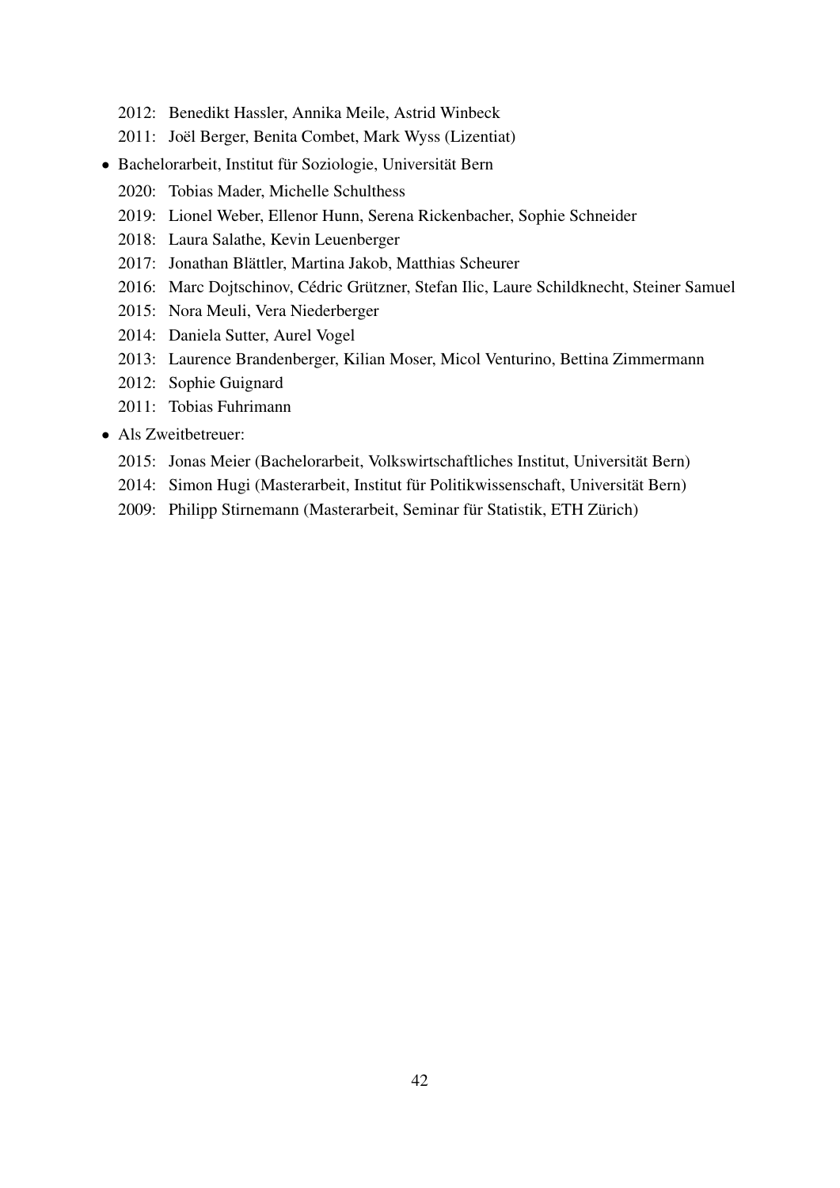2012: Benedikt Hassler, Annika Meile, Astrid Winbeck
2011: Joël Berger, Benita Combet, Mark Wyss (Lizentiat)

- Bachelorarbeit, Institut für Soziologie, Universität Bern

  2020: Tobias Mader, Michelle Schulthess
  2019: Lionel Weber, Ellenor Hunn, Serena Rickenbacher, Sophie Schneider
  2018: Laura Salathe, Kevin Leuenberger
  2017: Jonathan Blättler, Martina Jakob, Matthias Scheurer
  2016: Marc Dojtschinov, Cédric Grützner, Stefan Ilic, Laure Schildknecht, Steiner Samuel
  2015: Nora Meuli, Vera Niederberger
  2014: Daniela Sutter, Aurel Vogel
  2013: Laurence Brandenberger, Kilian Moser, Micol Venturino, Bettina Zimmermann
  2012: Sophie Guignard
  2011: Tobias Fuhrimann

- Als Zweitbetreuer:

  2015: Jonas Meier (Bachelorarbeit, Volkswirtschaftliches Institut, Universität Bern)
  2014: Simon Hugi (Masterarbeit, Institut für Politikwissenschaft, Universität Bern)
  2009: Philipp Stirnemann (Masterarbeit, Seminar für Statistik, ETH Zürich)